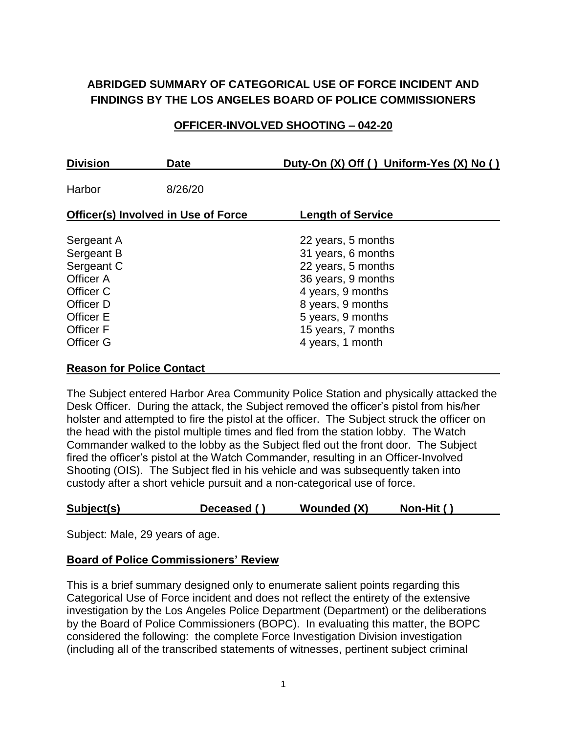# ABRIDGED SUMMARY OF CATEGORICAL USE OF FORCE INCIDENT AND FINDINGS BY THE LOS ANGELES BOARD OF POLICE COMMISSIONERS

## OFFICER-INVOLVED SHOOTING – 042-20

| Division | Date | Duty-On (X) Off ( ) Uniform-Yes (X) No ( ) |
|---|---|---|
| Harbor | 8/26/20 | |

| Officer(s) Involved in Use of Force | Length of Service |
|---|---|
| Sergeant A | 22 years, 5 months |
| Sergeant B | 31 years, 6 months |
| Sergeant C | 22 years, 5 months |
| Officer A | 36 years, 9 months |
| Officer C | 4 years, 9 months |
| Officer D | 8 years, 9 months |
| Officer E | 5 years, 9 months |
| Officer F | 15 years, 7 months |
| Officer G | 4 years, 1 month |

**Reason for Police Contact**

The Subject entered Harbor Area Community Police Station and physically attacked the Desk Officer. During the attack, the Subject removed the officer's pistol from his/her holster and attempted to fire the pistol at the officer. The Subject struck the officer on the head with the pistol multiple times and fled from the station lobby. The Watch Commander walked to the lobby as the Subject fled out the front door. The Subject fired the officer's pistol at the Watch Commander, resulting in an Officer-Involved Shooting (OIS). The Subject fled in his vehicle and was subsequently taken into custody after a short vehicle pursuit and a non-categorical use of force.

| Subject(s) | Deceased ( ) | Wounded (X) | Non-Hit ( ) |
|---|---|---|---|

Subject: Male, 29 years of age.

**Board of Police Commissioners' Review**

This is a brief summary designed only to enumerate salient points regarding this Categorical Use of Force incident and does not reflect the entirety of the extensive investigation by the Los Angeles Police Department (Department) or the deliberations by the Board of Police Commissioners (BOPC). In evaluating this matter, the BOPC considered the following: the complete Force Investigation Division investigation (including all of the transcribed statements of witnesses, pertinent subject criminal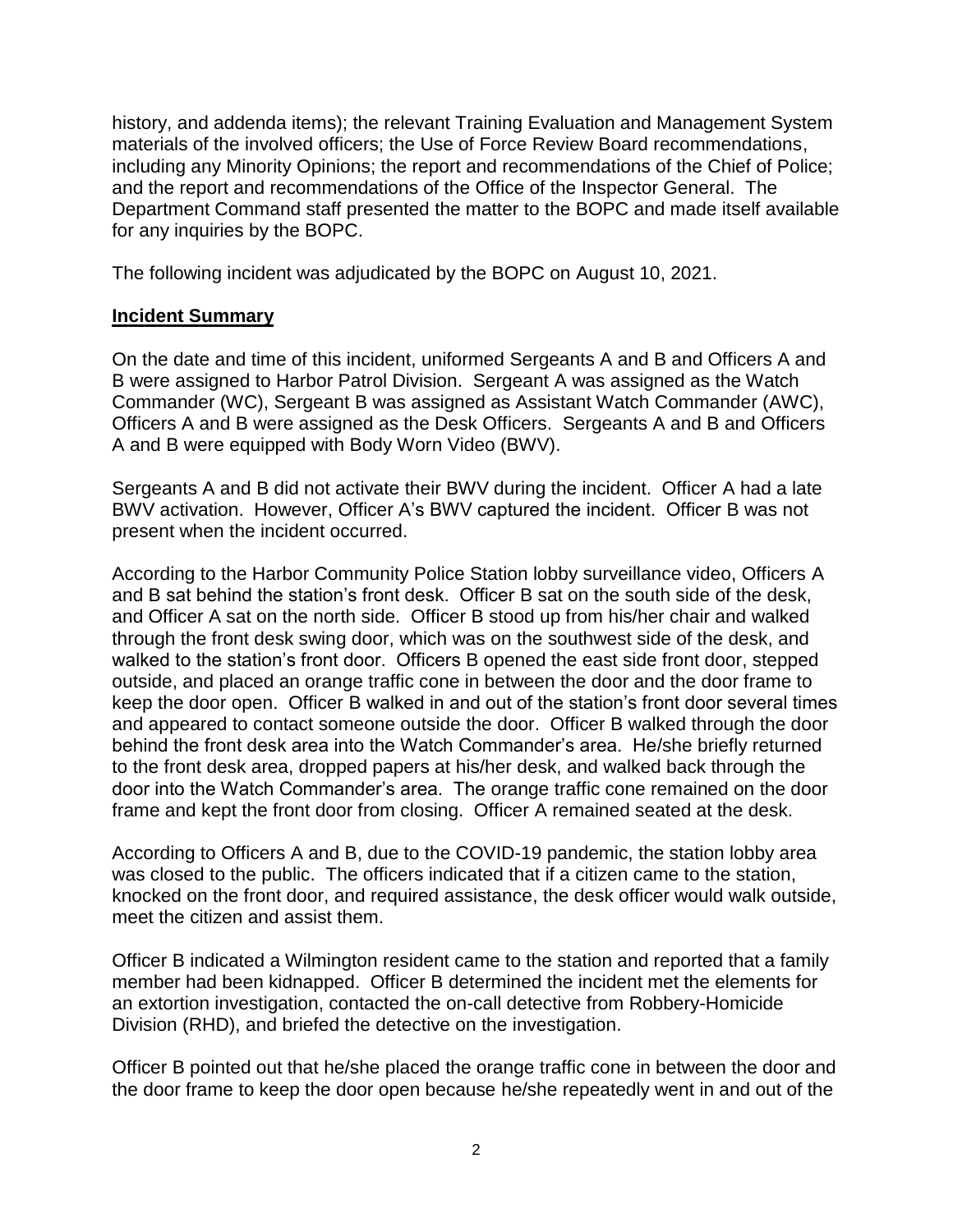history, and addenda items); the relevant Training Evaluation and Management System materials of the involved officers; the Use of Force Review Board recommendations, including any Minority Opinions; the report and recommendations of the Chief of Police; and the report and recommendations of the Office of the Inspector General. The Department Command staff presented the matter to the BOPC and made itself available for any inquiries by the BOPC.

The following incident was adjudicated by the BOPC on August 10, 2021.

## **Incident Summary**

On the date and time of this incident, uniformed Sergeants A and B and Officers A and B were assigned to Harbor Patrol Division. Sergeant A was assigned as the Watch Commander (WC), Sergeant B was assigned as Assistant Watch Commander (AWC), Officers A and B were assigned as the Desk Officers. Sergeants A and B and Officers A and B were equipped with Body Worn Video (BWV).

Sergeants A and B did not activate their BWV during the incident. Officer A had a late BWV activation. However, Officer A's BWV captured the incident. Officer B was not present when the incident occurred.

According to the Harbor Community Police Station lobby surveillance video, Officers A and B sat behind the station's front desk. Officer B sat on the south side of the desk, and Officer A sat on the north side. Officer B stood up from his/her chair and walked through the front desk swing door, which was on the southwest side of the desk, and walked to the station's front door. Officers B opened the east side front door, stepped outside, and placed an orange traffic cone in between the door and the door frame to keep the door open. Officer B walked in and out of the station's front door several times and appeared to contact someone outside the door. Officer B walked through the door behind the front desk area into the Watch Commander's area. He/she briefly returned to the front desk area, dropped papers at his/her desk, and walked back through the door into the Watch Commander's area. The orange traffic cone remained on the door frame and kept the front door from closing. Officer A remained seated at the desk.

According to Officers A and B, due to the COVID-19 pandemic, the station lobby area was closed to the public. The officers indicated that if a citizen came to the station, knocked on the front door, and required assistance, the desk officer would walk outside, meet the citizen and assist them.

Officer B indicated a Wilmington resident came to the station and reported that a family member had been kidnapped. Officer B determined the incident met the elements for an extortion investigation, contacted the on-call detective from Robbery-Homicide Division (RHD), and briefed the detective on the investigation.

Officer B pointed out that he/she placed the orange traffic cone in between the door and the door frame to keep the door open because he/she repeatedly went in and out of the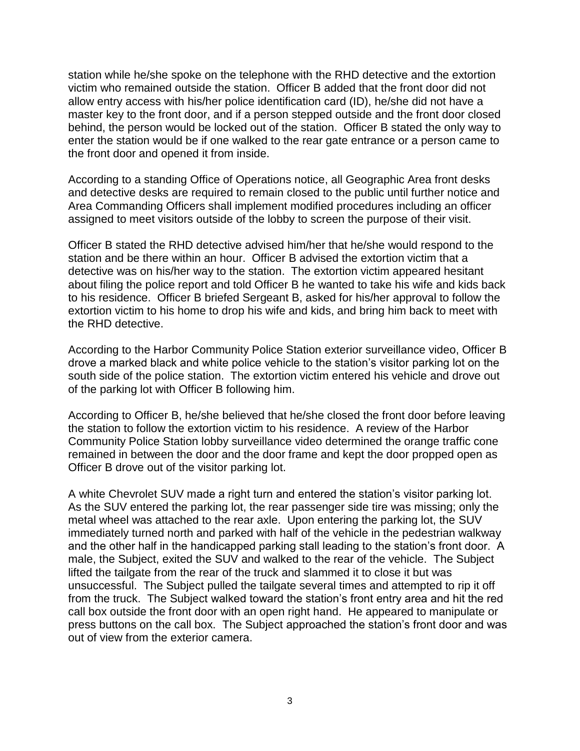station while he/she spoke on the telephone with the RHD detective and the extortion victim who remained outside the station. Officer B added that the front door did not allow entry access with his/her police identification card (ID), he/she did not have a master key to the front door, and if a person stepped outside and the front door closed behind, the person would be locked out of the station. Officer B stated the only way to enter the station would be if one walked to the rear gate entrance or a person came to the front door and opened it from inside.

According to a standing Office of Operations notice, all Geographic Area front desks and detective desks are required to remain closed to the public until further notice and Area Commanding Officers shall implement modified procedures including an officer assigned to meet visitors outside of the lobby to screen the purpose of their visit.

Officer B stated the RHD detective advised him/her that he/she would respond to the station and be there within an hour. Officer B advised the extortion victim that a detective was on his/her way to the station. The extortion victim appeared hesitant about filing the police report and told Officer B he wanted to take his wife and kids back to his residence. Officer B briefed Sergeant B, asked for his/her approval to follow the extortion victim to his home to drop his wife and kids, and bring him back to meet with the RHD detective.

According to the Harbor Community Police Station exterior surveillance video, Officer B drove a marked black and white police vehicle to the station's visitor parking lot on the south side of the police station. The extortion victim entered his vehicle and drove out of the parking lot with Officer B following him.

According to Officer B, he/she believed that he/she closed the front door before leaving the station to follow the extortion victim to his residence. A review of the Harbor Community Police Station lobby surveillance video determined the orange traffic cone remained in between the door and the door frame and kept the door propped open as Officer B drove out of the visitor parking lot.

A white Chevrolet SUV made a right turn and entered the station's visitor parking lot. As the SUV entered the parking lot, the rear passenger side tire was missing; only the metal wheel was attached to the rear axle. Upon entering the parking lot, the SUV immediately turned north and parked with half of the vehicle in the pedestrian walkway and the other half in the handicapped parking stall leading to the station's front door. A male, the Subject, exited the SUV and walked to the rear of the vehicle. The Subject lifted the tailgate from the rear of the truck and slammed it to close it but was unsuccessful. The Subject pulled the tailgate several times and attempted to rip it off from the truck. The Subject walked toward the station's front entry area and hit the red call box outside the front door with an open right hand. He appeared to manipulate or press buttons on the call box. The Subject approached the station's front door and was out of view from the exterior camera.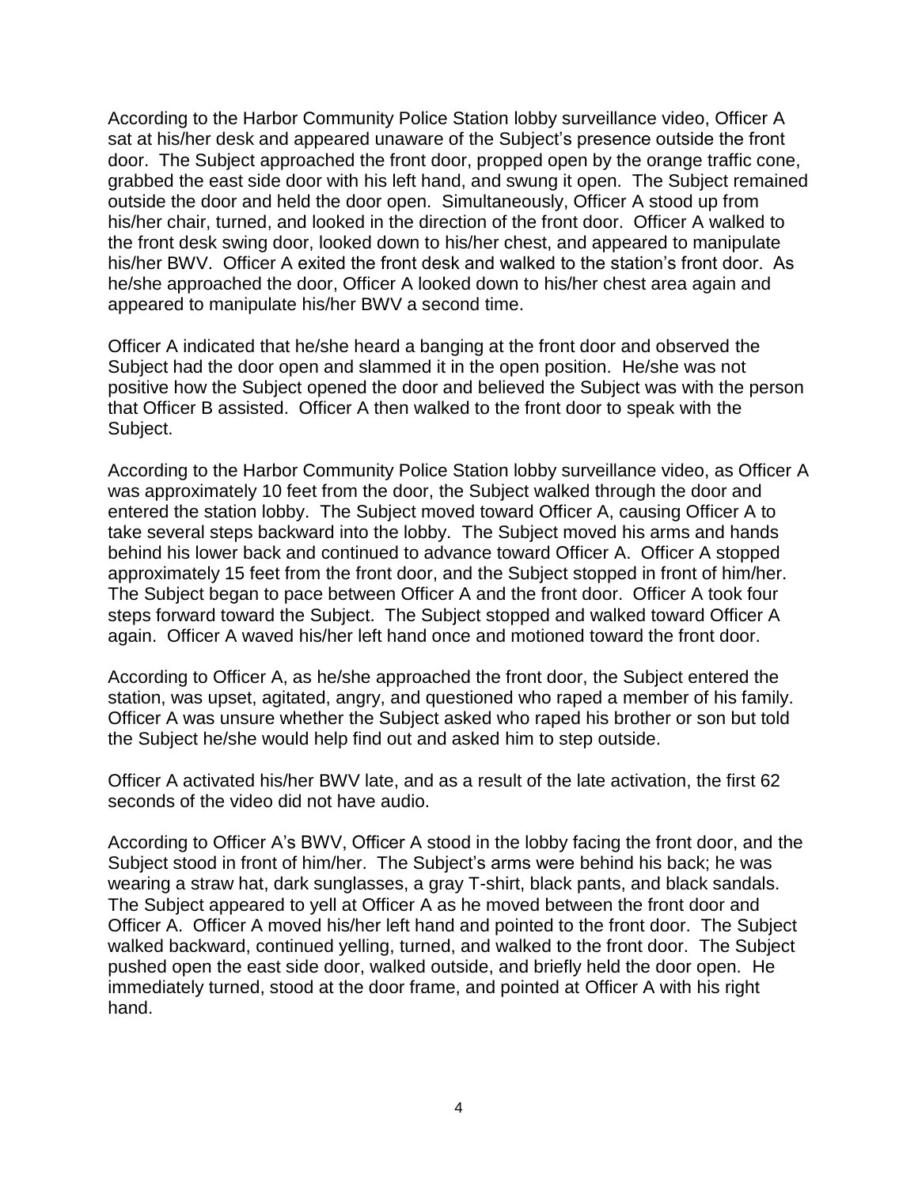According to the Harbor Community Police Station lobby surveillance video, Officer A sat at his/her desk and appeared unaware of the Subject's presence outside the front door. The Subject approached the front door, propped open by the orange traffic cone, grabbed the east side door with his left hand, and swung it open. The Subject remained outside the door and held the door open. Simultaneously, Officer A stood up from his/her chair, turned, and looked in the direction of the front door. Officer A walked to the front desk swing door, looked down to his/her chest, and appeared to manipulate his/her BWV. Officer A exited the front desk and walked to the station's front door. As he/she approached the door, Officer A looked down to his/her chest area again and appeared to manipulate his/her BWV a second time.

Officer A indicated that he/she heard a banging at the front door and observed the Subject had the door open and slammed it in the open position. He/she was not positive how the Subject opened the door and believed the Subject was with the person that Officer B assisted. Officer A then walked to the front door to speak with the Subject.

According to the Harbor Community Police Station lobby surveillance video, as Officer A was approximately 10 feet from the door, the Subject walked through the door and entered the station lobby. The Subject moved toward Officer A, causing Officer A to take several steps backward into the lobby. The Subject moved his arms and hands behind his lower back and continued to advance toward Officer A. Officer A stopped approximately 15 feet from the front door, and the Subject stopped in front of him/her. The Subject began to pace between Officer A and the front door. Officer A took four steps forward toward the Subject. The Subject stopped and walked toward Officer A again. Officer A waved his/her left hand once and motioned toward the front door.

According to Officer A, as he/she approached the front door, the Subject entered the station, was upset, agitated, angry, and questioned who raped a member of his family. Officer A was unsure whether the Subject asked who raped his brother or son but told the Subject he/she would help find out and asked him to step outside.

Officer A activated his/her BWV late, and as a result of the late activation, the first 62 seconds of the video did not have audio.

According to Officer A's BWV, Officer A stood in the lobby facing the front door, and the Subject stood in front of him/her. The Subject's arms were behind his back; he was wearing a straw hat, dark sunglasses, a gray T-shirt, black pants, and black sandals. The Subject appeared to yell at Officer A as he moved between the front door and Officer A. Officer A moved his/her left hand and pointed to the front door. The Subject walked backward, continued yelling, turned, and walked to the front door. The Subject pushed open the east side door, walked outside, and briefly held the door open. He immediately turned, stood at the door frame, and pointed at Officer A with his right hand.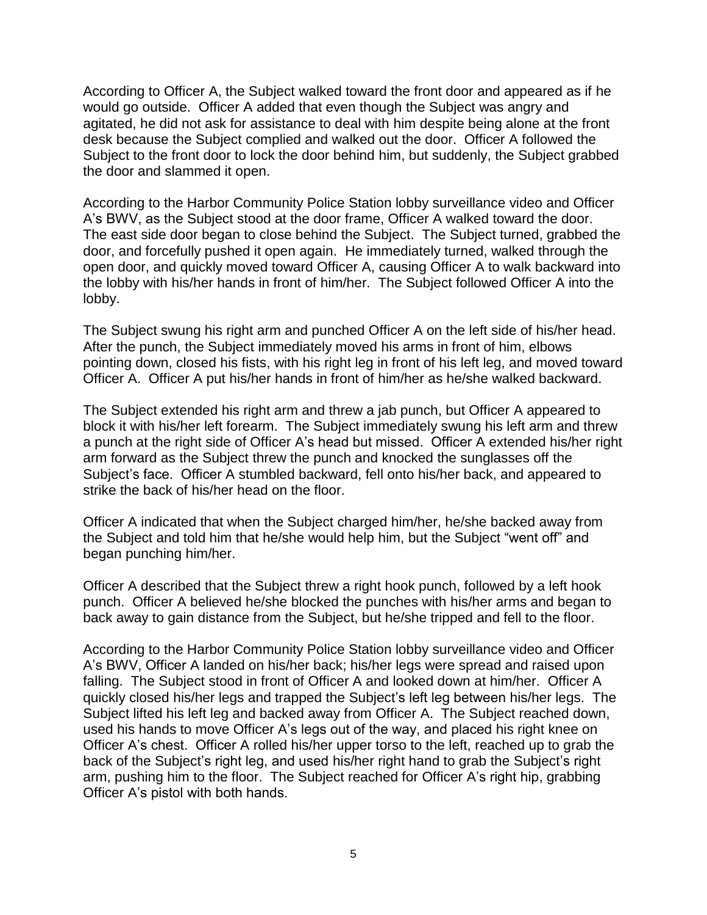According to Officer A, the Subject walked toward the front door and appeared as if he would go outside. Officer A added that even though the Subject was angry and agitated, he did not ask for assistance to deal with him despite being alone at the front desk because the Subject complied and walked out the door. Officer A followed the Subject to the front door to lock the door behind him, but suddenly, the Subject grabbed the door and slammed it open.

According to the Harbor Community Police Station lobby surveillance video and Officer A's BWV, as the Subject stood at the door frame, Officer A walked toward the door. The east side door began to close behind the Subject. The Subject turned, grabbed the door, and forcefully pushed it open again. He immediately turned, walked through the open door, and quickly moved toward Officer A, causing Officer A to walk backward into the lobby with his/her hands in front of him/her. The Subject followed Officer A into the lobby.

The Subject swung his right arm and punched Officer A on the left side of his/her head. After the punch, the Subject immediately moved his arms in front of him, elbows pointing down, closed his fists, with his right leg in front of his left leg, and moved toward Officer A. Officer A put his/her hands in front of him/her as he/she walked backward.

The Subject extended his right arm and threw a jab punch, but Officer A appeared to block it with his/her left forearm. The Subject immediately swung his left arm and threw a punch at the right side of Officer A's head but missed. Officer A extended his/her right arm forward as the Subject threw the punch and knocked the sunglasses off the Subject's face. Officer A stumbled backward, fell onto his/her back, and appeared to strike the back of his/her head on the floor.

Officer A indicated that when the Subject charged him/her, he/she backed away from the Subject and told him that he/she would help him, but the Subject "went off" and began punching him/her.

Officer A described that the Subject threw a right hook punch, followed by a left hook punch. Officer A believed he/she blocked the punches with his/her arms and began to back away to gain distance from the Subject, but he/she tripped and fell to the floor.

According to the Harbor Community Police Station lobby surveillance video and Officer A's BWV, Officer A landed on his/her back; his/her legs were spread and raised upon falling. The Subject stood in front of Officer A and looked down at him/her. Officer A quickly closed his/her legs and trapped the Subject's left leg between his/her legs. The Subject lifted his left leg and backed away from Officer A. The Subject reached down, used his hands to move Officer A's legs out of the way, and placed his right knee on Officer A's chest. Officer A rolled his/her upper torso to the left, reached up to grab the back of the Subject's right leg, and used his/her right hand to grab the Subject's right arm, pushing him to the floor. The Subject reached for Officer A's right hip, grabbing Officer A's pistol with both hands.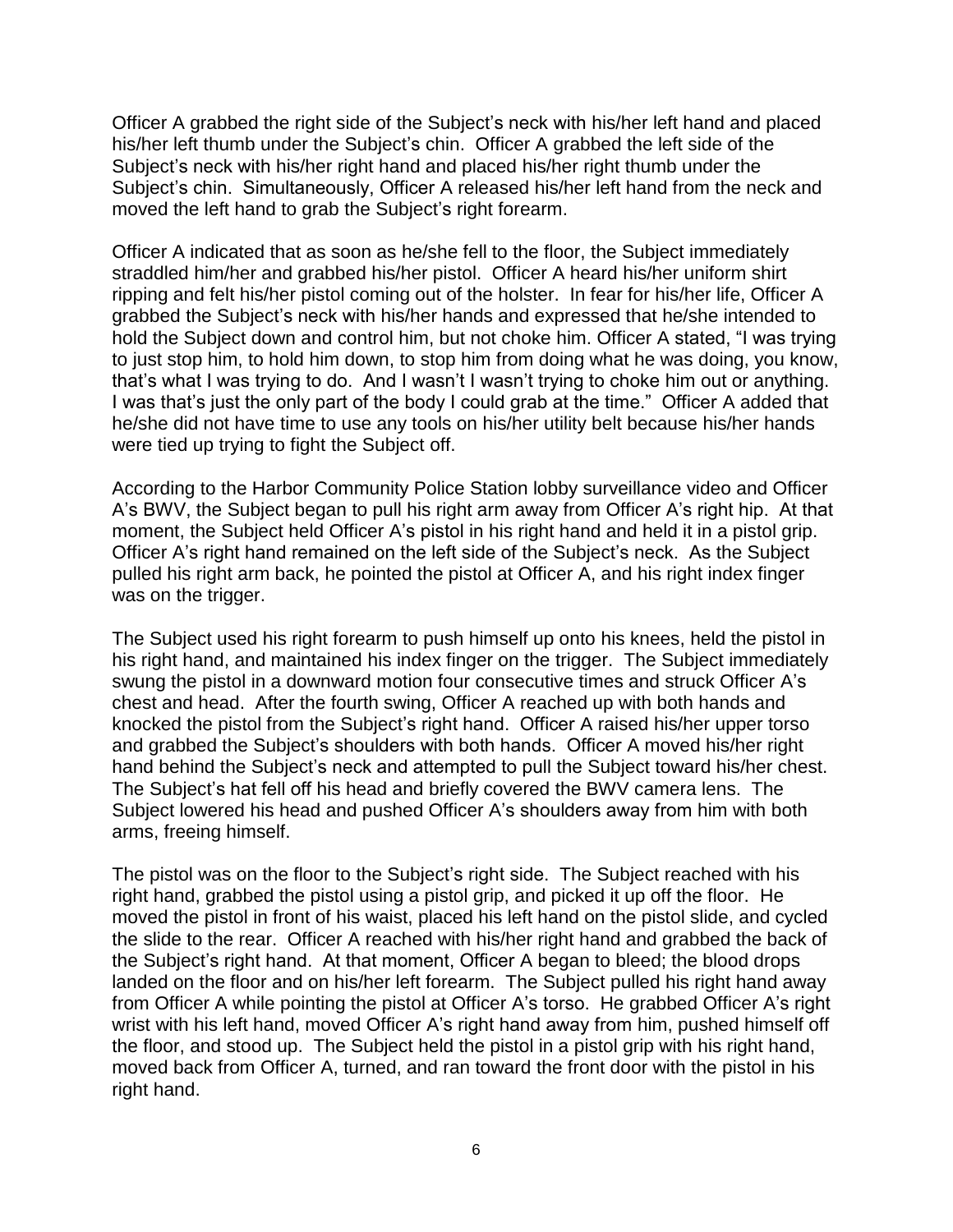Officer A grabbed the right side of the Subject's neck with his/her left hand and placed his/her left thumb under the Subject's chin. Officer A grabbed the left side of the Subject's neck with his/her right hand and placed his/her right thumb under the Subject's chin. Simultaneously, Officer A released his/her left hand from the neck and moved the left hand to grab the Subject's right forearm.

Officer A indicated that as soon as he/she fell to the floor, the Subject immediately straddled him/her and grabbed his/her pistol. Officer A heard his/her uniform shirt ripping and felt his/her pistol coming out of the holster. In fear for his/her life, Officer A grabbed the Subject's neck with his/her hands and expressed that he/she intended to hold the Subject down and control him, but not choke him. Officer A stated, "I was trying to just stop him, to hold him down, to stop him from doing what he was doing, you know, that's what I was trying to do. And I wasn't I wasn't trying to choke him out or anything. I was that's just the only part of the body I could grab at the time." Officer A added that he/she did not have time to use any tools on his/her utility belt because his/her hands were tied up trying to fight the Subject off.

According to the Harbor Community Police Station lobby surveillance video and Officer A's BWV, the Subject began to pull his right arm away from Officer A's right hip. At that moment, the Subject held Officer A's pistol in his right hand and held it in a pistol grip. Officer A's right hand remained on the left side of the Subject's neck. As the Subject pulled his right arm back, he pointed the pistol at Officer A, and his right index finger was on the trigger.

The Subject used his right forearm to push himself up onto his knees, held the pistol in his right hand, and maintained his index finger on the trigger. The Subject immediately swung the pistol in a downward motion four consecutive times and struck Officer A's chest and head. After the fourth swing, Officer A reached up with both hands and knocked the pistol from the Subject's right hand. Officer A raised his/her upper torso and grabbed the Subject's shoulders with both hands. Officer A moved his/her right hand behind the Subject's neck and attempted to pull the Subject toward his/her chest. The Subject's hat fell off his head and briefly covered the BWV camera lens. The Subject lowered his head and pushed Officer A's shoulders away from him with both arms, freeing himself.

The pistol was on the floor to the Subject's right side. The Subject reached with his right hand, grabbed the pistol using a pistol grip, and picked it up off the floor. He moved the pistol in front of his waist, placed his left hand on the pistol slide, and cycled the slide to the rear. Officer A reached with his/her right hand and grabbed the back of the Subject's right hand. At that moment, Officer A began to bleed; the blood drops landed on the floor and on his/her left forearm. The Subject pulled his right hand away from Officer A while pointing the pistol at Officer A's torso. He grabbed Officer A's right wrist with his left hand, moved Officer A's right hand away from him, pushed himself off the floor, and stood up. The Subject held the pistol in a pistol grip with his right hand, moved back from Officer A, turned, and ran toward the front door with the pistol in his right hand.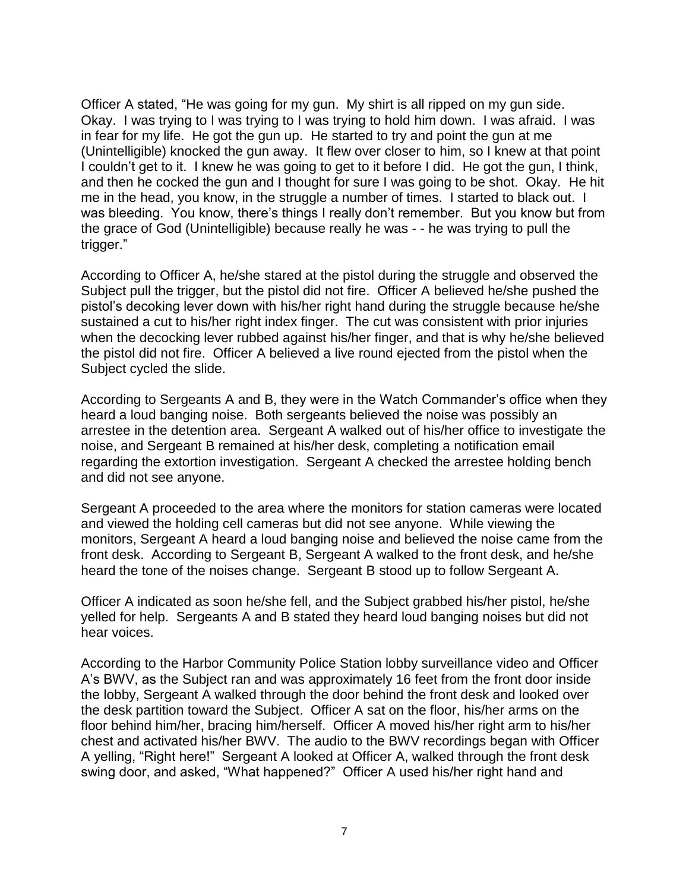Officer A stated, "He was going for my gun. My shirt is all ripped on my gun side. Okay. I was trying to I was trying to I was trying to hold him down. I was afraid. I was in fear for my life. He got the gun up. He started to try and point the gun at me (Unintelligible) knocked the gun away. It flew over closer to him, so I knew at that point I couldn't get to it. I knew he was going to get to it before I did. He got the gun, I think, and then he cocked the gun and I thought for sure I was going to be shot. Okay. He hit me in the head, you know, in the struggle a number of times. I started to black out. I was bleeding. You know, there's things I really don't remember. But you know but from the grace of God (Unintelligible) because really he was - - he was trying to pull the trigger."

According to Officer A, he/she stared at the pistol during the struggle and observed the Subject pull the trigger, but the pistol did not fire. Officer A believed he/she pushed the pistol's decoking lever down with his/her right hand during the struggle because he/she sustained a cut to his/her right index finger. The cut was consistent with prior injuries when the decocking lever rubbed against his/her finger, and that is why he/she believed the pistol did not fire. Officer A believed a live round ejected from the pistol when the Subject cycled the slide.

According to Sergeants A and B, they were in the Watch Commander's office when they heard a loud banging noise. Both sergeants believed the noise was possibly an arrestee in the detention area. Sergeant A walked out of his/her office to investigate the noise, and Sergeant B remained at his/her desk, completing a notification email regarding the extortion investigation. Sergeant A checked the arrestee holding bench and did not see anyone.

Sergeant A proceeded to the area where the monitors for station cameras were located and viewed the holding cell cameras but did not see anyone. While viewing the monitors, Sergeant A heard a loud banging noise and believed the noise came from the front desk. According to Sergeant B, Sergeant A walked to the front desk, and he/she heard the tone of the noises change. Sergeant B stood up to follow Sergeant A.

Officer A indicated as soon he/she fell, and the Subject grabbed his/her pistol, he/she yelled for help. Sergeants A and B stated they heard loud banging noises but did not hear voices.

According to the Harbor Community Police Station lobby surveillance video and Officer A's BWV, as the Subject ran and was approximately 16 feet from the front door inside the lobby, Sergeant A walked through the door behind the front desk and looked over the desk partition toward the Subject. Officer A sat on the floor, his/her arms on the floor behind him/her, bracing him/herself. Officer A moved his/her right arm to his/her chest and activated his/her BWV. The audio to the BWV recordings began with Officer A yelling, "Right here!" Sergeant A looked at Officer A, walked through the front desk swing door, and asked, "What happened?" Officer A used his/her right hand and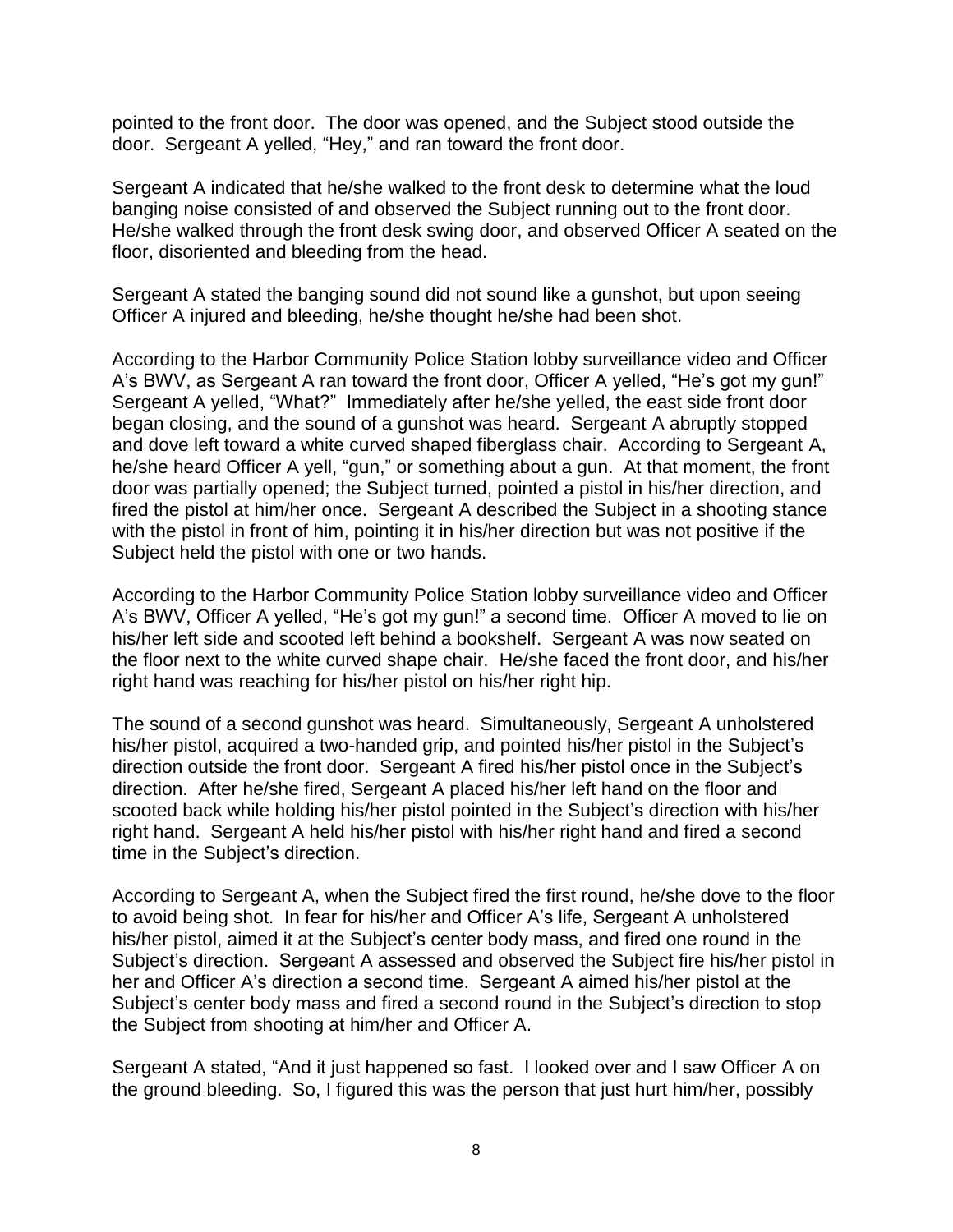pointed to the front door. The door was opened, and the Subject stood outside the door. Sergeant A yelled, "Hey," and ran toward the front door.

Sergeant A indicated that he/she walked to the front desk to determine what the loud banging noise consisted of and observed the Subject running out to the front door. He/she walked through the front desk swing door, and observed Officer A seated on the floor, disoriented and bleeding from the head.

Sergeant A stated the banging sound did not sound like a gunshot, but upon seeing Officer A injured and bleeding, he/she thought he/she had been shot.

According to the Harbor Community Police Station lobby surveillance video and Officer A's BWV, as Sergeant A ran toward the front door, Officer A yelled, "He's got my gun!" Sergeant A yelled, "What?" Immediately after he/she yelled, the east side front door began closing, and the sound of a gunshot was heard. Sergeant A abruptly stopped and dove left toward a white curved shaped fiberglass chair. According to Sergeant A, he/she heard Officer A yell, "gun," or something about a gun. At that moment, the front door was partially opened; the Subject turned, pointed a pistol in his/her direction, and fired the pistol at him/her once. Sergeant A described the Subject in a shooting stance with the pistol in front of him, pointing it in his/her direction but was not positive if the Subject held the pistol with one or two hands.

According to the Harbor Community Police Station lobby surveillance video and Officer A's BWV, Officer A yelled, "He's got my gun!" a second time. Officer A moved to lie on his/her left side and scooted left behind a bookshelf. Sergeant A was now seated on the floor next to the white curved shape chair. He/she faced the front door, and his/her right hand was reaching for his/her pistol on his/her right hip.

The sound of a second gunshot was heard. Simultaneously, Sergeant A unholstered his/her pistol, acquired a two-handed grip, and pointed his/her pistol in the Subject's direction outside the front door. Sergeant A fired his/her pistol once in the Subject's direction. After he/she fired, Sergeant A placed his/her left hand on the floor and scooted back while holding his/her pistol pointed in the Subject's direction with his/her right hand. Sergeant A held his/her pistol with his/her right hand and fired a second time in the Subject's direction.

According to Sergeant A, when the Subject fired the first round, he/she dove to the floor to avoid being shot. In fear for his/her and Officer A's life, Sergeant A unholstered his/her pistol, aimed it at the Subject's center body mass, and fired one round in the Subject's direction. Sergeant A assessed and observed the Subject fire his/her pistol in her and Officer A's direction a second time. Sergeant A aimed his/her pistol at the Subject's center body mass and fired a second round in the Subject's direction to stop the Subject from shooting at him/her and Officer A.

Sergeant A stated, "And it just happened so fast. I looked over and I saw Officer A on the ground bleeding. So, I figured this was the person that just hurt him/her, possibly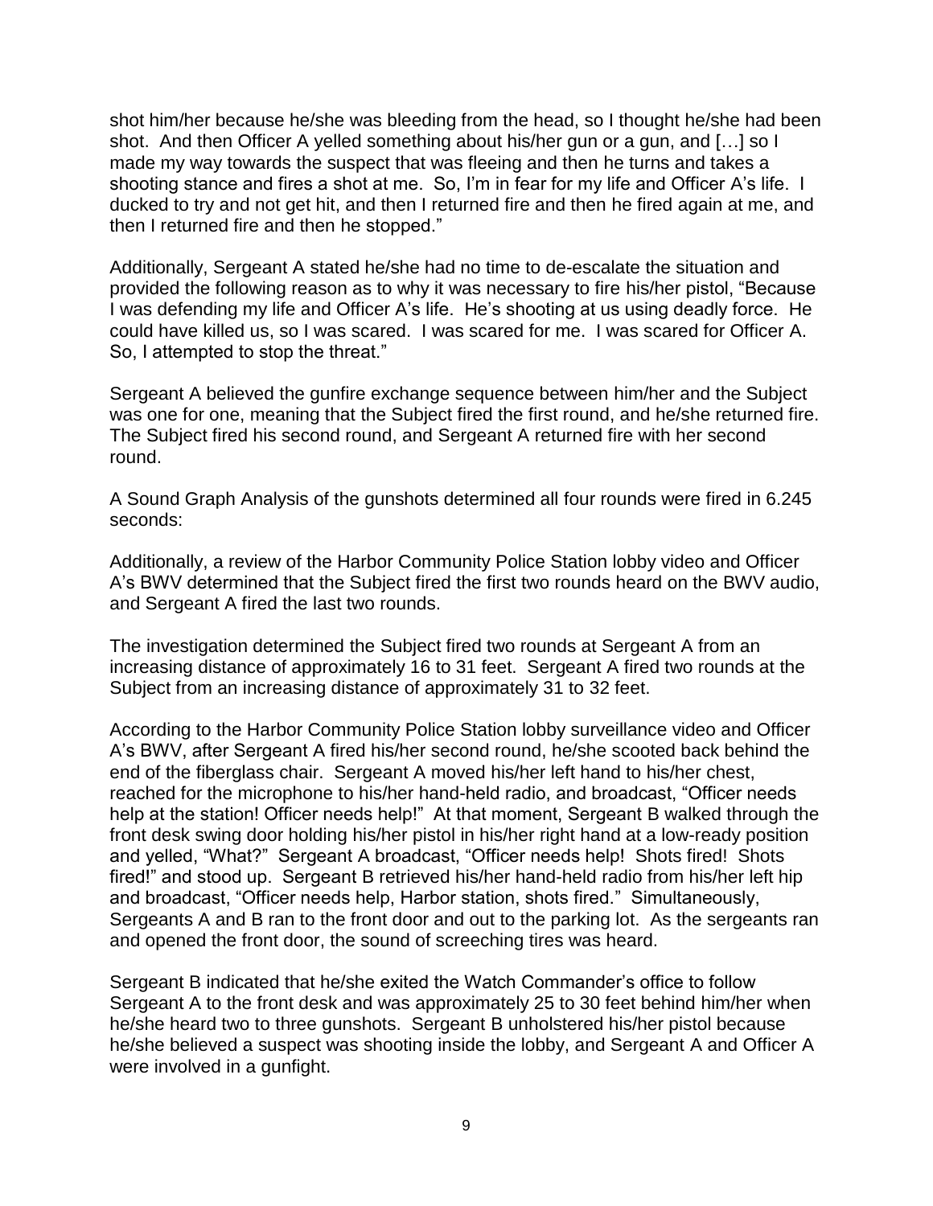shot him/her because he/she was bleeding from the head, so I thought he/she had been shot. And then Officer A yelled something about his/her gun or a gun, and […] so I made my way towards the suspect that was fleeing and then he turns and takes a shooting stance and fires a shot at me. So, I'm in fear for my life and Officer A's life. I ducked to try and not get hit, and then I returned fire and then he fired again at me, and then I returned fire and then he stopped."

Additionally, Sergeant A stated he/she had no time to de-escalate the situation and provided the following reason as to why it was necessary to fire his/her pistol, "Because I was defending my life and Officer A's life. He's shooting at us using deadly force. He could have killed us, so I was scared. I was scared for me. I was scared for Officer A. So, I attempted to stop the threat."

Sergeant A believed the gunfire exchange sequence between him/her and the Subject was one for one, meaning that the Subject fired the first round, and he/she returned fire. The Subject fired his second round, and Sergeant A returned fire with her second round.

A Sound Graph Analysis of the gunshots determined all four rounds were fired in 6.245 seconds:

Additionally, a review of the Harbor Community Police Station lobby video and Officer A's BWV determined that the Subject fired the first two rounds heard on the BWV audio, and Sergeant A fired the last two rounds.

The investigation determined the Subject fired two rounds at Sergeant A from an increasing distance of approximately 16 to 31 feet. Sergeant A fired two rounds at the Subject from an increasing distance of approximately 31 to 32 feet.

According to the Harbor Community Police Station lobby surveillance video and Officer A's BWV, after Sergeant A fired his/her second round, he/she scooted back behind the end of the fiberglass chair. Sergeant A moved his/her left hand to his/her chest, reached for the microphone to his/her hand-held radio, and broadcast, "Officer needs help at the station! Officer needs help!" At that moment, Sergeant B walked through the front desk swing door holding his/her pistol in his/her right hand at a low-ready position and yelled, "What?" Sergeant A broadcast, "Officer needs help! Shots fired! Shots fired!" and stood up. Sergeant B retrieved his/her hand-held radio from his/her left hip and broadcast, "Officer needs help, Harbor station, shots fired." Simultaneously, Sergeants A and B ran to the front door and out to the parking lot. As the sergeants ran and opened the front door, the sound of screeching tires was heard.

Sergeant B indicated that he/she exited the Watch Commander's office to follow Sergeant A to the front desk and was approximately 25 to 30 feet behind him/her when he/she heard two to three gunshots. Sergeant B unholstered his/her pistol because he/she believed a suspect was shooting inside the lobby, and Sergeant A and Officer A were involved in a gunfight.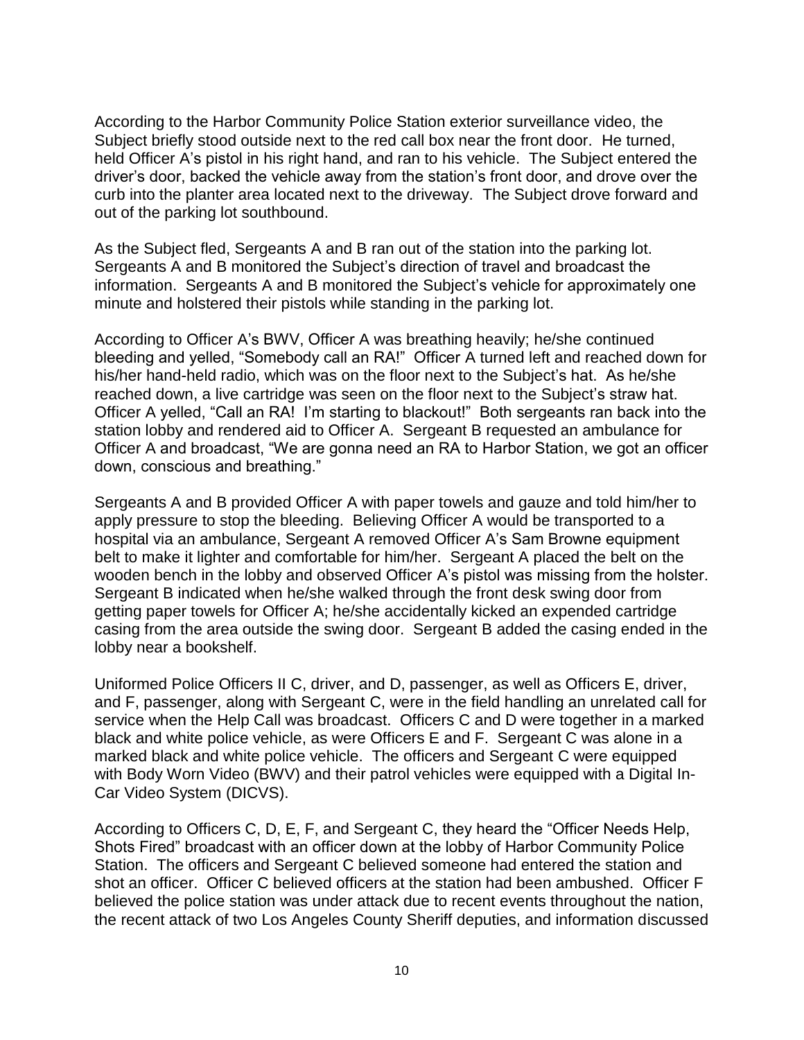According to the Harbor Community Police Station exterior surveillance video, the Subject briefly stood outside next to the red call box near the front door. He turned, held Officer A's pistol in his right hand, and ran to his vehicle. The Subject entered the driver's door, backed the vehicle away from the station's front door, and drove over the curb into the planter area located next to the driveway. The Subject drove forward and out of the parking lot southbound.

As the Subject fled, Sergeants A and B ran out of the station into the parking lot. Sergeants A and B monitored the Subject's direction of travel and broadcast the information. Sergeants A and B monitored the Subject's vehicle for approximately one minute and holstered their pistols while standing in the parking lot.

According to Officer A's BWV, Officer A was breathing heavily; he/she continued bleeding and yelled, "Somebody call an RA!" Officer A turned left and reached down for his/her hand-held radio, which was on the floor next to the Subject's hat. As he/she reached down, a live cartridge was seen on the floor next to the Subject's straw hat. Officer A yelled, "Call an RA! I'm starting to blackout!" Both sergeants ran back into the station lobby and rendered aid to Officer A. Sergeant B requested an ambulance for Officer A and broadcast, "We are gonna need an RA to Harbor Station, we got an officer down, conscious and breathing."

Sergeants A and B provided Officer A with paper towels and gauze and told him/her to apply pressure to stop the bleeding. Believing Officer A would be transported to a hospital via an ambulance, Sergeant A removed Officer A's Sam Browne equipment belt to make it lighter and comfortable for him/her. Sergeant A placed the belt on the wooden bench in the lobby and observed Officer A's pistol was missing from the holster. Sergeant B indicated when he/she walked through the front desk swing door from getting paper towels for Officer A; he/she accidentally kicked an expended cartridge casing from the area outside the swing door. Sergeant B added the casing ended in the lobby near a bookshelf.

Uniformed Police Officers II C, driver, and D, passenger, as well as Officers E, driver, and F, passenger, along with Sergeant C, were in the field handling an unrelated call for service when the Help Call was broadcast. Officers C and D were together in a marked black and white police vehicle, as were Officers E and F. Sergeant C was alone in a marked black and white police vehicle. The officers and Sergeant C were equipped with Body Worn Video (BWV) and their patrol vehicles were equipped with a Digital In-Car Video System (DICVS).

According to Officers C, D, E, F, and Sergeant C, they heard the "Officer Needs Help, Shots Fired" broadcast with an officer down at the lobby of Harbor Community Police Station. The officers and Sergeant C believed someone had entered the station and shot an officer. Officer C believed officers at the station had been ambushed. Officer F believed the police station was under attack due to recent events throughout the nation, the recent attack of two Los Angeles County Sheriff deputies, and information discussed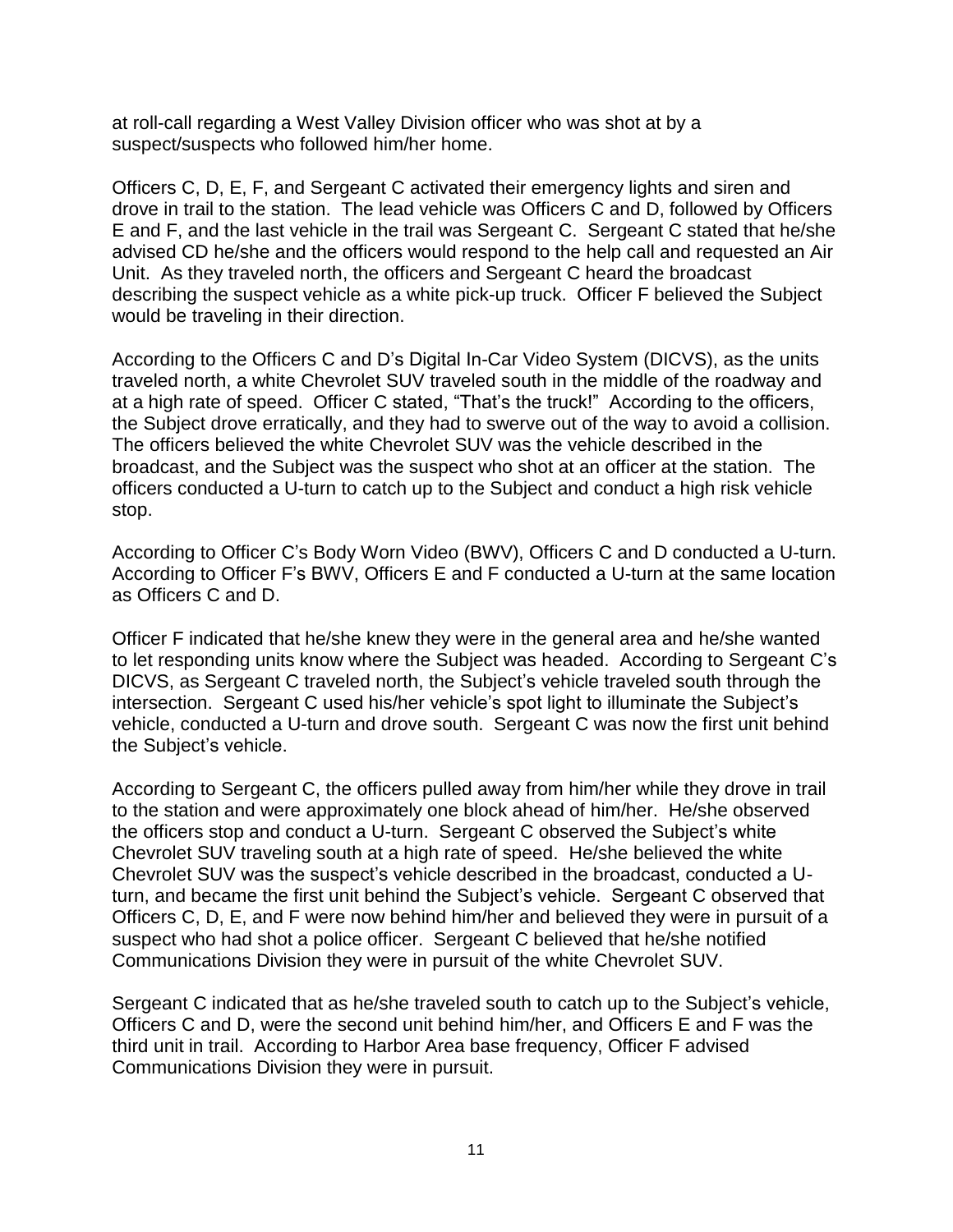at roll-call regarding a West Valley Division officer who was shot at by a suspect/suspects who followed him/her home.

Officers C, D, E, F, and Sergeant C activated their emergency lights and siren and drove in trail to the station. The lead vehicle was Officers C and D, followed by Officers E and F, and the last vehicle in the trail was Sergeant C. Sergeant C stated that he/she advised CD he/she and the officers would respond to the help call and requested an Air Unit. As they traveled north, the officers and Sergeant C heard the broadcast describing the suspect vehicle as a white pick-up truck. Officer F believed the Subject would be traveling in their direction.

According to the Officers C and D's Digital In-Car Video System (DICVS), as the units traveled north, a white Chevrolet SUV traveled south in the middle of the roadway and at a high rate of speed. Officer C stated, "That's the truck!" According to the officers, the Subject drove erratically, and they had to swerve out of the way to avoid a collision. The officers believed the white Chevrolet SUV was the vehicle described in the broadcast, and the Subject was the suspect who shot at an officer at the station. The officers conducted a U-turn to catch up to the Subject and conduct a high risk vehicle stop.

According to Officer C's Body Worn Video (BWV), Officers C and D conducted a U-turn. According to Officer F's BWV, Officers E and F conducted a U-turn at the same location as Officers C and D.

Officer F indicated that he/she knew they were in the general area and he/she wanted to let responding units know where the Subject was headed. According to Sergeant C's DICVS, as Sergeant C traveled north, the Subject's vehicle traveled south through the intersection. Sergeant C used his/her vehicle's spot light to illuminate the Subject's vehicle, conducted a U-turn and drove south. Sergeant C was now the first unit behind the Subject's vehicle.

According to Sergeant C, the officers pulled away from him/her while they drove in trail to the station and were approximately one block ahead of him/her. He/she observed the officers stop and conduct a U-turn. Sergeant C observed the Subject's white Chevrolet SUV traveling south at a high rate of speed. He/she believed the white Chevrolet SUV was the suspect's vehicle described in the broadcast, conducted a U-turn, and became the first unit behind the Subject's vehicle. Sergeant C observed that Officers C, D, E, and F were now behind him/her and believed they were in pursuit of a suspect who had shot a police officer. Sergeant C believed that he/she notified Communications Division they were in pursuit of the white Chevrolet SUV.

Sergeant C indicated that as he/she traveled south to catch up to the Subject's vehicle, Officers C and D, were the second unit behind him/her, and Officers E and F was the third unit in trail. According to Harbor Area base frequency, Officer F advised Communications Division they were in pursuit.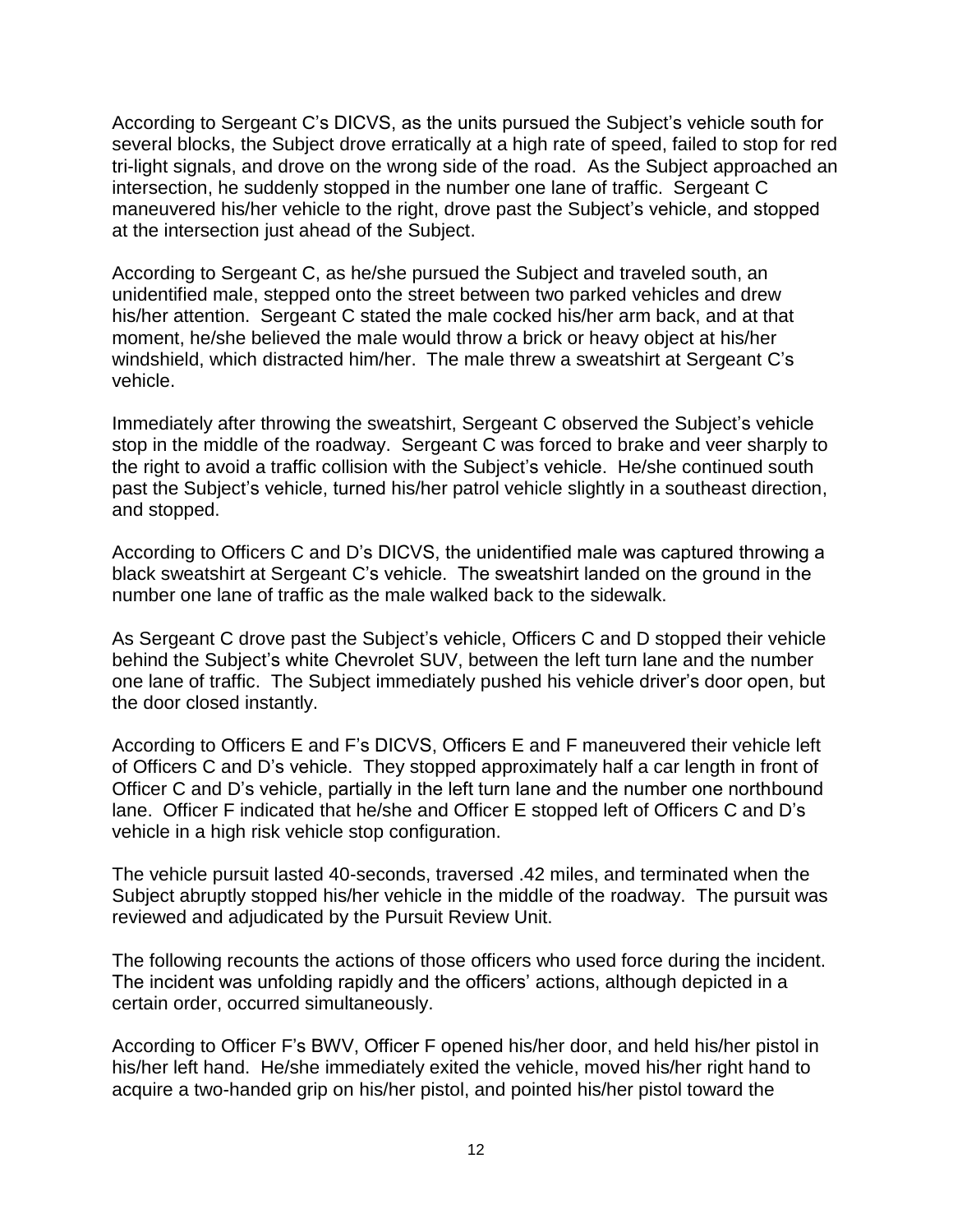According to Sergeant C's DICVS, as the units pursued the Subject's vehicle south for several blocks, the Subject drove erratically at a high rate of speed, failed to stop for red tri-light signals, and drove on the wrong side of the road. As the Subject approached an intersection, he suddenly stopped in the number one lane of traffic. Sergeant C maneuvered his/her vehicle to the right, drove past the Subject's vehicle, and stopped at the intersection just ahead of the Subject.

According to Sergeant C, as he/she pursued the Subject and traveled south, an unidentified male, stepped onto the street between two parked vehicles and drew his/her attention. Sergeant C stated the male cocked his/her arm back, and at that moment, he/she believed the male would throw a brick or heavy object at his/her windshield, which distracted him/her. The male threw a sweatshirt at Sergeant C's vehicle.

Immediately after throwing the sweatshirt, Sergeant C observed the Subject's vehicle stop in the middle of the roadway. Sergeant C was forced to brake and veer sharply to the right to avoid a traffic collision with the Subject's vehicle. He/she continued south past the Subject's vehicle, turned his/her patrol vehicle slightly in a southeast direction, and stopped.

According to Officers C and D's DICVS, the unidentified male was captured throwing a black sweatshirt at Sergeant C's vehicle. The sweatshirt landed on the ground in the number one lane of traffic as the male walked back to the sidewalk.

As Sergeant C drove past the Subject's vehicle, Officers C and D stopped their vehicle behind the Subject's white Chevrolet SUV, between the left turn lane and the number one lane of traffic. The Subject immediately pushed his vehicle driver's door open, but the door closed instantly.

According to Officers E and F's DICVS, Officers E and F maneuvered their vehicle left of Officers C and D's vehicle. They stopped approximately half a car length in front of Officer C and D's vehicle, partially in the left turn lane and the number one northbound lane. Officer F indicated that he/she and Officer E stopped left of Officers C and D's vehicle in a high risk vehicle stop configuration.

The vehicle pursuit lasted 40-seconds, traversed .42 miles, and terminated when the Subject abruptly stopped his/her vehicle in the middle of the roadway. The pursuit was reviewed and adjudicated by the Pursuit Review Unit.

The following recounts the actions of those officers who used force during the incident. The incident was unfolding rapidly and the officers' actions, although depicted in a certain order, occurred simultaneously.

According to Officer F's BWV, Officer F opened his/her door, and held his/her pistol in his/her left hand. He/she immediately exited the vehicle, moved his/her right hand to acquire a two-handed grip on his/her pistol, and pointed his/her pistol toward the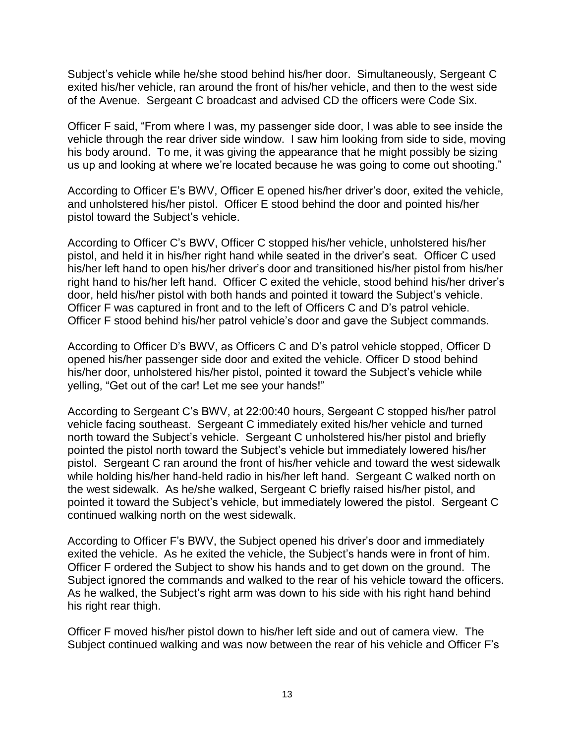Subject's vehicle while he/she stood behind his/her door. Simultaneously, Sergeant C exited his/her vehicle, ran around the front of his/her vehicle, and then to the west side of the Avenue. Sergeant C broadcast and advised CD the officers were Code Six.

Officer F said, "From where I was, my passenger side door, I was able to see inside the vehicle through the rear driver side window. I saw him looking from side to side, moving his body around. To me, it was giving the appearance that he might possibly be sizing us up and looking at where we're located because he was going to come out shooting."

According to Officer E's BWV, Officer E opened his/her driver's door, exited the vehicle, and unholstered his/her pistol. Officer E stood behind the door and pointed his/her pistol toward the Subject's vehicle.

According to Officer C's BWV, Officer C stopped his/her vehicle, unholstered his/her pistol, and held it in his/her right hand while seated in the driver's seat. Officer C used his/her left hand to open his/her driver's door and transitioned his/her pistol from his/her right hand to his/her left hand. Officer C exited the vehicle, stood behind his/her driver's door, held his/her pistol with both hands and pointed it toward the Subject's vehicle. Officer F was captured in front and to the left of Officers C and D's patrol vehicle. Officer F stood behind his/her patrol vehicle's door and gave the Subject commands.

According to Officer D's BWV, as Officers C and D's patrol vehicle stopped, Officer D opened his/her passenger side door and exited the vehicle. Officer D stood behind his/her door, unholstered his/her pistol, pointed it toward the Subject's vehicle while yelling, "Get out of the car! Let me see your hands!"

According to Sergeant C's BWV, at 22:00:40 hours, Sergeant C stopped his/her patrol vehicle facing southeast. Sergeant C immediately exited his/her vehicle and turned north toward the Subject's vehicle. Sergeant C unholstered his/her pistol and briefly pointed the pistol north toward the Subject's vehicle but immediately lowered his/her pistol. Sergeant C ran around the front of his/her vehicle and toward the west sidewalk while holding his/her hand-held radio in his/her left hand. Sergeant C walked north on the west sidewalk. As he/she walked, Sergeant C briefly raised his/her pistol, and pointed it toward the Subject's vehicle, but immediately lowered the pistol. Sergeant C continued walking north on the west sidewalk.

According to Officer F's BWV, the Subject opened his driver's door and immediately exited the vehicle. As he exited the vehicle, the Subject's hands were in front of him. Officer F ordered the Subject to show his hands and to get down on the ground. The Subject ignored the commands and walked to the rear of his vehicle toward the officers. As he walked, the Subject's right arm was down to his side with his right hand behind his right rear thigh.

Officer F moved his/her pistol down to his/her left side and out of camera view. The Subject continued walking and was now between the rear of his vehicle and Officer F's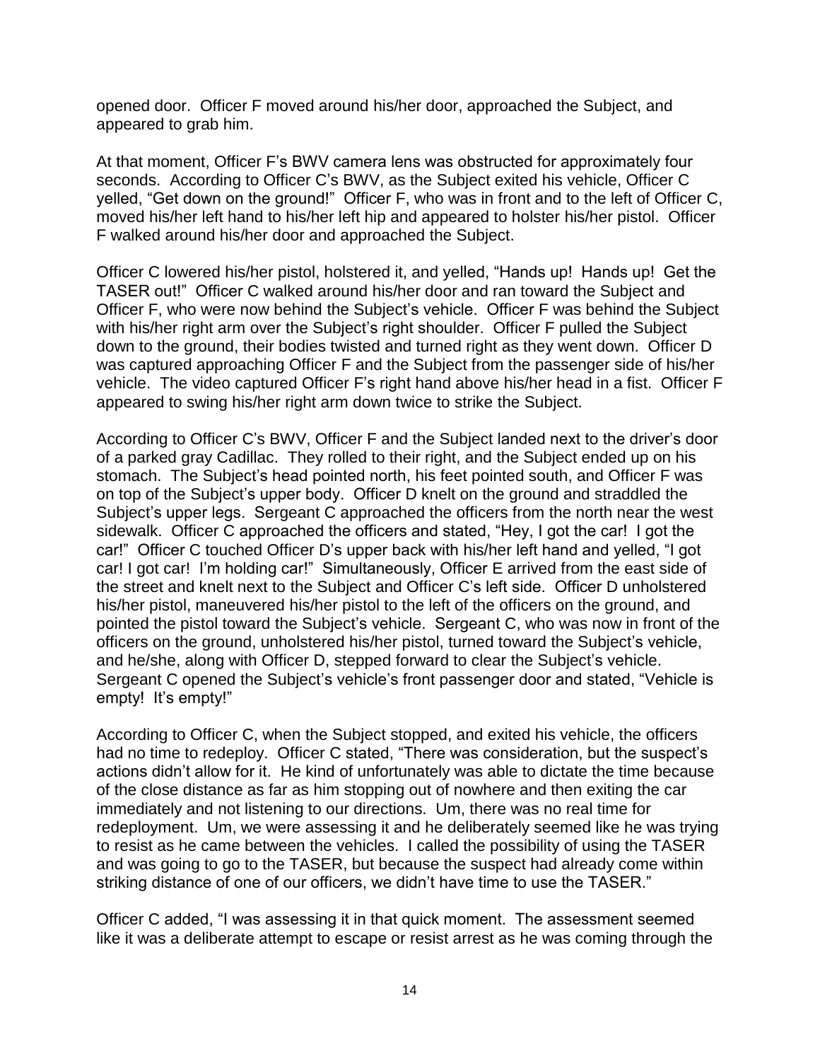opened door. Officer F moved around his/her door, approached the Subject, and appeared to grab him.

At that moment, Officer F's BWV camera lens was obstructed for approximately four seconds. According to Officer C's BWV, as the Subject exited his vehicle, Officer C yelled, "Get down on the ground!" Officer F, who was in front and to the left of Officer C, moved his/her left hand to his/her left hip and appeared to holster his/her pistol. Officer F walked around his/her door and approached the Subject.

Officer C lowered his/her pistol, holstered it, and yelled, "Hands up! Hands up! Get the TASER out!" Officer C walked around his/her door and ran toward the Subject and Officer F, who were now behind the Subject's vehicle. Officer F was behind the Subject with his/her right arm over the Subject's right shoulder. Officer F pulled the Subject down to the ground, their bodies twisted and turned right as they went down. Officer D was captured approaching Officer F and the Subject from the passenger side of his/her vehicle. The video captured Officer F's right hand above his/her head in a fist. Officer F appeared to swing his/her right arm down twice to strike the Subject.

According to Officer C's BWV, Officer F and the Subject landed next to the driver's door of a parked gray Cadillac. They rolled to their right, and the Subject ended up on his stomach. The Subject's head pointed north, his feet pointed south, and Officer F was on top of the Subject's upper body. Officer D knelt on the ground and straddled the Subject's upper legs. Sergeant C approached the officers from the north near the west sidewalk. Officer C approached the officers and stated, "Hey, I got the car! I got the car!" Officer C touched Officer D's upper back with his/her left hand and yelled, "I got car! I got car! I'm holding car!" Simultaneously, Officer E arrived from the east side of the street and knelt next to the Subject and Officer C's left side. Officer D unholstered his/her pistol, maneuvered his/her pistol to the left of the officers on the ground, and pointed the pistol toward the Subject's vehicle. Sergeant C, who was now in front of the officers on the ground, unholstered his/her pistol, turned toward the Subject's vehicle, and he/she, along with Officer D, stepped forward to clear the Subject's vehicle. Sergeant C opened the Subject's vehicle's front passenger door and stated, "Vehicle is empty! It's empty!"

According to Officer C, when the Subject stopped, and exited his vehicle, the officers had no time to redeploy. Officer C stated, "There was consideration, but the suspect's actions didn't allow for it. He kind of unfortunately was able to dictate the time because of the close distance as far as him stopping out of nowhere and then exiting the car immediately and not listening to our directions. Um, there was no real time for redeployment. Um, we were assessing it and he deliberately seemed like he was trying to resist as he came between the vehicles. I called the possibility of using the TASER and was going to go to the TASER, but because the suspect had already come within striking distance of one of our officers, we didn't have time to use the TASER."

Officer C added, "I was assessing it in that quick moment. The assessment seemed like it was a deliberate attempt to escape or resist arrest as he was coming through the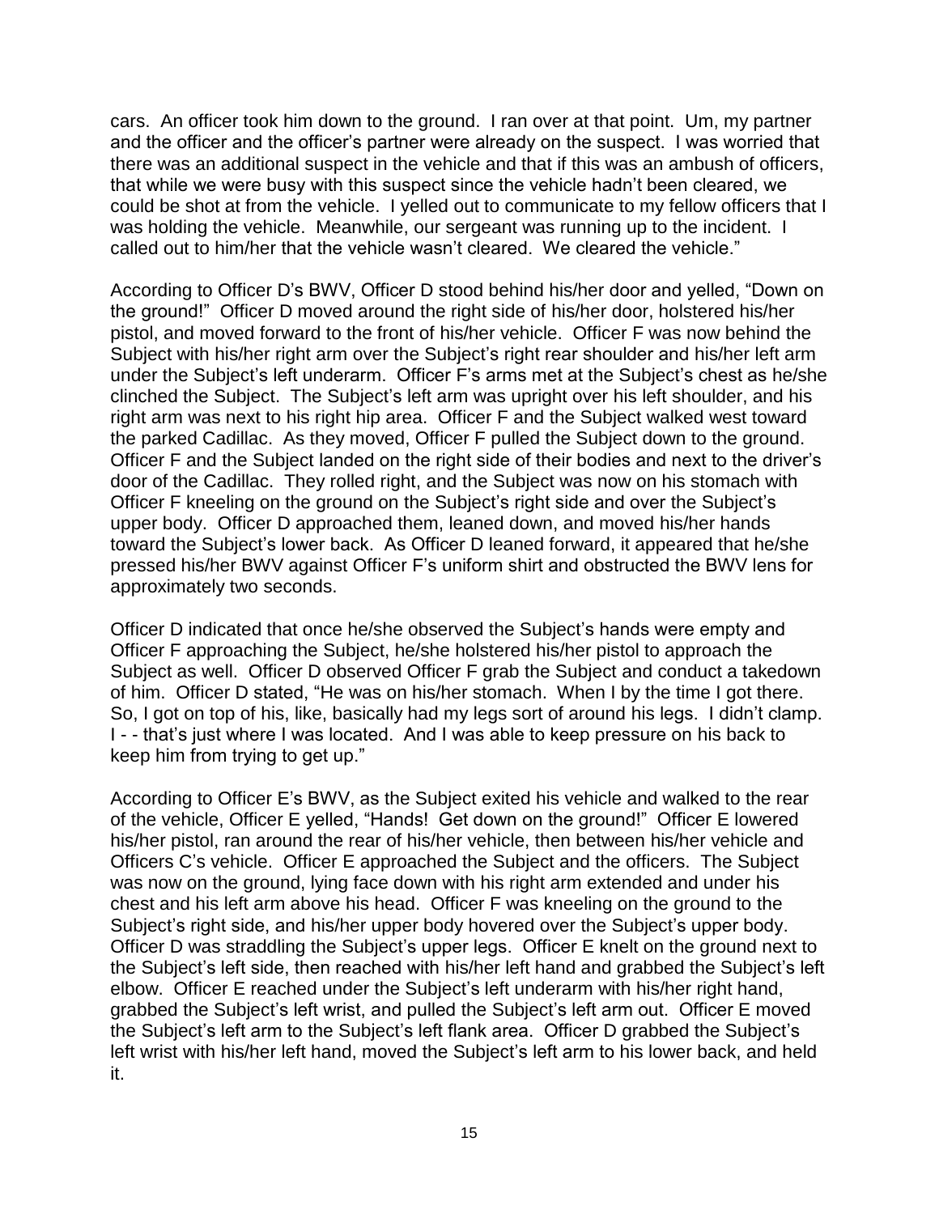cars. An officer took him down to the ground. I ran over at that point. Um, my partner and the officer and the officer's partner were already on the suspect. I was worried that there was an additional suspect in the vehicle and that if this was an ambush of officers, that while we were busy with this suspect since the vehicle hadn't been cleared, we could be shot at from the vehicle. I yelled out to communicate to my fellow officers that I was holding the vehicle. Meanwhile, our sergeant was running up to the incident. I called out to him/her that the vehicle wasn't cleared. We cleared the vehicle."

According to Officer D's BWV, Officer D stood behind his/her door and yelled, "Down on the ground!" Officer D moved around the right side of his/her door, holstered his/her pistol, and moved forward to the front of his/her vehicle. Officer F was now behind the Subject with his/her right arm over the Subject's right rear shoulder and his/her left arm under the Subject's left underarm. Officer F's arms met at the Subject's chest as he/she clinched the Subject. The Subject's left arm was upright over his left shoulder, and his right arm was next to his right hip area. Officer F and the Subject walked west toward the parked Cadillac. As they moved, Officer F pulled the Subject down to the ground. Officer F and the Subject landed on the right side of their bodies and next to the driver's door of the Cadillac. They rolled right, and the Subject was now on his stomach with Officer F kneeling on the ground on the Subject's right side and over the Subject's upper body. Officer D approached them, leaned down, and moved his/her hands toward the Subject's lower back. As Officer D leaned forward, it appeared that he/she pressed his/her BWV against Officer F's uniform shirt and obstructed the BWV lens for approximately two seconds.

Officer D indicated that once he/she observed the Subject's hands were empty and Officer F approaching the Subject, he/she holstered his/her pistol to approach the Subject as well. Officer D observed Officer F grab the Subject and conduct a takedown of him. Officer D stated, "He was on his/her stomach. When I by the time I got there. So, I got on top of his, like, basically had my legs sort of around his legs. I didn't clamp. I - - that's just where I was located. And I was able to keep pressure on his back to keep him from trying to get up."

According to Officer E's BWV, as the Subject exited his vehicle and walked to the rear of the vehicle, Officer E yelled, "Hands! Get down on the ground!" Officer E lowered his/her pistol, ran around the rear of his/her vehicle, then between his/her vehicle and Officers C's vehicle. Officer E approached the Subject and the officers. The Subject was now on the ground, lying face down with his right arm extended and under his chest and his left arm above his head. Officer F was kneeling on the ground to the Subject's right side, and his/her upper body hovered over the Subject's upper body. Officer D was straddling the Subject's upper legs. Officer E knelt on the ground next to the Subject's left side, then reached with his/her left hand and grabbed the Subject's left elbow. Officer E reached under the Subject's left underarm with his/her right hand, grabbed the Subject's left wrist, and pulled the Subject's left arm out. Officer E moved the Subject's left arm to the Subject's left flank area. Officer D grabbed the Subject's left wrist with his/her left hand, moved the Subject's left arm to his lower back, and held it.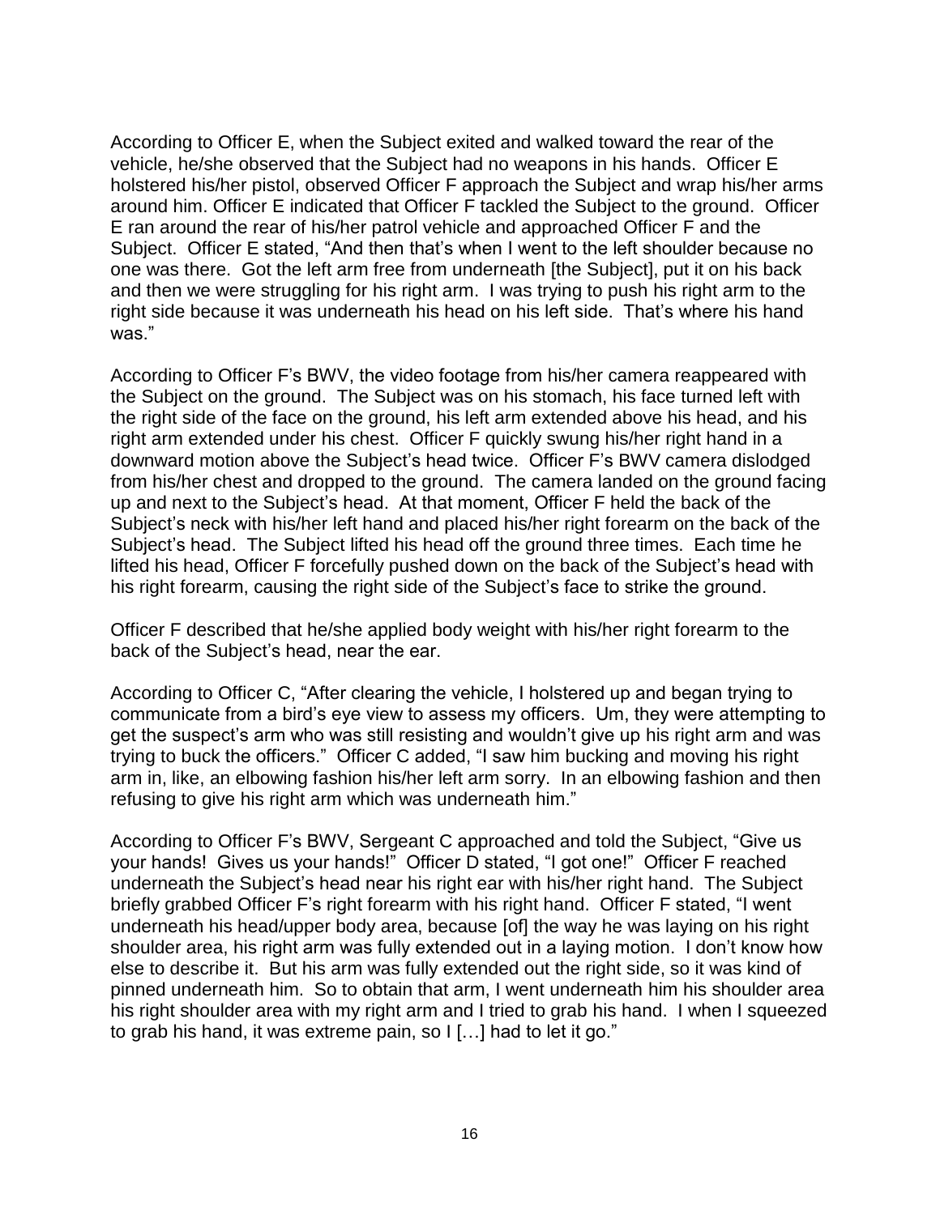According to Officer E, when the Subject exited and walked toward the rear of the vehicle, he/she observed that the Subject had no weapons in his hands. Officer E holstered his/her pistol, observed Officer F approach the Subject and wrap his/her arms around him. Officer E indicated that Officer F tackled the Subject to the ground. Officer E ran around the rear of his/her patrol vehicle and approached Officer F and the Subject. Officer E stated, "And then that's when I went to the left shoulder because no one was there. Got the left arm free from underneath [the Subject], put it on his back and then we were struggling for his right arm. I was trying to push his right arm to the right side because it was underneath his head on his left side. That's where his hand was."

According to Officer F's BWV, the video footage from his/her camera reappeared with the Subject on the ground. The Subject was on his stomach, his face turned left with the right side of the face on the ground, his left arm extended above his head, and his right arm extended under his chest. Officer F quickly swung his/her right hand in a downward motion above the Subject's head twice. Officer F's BWV camera dislodged from his/her chest and dropped to the ground. The camera landed on the ground facing up and next to the Subject's head. At that moment, Officer F held the back of the Subject's neck with his/her left hand and placed his/her right forearm on the back of the Subject's head. The Subject lifted his head off the ground three times. Each time he lifted his head, Officer F forcefully pushed down on the back of the Subject's head with his right forearm, causing the right side of the Subject's face to strike the ground.

Officer F described that he/she applied body weight with his/her right forearm to the back of the Subject's head, near the ear.

According to Officer C, "After clearing the vehicle, I holstered up and began trying to communicate from a bird's eye view to assess my officers. Um, they were attempting to get the suspect's arm who was still resisting and wouldn't give up his right arm and was trying to buck the officers." Officer C added, "I saw him bucking and moving his right arm in, like, an elbowing fashion his/her left arm sorry. In an elbowing fashion and then refusing to give his right arm which was underneath him."

According to Officer F's BWV, Sergeant C approached and told the Subject, "Give us your hands! Gives us your hands!" Officer D stated, "I got one!" Officer F reached underneath the Subject's head near his right ear with his/her right hand. The Subject briefly grabbed Officer F's right forearm with his right hand. Officer F stated, "I went underneath his head/upper body area, because [of] the way he was laying on his right shoulder area, his right arm was fully extended out in a laying motion. I don't know how else to describe it. But his arm was fully extended out the right side, so it was kind of pinned underneath him. So to obtain that arm, I went underneath him his shoulder area his right shoulder area with my right arm and I tried to grab his hand. I when I squeezed to grab his hand, it was extreme pain, so I […] had to let it go."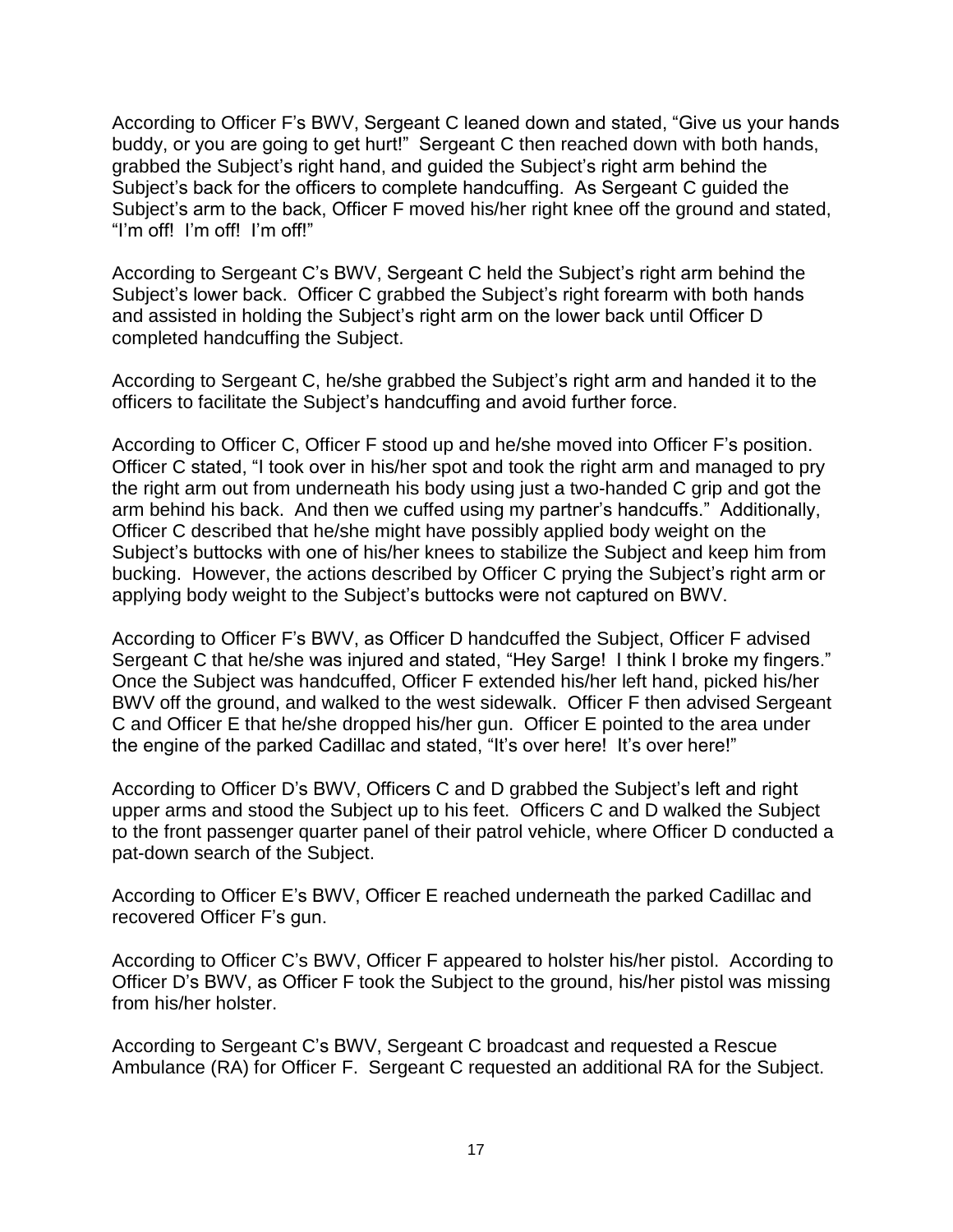According to Officer F's BWV, Sergeant C leaned down and stated, "Give us your hands buddy, or you are going to get hurt!" Sergeant C then reached down with both hands, grabbed the Subject's right hand, and guided the Subject's right arm behind the Subject's back for the officers to complete handcuffing. As Sergeant C guided the Subject's arm to the back, Officer F moved his/her right knee off the ground and stated, "I'm off! I'm off! I'm off!"

According to Sergeant C's BWV, Sergeant C held the Subject's right arm behind the Subject's lower back. Officer C grabbed the Subject's right forearm with both hands and assisted in holding the Subject's right arm on the lower back until Officer D completed handcuffing the Subject.

According to Sergeant C, he/she grabbed the Subject's right arm and handed it to the officers to facilitate the Subject's handcuffing and avoid further force.

According to Officer C, Officer F stood up and he/she moved into Officer F's position. Officer C stated, "I took over in his/her spot and took the right arm and managed to pry the right arm out from underneath his body using just a two-handed C grip and got the arm behind his back. And then we cuffed using my partner's handcuffs." Additionally, Officer C described that he/she might have possibly applied body weight on the Subject's buttocks with one of his/her knees to stabilize the Subject and keep him from bucking. However, the actions described by Officer C prying the Subject's right arm or applying body weight to the Subject's buttocks were not captured on BWV.

According to Officer F's BWV, as Officer D handcuffed the Subject, Officer F advised Sergeant C that he/she was injured and stated, "Hey Sarge! I think I broke my fingers." Once the Subject was handcuffed, Officer F extended his/her left hand, picked his/her BWV off the ground, and walked to the west sidewalk. Officer F then advised Sergeant C and Officer E that he/she dropped his/her gun. Officer E pointed to the area under the engine of the parked Cadillac and stated, "It's over here! It's over here!"

According to Officer D's BWV, Officers C and D grabbed the Subject's left and right upper arms and stood the Subject up to his feet. Officers C and D walked the Subject to the front passenger quarter panel of their patrol vehicle, where Officer D conducted a pat-down search of the Subject.

According to Officer E's BWV, Officer E reached underneath the parked Cadillac and recovered Officer F's gun.

According to Officer C's BWV, Officer F appeared to holster his/her pistol. According to Officer D's BWV, as Officer F took the Subject to the ground, his/her pistol was missing from his/her holster.

According to Sergeant C's BWV, Sergeant C broadcast and requested a Rescue Ambulance (RA) for Officer F. Sergeant C requested an additional RA for the Subject.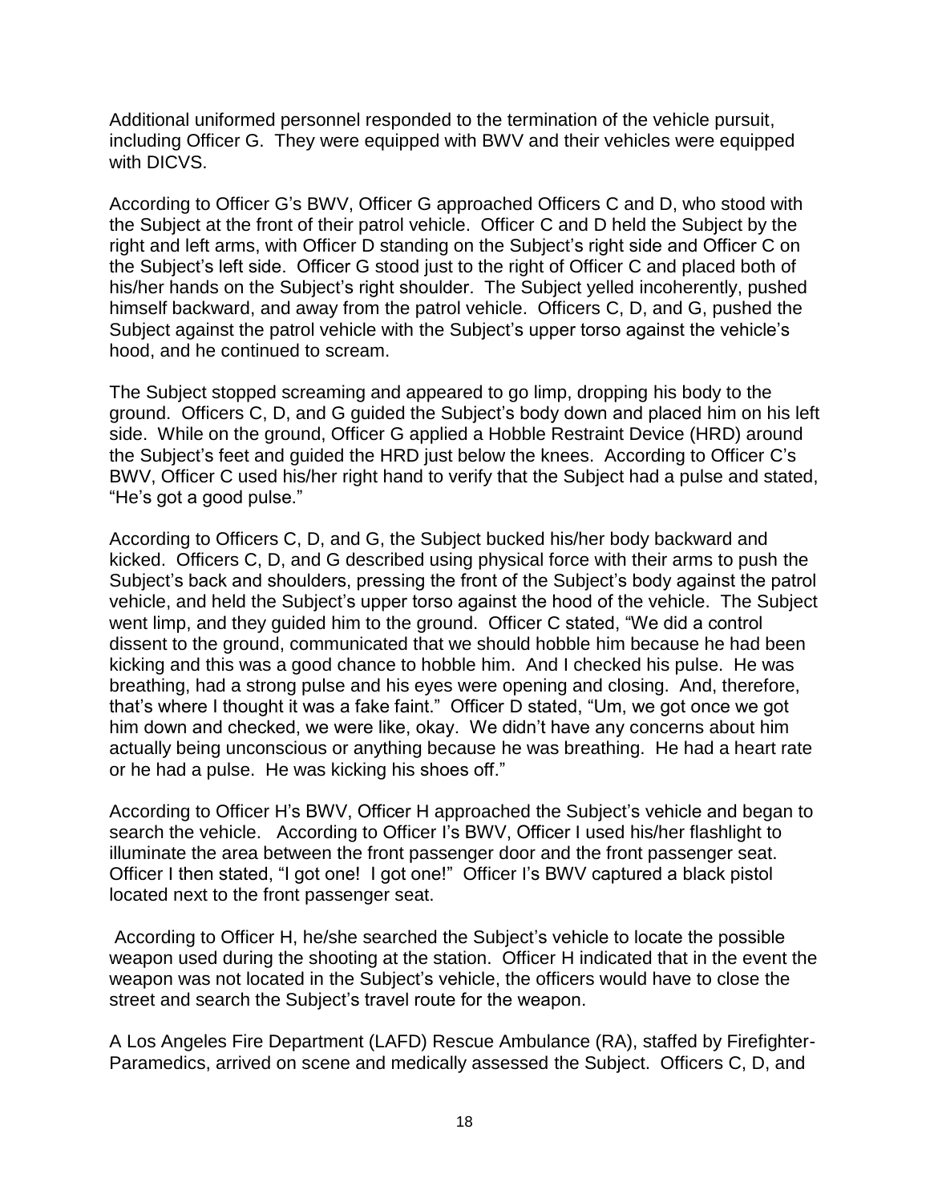Additional uniformed personnel responded to the termination of the vehicle pursuit, including Officer G. They were equipped with BWV and their vehicles were equipped with DICVS.

According to Officer G's BWV, Officer G approached Officers C and D, who stood with the Subject at the front of their patrol vehicle. Officer C and D held the Subject by the right and left arms, with Officer D standing on the Subject's right side and Officer C on the Subject's left side. Officer G stood just to the right of Officer C and placed both of his/her hands on the Subject's right shoulder. The Subject yelled incoherently, pushed himself backward, and away from the patrol vehicle. Officers C, D, and G, pushed the Subject against the patrol vehicle with the Subject's upper torso against the vehicle's hood, and he continued to scream.

The Subject stopped screaming and appeared to go limp, dropping his body to the ground. Officers C, D, and G guided the Subject's body down and placed him on his left side. While on the ground, Officer G applied a Hobble Restraint Device (HRD) around the Subject's feet and guided the HRD just below the knees. According to Officer C's BWV, Officer C used his/her right hand to verify that the Subject had a pulse and stated, "He's got a good pulse."

According to Officers C, D, and G, the Subject bucked his/her body backward and kicked. Officers C, D, and G described using physical force with their arms to push the Subject's back and shoulders, pressing the front of the Subject's body against the patrol vehicle, and held the Subject's upper torso against the hood of the vehicle. The Subject went limp, and they guided him to the ground. Officer C stated, "We did a control dissent to the ground, communicated that we should hobble him because he had been kicking and this was a good chance to hobble him. And I checked his pulse. He was breathing, had a strong pulse and his eyes were opening and closing. And, therefore, that's where I thought it was a fake faint." Officer D stated, "Um, we got once we got him down and checked, we were like, okay. We didn't have any concerns about him actually being unconscious or anything because he was breathing. He had a heart rate or he had a pulse. He was kicking his shoes off."

According to Officer H's BWV, Officer H approached the Subject's vehicle and began to search the vehicle. According to Officer I's BWV, Officer I used his/her flashlight to illuminate the area between the front passenger door and the front passenger seat. Officer I then stated, "I got one! I got one!" Officer I's BWV captured a black pistol located next to the front passenger seat.

According to Officer H, he/she searched the Subject's vehicle to locate the possible weapon used during the shooting at the station. Officer H indicated that in the event the weapon was not located in the Subject's vehicle, the officers would have to close the street and search the Subject's travel route for the weapon.

A Los Angeles Fire Department (LAFD) Rescue Ambulance (RA), staffed by Firefighter-Paramedics, arrived on scene and medically assessed the Subject. Officers C, D, and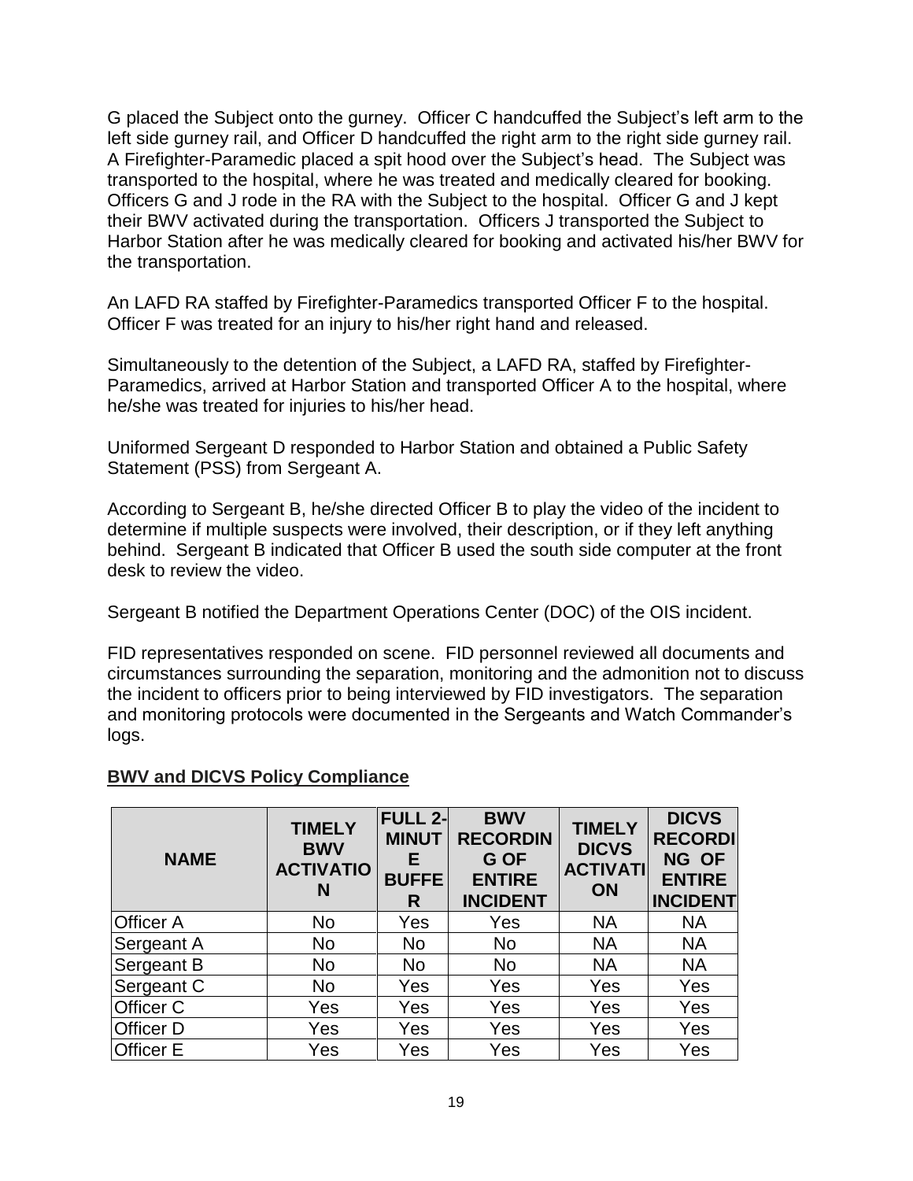G placed the Subject onto the gurney. Officer C handcuffed the Subject's left arm to the left side gurney rail, and Officer D handcuffed the right arm to the right side gurney rail. A Firefighter-Paramedic placed a spit hood over the Subject's head. The Subject was transported to the hospital, where he was treated and medically cleared for booking. Officers G and J rode in the RA with the Subject to the hospital. Officer G and J kept their BWV activated during the transportation. Officers J transported the Subject to Harbor Station after he was medically cleared for booking and activated his/her BWV for the transportation.

An LAFD RA staffed by Firefighter-Paramedics transported Officer F to the hospital. Officer F was treated for an injury to his/her right hand and released.

Simultaneously to the detention of the Subject, a LAFD RA, staffed by Firefighter-Paramedics, arrived at Harbor Station and transported Officer A to the hospital, where he/she was treated for injuries to his/her head.

Uniformed Sergeant D responded to Harbor Station and obtained a Public Safety Statement (PSS) from Sergeant A.

According to Sergeant B, he/she directed Officer B to play the video of the incident to determine if multiple suspects were involved, their description, or if they left anything behind. Sergeant B indicated that Officer B used the south side computer at the front desk to review the video.

Sergeant B notified the Department Operations Center (DOC) of the OIS incident.

FID representatives responded on scene. FID personnel reviewed all documents and circumstances surrounding the separation, monitoring and the admonition not to discuss the incident to officers prior to being interviewed by FID investigators. The separation and monitoring protocols were documented in the Sergeants and Watch Commander's logs.

**BWV and DICVS Policy Compliance**

| NAME | TIMELY BWV ACTIVATION | FULL 2-MINUTE BUFFER | BWV RECORDING OF ENTIRE INCIDENT | TIMELY DICVS ACTIVATION | DICVS RECORDING OF ENTIRE INCIDENT |
|---|---|---|---|---|---|
| Officer A | No | Yes | Yes | NA | NA |
| Sergeant A | No | No | No | NA | NA |
| Sergeant B | No | No | No | NA | NA |
| Sergeant C | No | Yes | Yes | Yes | Yes |
| Officer C | Yes | Yes | Yes | Yes | Yes |
| Officer D | Yes | Yes | Yes | Yes | Yes |
| Officer E | Yes | Yes | Yes | Yes | Yes |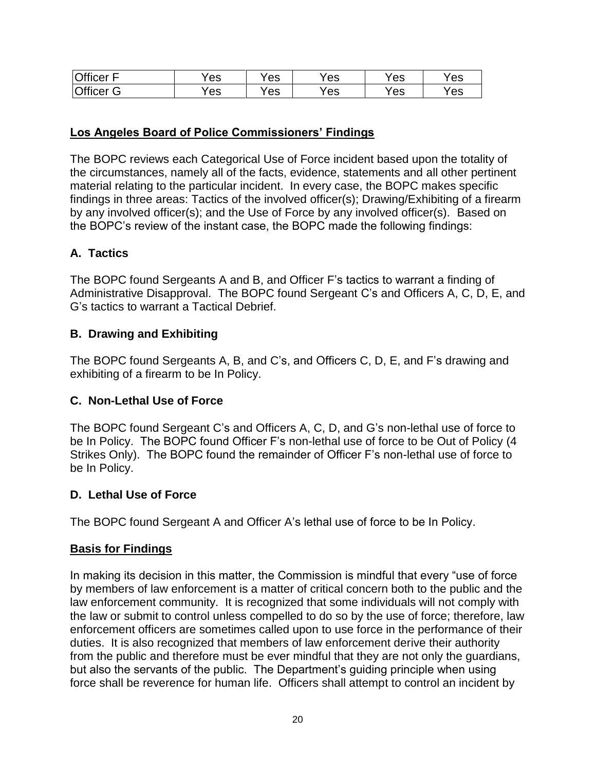| Officer F | Yes | Yes | Yes | Yes | Yes |
|---|---|---|---|---|---|
| Officer G | Yes | Yes | Yes | Yes | Yes |

## Los Angeles Board of Police Commissioners' Findings

The BOPC reviews each Categorical Use of Force incident based upon the totality of the circumstances, namely all of the facts, evidence, statements and all other pertinent material relating to the particular incident. In every case, the BOPC makes specific findings in three areas: Tactics of the involved officer(s); Drawing/Exhibiting of a firearm by any involved officer(s); and the Use of Force by any involved officer(s). Based on the BOPC's review of the instant case, the BOPC made the following findings:

### A. Tactics

The BOPC found Sergeants A and B, and Officer F's tactics to warrant a finding of Administrative Disapproval. The BOPC found Sergeant C's and Officers A, C, D, E, and G's tactics to warrant a Tactical Debrief.

### B. Drawing and Exhibiting

The BOPC found Sergeants A, B, and C's, and Officers C, D, E, and F's drawing and exhibiting of a firearm to be In Policy.

### C. Non-Lethal Use of Force

The BOPC found Sergeant C's and Officers A, C, D, and G's non-lethal use of force to be In Policy. The BOPC found Officer F's non-lethal use of force to be Out of Policy (4 Strikes Only). The BOPC found the remainder of Officer F's non-lethal use of force to be In Policy.

### D. Lethal Use of Force

The BOPC found Sergeant A and Officer A's lethal use of force to be In Policy.

## Basis for Findings

In making its decision in this matter, the Commission is mindful that every "use of force by members of law enforcement is a matter of critical concern both to the public and the law enforcement community. It is recognized that some individuals will not comply with the law or submit to control unless compelled to do so by the use of force; therefore, law enforcement officers are sometimes called upon to use force in the performance of their duties. It is also recognized that members of law enforcement derive their authority from the public and therefore must be ever mindful that they are not only the guardians, but also the servants of the public. The Department's guiding principle when using force shall be reverence for human life. Officers shall attempt to control an incident by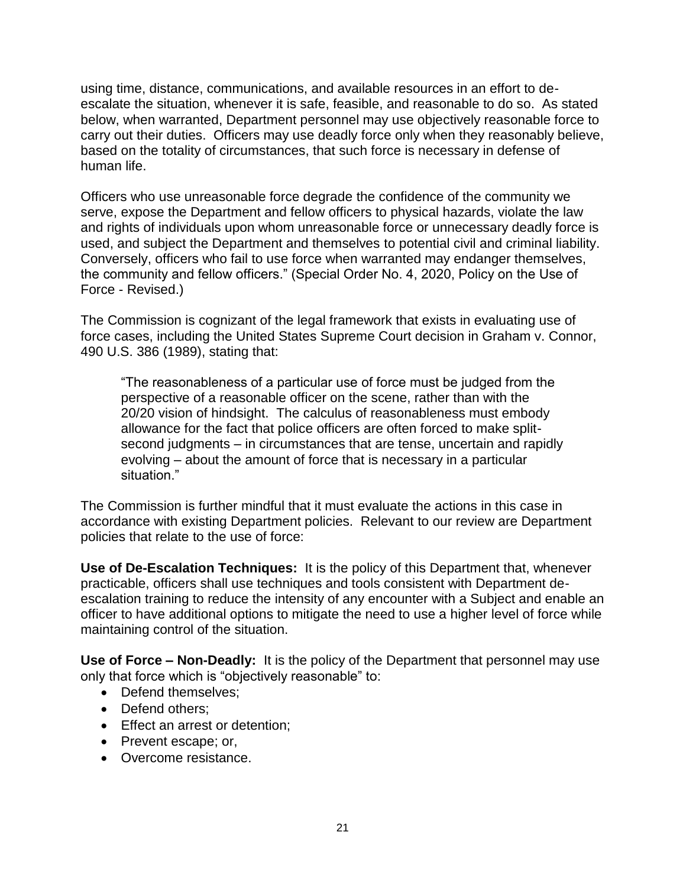using time, distance, communications, and available resources in an effort to de-escalate the situation, whenever it is safe, feasible, and reasonable to do so. As stated below, when warranted, Department personnel may use objectively reasonable force to carry out their duties. Officers may use deadly force only when they reasonably believe, based on the totality of circumstances, that such force is necessary in defense of human life.

Officers who use unreasonable force degrade the confidence of the community we serve, expose the Department and fellow officers to physical hazards, violate the law and rights of individuals upon whom unreasonable force or unnecessary deadly force is used, and subject the Department and themselves to potential civil and criminal liability. Conversely, officers who fail to use force when warranted may endanger themselves, the community and fellow officers." (Special Order No. 4, 2020, Policy on the Use of Force - Revised.)

The Commission is cognizant of the legal framework that exists in evaluating use of force cases, including the United States Supreme Court decision in Graham v. Connor, 490 U.S. 386 (1989), stating that:

> "The reasonableness of a particular use of force must be judged from the perspective of a reasonable officer on the scene, rather than with the 20/20 vision of hindsight. The calculus of reasonableness must embody allowance for the fact that police officers are often forced to make split-second judgments – in circumstances that are tense, uncertain and rapidly evolving – about the amount of force that is necessary in a particular situation."

The Commission is further mindful that it must evaluate the actions in this case in accordance with existing Department policies. Relevant to our review are Department policies that relate to the use of force:

**Use of De-Escalation Techniques:** It is the policy of this Department that, whenever practicable, officers shall use techniques and tools consistent with Department de-escalation training to reduce the intensity of any encounter with a Subject and enable an officer to have additional options to mitigate the need to use a higher level of force while maintaining control of the situation.

**Use of Force – Non-Deadly:** It is the policy of the Department that personnel may use only that force which is "objectively reasonable" to:

- Defend themselves;
- Defend others;
- Effect an arrest or detention;
- Prevent escape; or,
- Overcome resistance.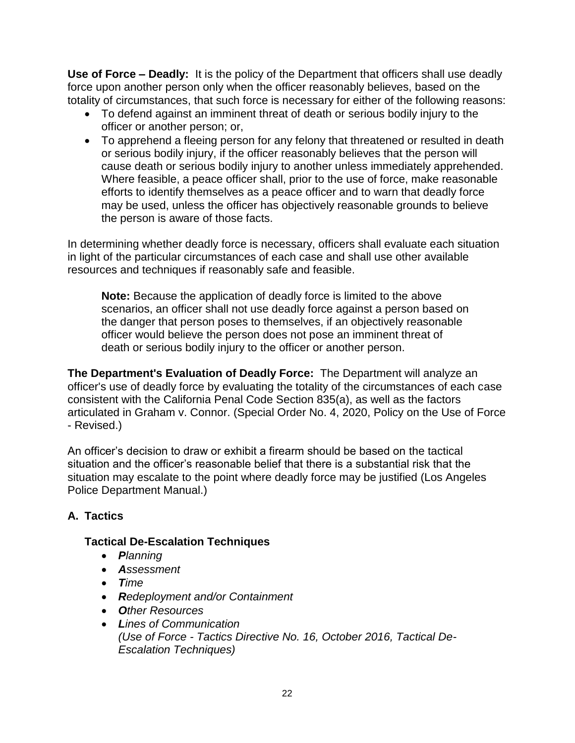**Use of Force – Deadly:** It is the policy of the Department that officers shall use deadly force upon another person only when the officer reasonably believes, based on the totality of circumstances, that such force is necessary for either of the following reasons:

- To defend against an imminent threat of death or serious bodily injury to the officer or another person; or,
- To apprehend a fleeing person for any felony that threatened or resulted in death or serious bodily injury, if the officer reasonably believes that the person will cause death or serious bodily injury to another unless immediately apprehended. Where feasible, a peace officer shall, prior to the use of force, make reasonable efforts to identify themselves as a peace officer and to warn that deadly force may be used, unless the officer has objectively reasonable grounds to believe the person is aware of those facts.

In determining whether deadly force is necessary, officers shall evaluate each situation in light of the particular circumstances of each case and shall use other available resources and techniques if reasonably safe and feasible.

> **Note:** Because the application of deadly force is limited to the above scenarios, an officer shall not use deadly force against a person based on the danger that person poses to themselves, if an objectively reasonable officer would believe the person does not pose an imminent threat of death or serious bodily injury to the officer or another person.

**The Department's Evaluation of Deadly Force:** The Department will analyze an officer's use of deadly force by evaluating the totality of the circumstances of each case consistent with the California Penal Code Section 835(a), as well as the factors articulated in Graham v. Connor. (Special Order No. 4, 2020, Policy on the Use of Force - Revised.)

An officer's decision to draw or exhibit a firearm should be based on the tactical situation and the officer's reasonable belief that there is a substantial risk that the situation may escalate to the point where deadly force may be justified (Los Angeles Police Department Manual.)

## A. Tactics

### Tactical De-Escalation Techniques

- ***P****lanning*
- ***A****ssessment*
- ***T****ime*
- ***R****edeployment and/or Containment*
- ***O****ther Resources*
- ***L****ines of Communication*
  *(Use of Force - Tactics Directive No. 16, October 2016, Tactical De-Escalation Techniques)*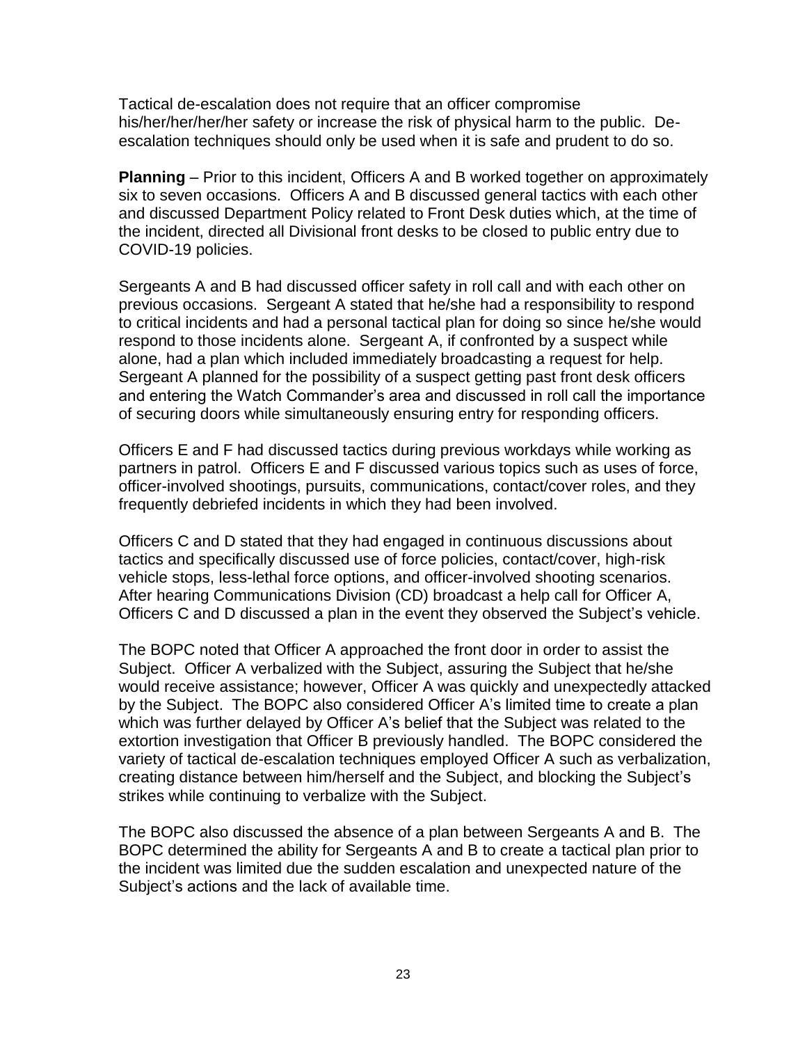Tactical de-escalation does not require that an officer compromise his/her/her/her/her safety or increase the risk of physical harm to the public. De-escalation techniques should only be used when it is safe and prudent to do so.

**Planning** – Prior to this incident, Officers A and B worked together on approximately six to seven occasions. Officers A and B discussed general tactics with each other and discussed Department Policy related to Front Desk duties which, at the time of the incident, directed all Divisional front desks to be closed to public entry due to COVID-19 policies.

Sergeants A and B had discussed officer safety in roll call and with each other on previous occasions. Sergeant A stated that he/she had a responsibility to respond to critical incidents and had a personal tactical plan for doing so since he/she would respond to those incidents alone. Sergeant A, if confronted by a suspect while alone, had a plan which included immediately broadcasting a request for help. Sergeant A planned for the possibility of a suspect getting past front desk officers and entering the Watch Commander's area and discussed in roll call the importance of securing doors while simultaneously ensuring entry for responding officers.

Officers E and F had discussed tactics during previous workdays while working as partners in patrol. Officers E and F discussed various topics such as uses of force, officer-involved shootings, pursuits, communications, contact/cover roles, and they frequently debriefed incidents in which they had been involved.

Officers C and D stated that they had engaged in continuous discussions about tactics and specifically discussed use of force policies, contact/cover, high-risk vehicle stops, less-lethal force options, and officer-involved shooting scenarios. After hearing Communications Division (CD) broadcast a help call for Officer A, Officers C and D discussed a plan in the event they observed the Subject's vehicle.

The BOPC noted that Officer A approached the front door in order to assist the Subject. Officer A verbalized with the Subject, assuring the Subject that he/she would receive assistance; however, Officer A was quickly and unexpectedly attacked by the Subject. The BOPC also considered Officer A's limited time to create a plan which was further delayed by Officer A's belief that the Subject was related to the extortion investigation that Officer B previously handled. The BOPC considered the variety of tactical de-escalation techniques employed Officer A such as verbalization, creating distance between him/herself and the Subject, and blocking the Subject's strikes while continuing to verbalize with the Subject.

The BOPC also discussed the absence of a plan between Sergeants A and B. The BOPC determined the ability for Sergeants A and B to create a tactical plan prior to the incident was limited due the sudden escalation and unexpected nature of the Subject's actions and the lack of available time.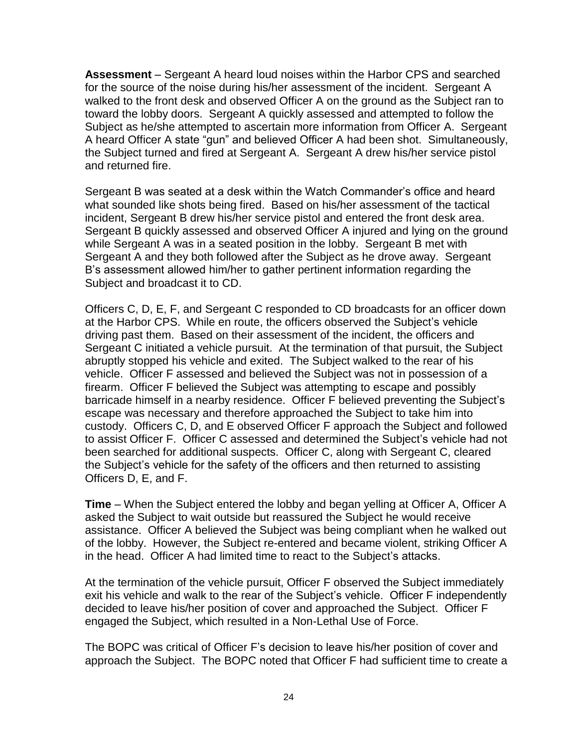**Assessment** – Sergeant A heard loud noises within the Harbor CPS and searched for the source of the noise during his/her assessment of the incident. Sergeant A walked to the front desk and observed Officer A on the ground as the Subject ran to toward the lobby doors. Sergeant A quickly assessed and attempted to follow the Subject as he/she attempted to ascertain more information from Officer A. Sergeant A heard Officer A state "gun" and believed Officer A had been shot. Simultaneously, the Subject turned and fired at Sergeant A. Sergeant A drew his/her service pistol and returned fire.

Sergeant B was seated at a desk within the Watch Commander's office and heard what sounded like shots being fired. Based on his/her assessment of the tactical incident, Sergeant B drew his/her service pistol and entered the front desk area. Sergeant B quickly assessed and observed Officer A injured and lying on the ground while Sergeant A was in a seated position in the lobby. Sergeant B met with Sergeant A and they both followed after the Subject as he drove away. Sergeant B's assessment allowed him/her to gather pertinent information regarding the Subject and broadcast it to CD.

Officers C, D, E, F, and Sergeant C responded to CD broadcasts for an officer down at the Harbor CPS. While en route, the officers observed the Subject's vehicle driving past them. Based on their assessment of the incident, the officers and Sergeant C initiated a vehicle pursuit. At the termination of that pursuit, the Subject abruptly stopped his vehicle and exited. The Subject walked to the rear of his vehicle. Officer F assessed and believed the Subject was not in possession of a firearm. Officer F believed the Subject was attempting to escape and possibly barricade himself in a nearby residence. Officer F believed preventing the Subject's escape was necessary and therefore approached the Subject to take him into custody. Officers C, D, and E observed Officer F approach the Subject and followed to assist Officer F. Officer C assessed and determined the Subject's vehicle had not been searched for additional suspects. Officer C, along with Sergeant C, cleared the Subject's vehicle for the safety of the officers and then returned to assisting Officers D, E, and F.

**Time** – When the Subject entered the lobby and began yelling at Officer A, Officer A asked the Subject to wait outside but reassured the Subject he would receive assistance. Officer A believed the Subject was being compliant when he walked out of the lobby. However, the Subject re-entered and became violent, striking Officer A in the head. Officer A had limited time to react to the Subject's attacks.

At the termination of the vehicle pursuit, Officer F observed the Subject immediately exit his vehicle and walk to the rear of the Subject's vehicle. Officer F independently decided to leave his/her position of cover and approached the Subject. Officer F engaged the Subject, which resulted in a Non-Lethal Use of Force.

The BOPC was critical of Officer F's decision to leave his/her position of cover and approach the Subject. The BOPC noted that Officer F had sufficient time to create a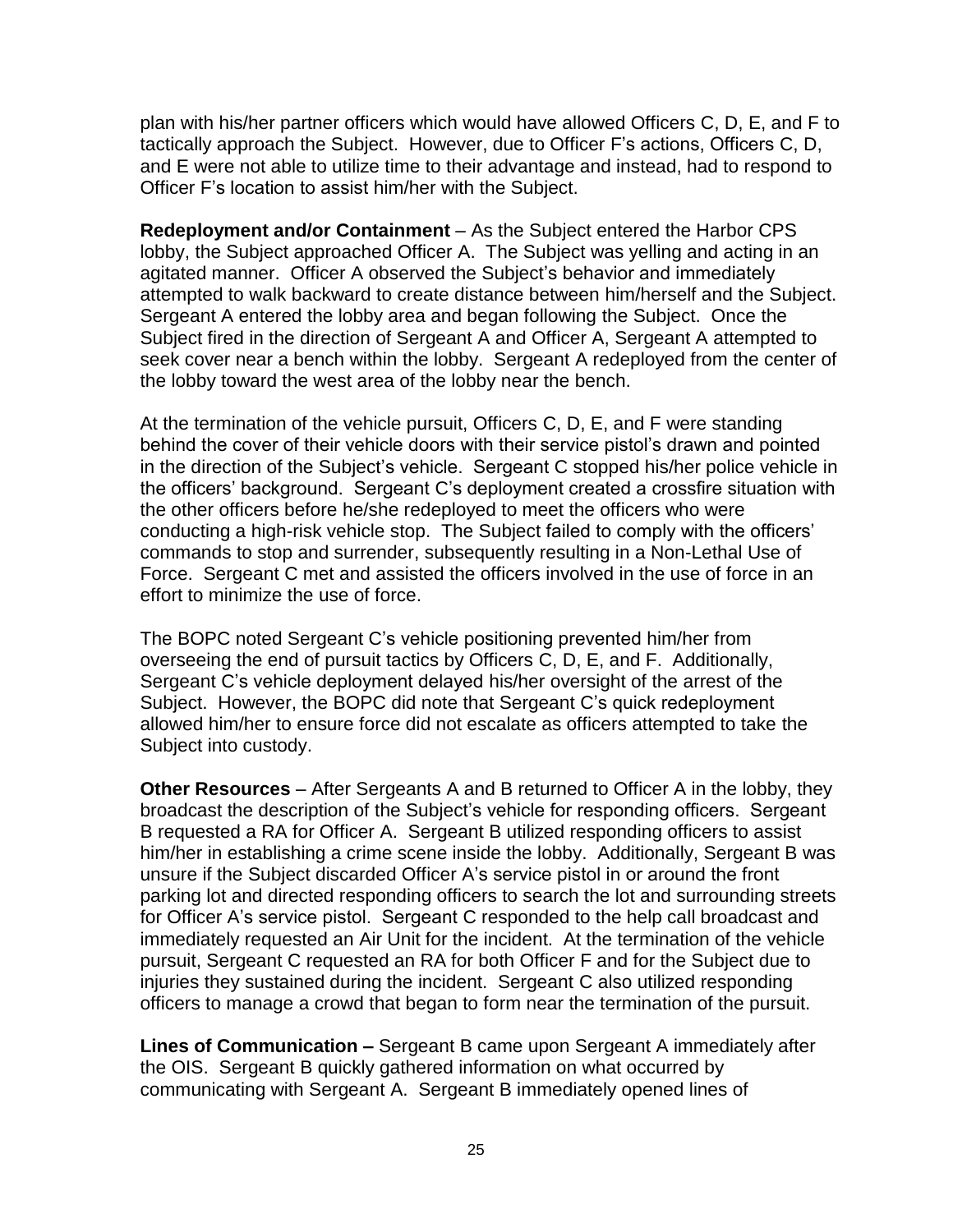plan with his/her partner officers which would have allowed Officers C, D, E, and F to tactically approach the Subject. However, due to Officer F's actions, Officers C, D, and E were not able to utilize time to their advantage and instead, had to respond to Officer F's location to assist him/her with the Subject.

**Redeployment and/or Containment** – As the Subject entered the Harbor CPS lobby, the Subject approached Officer A. The Subject was yelling and acting in an agitated manner. Officer A observed the Subject's behavior and immediately attempted to walk backward to create distance between him/herself and the Subject. Sergeant A entered the lobby area and began following the Subject. Once the Subject fired in the direction of Sergeant A and Officer A, Sergeant A attempted to seek cover near a bench within the lobby. Sergeant A redeployed from the center of the lobby toward the west area of the lobby near the bench.

At the termination of the vehicle pursuit, Officers C, D, E, and F were standing behind the cover of their vehicle doors with their service pistol's drawn and pointed in the direction of the Subject's vehicle. Sergeant C stopped his/her police vehicle in the officers' background. Sergeant C's deployment created a crossfire situation with the other officers before he/she redeployed to meet the officers who were conducting a high-risk vehicle stop. The Subject failed to comply with the officers' commands to stop and surrender, subsequently resulting in a Non-Lethal Use of Force. Sergeant C met and assisted the officers involved in the use of force in an effort to minimize the use of force.

The BOPC noted Sergeant C's vehicle positioning prevented him/her from overseeing the end of pursuit tactics by Officers C, D, E, and F. Additionally, Sergeant C's vehicle deployment delayed his/her oversight of the arrest of the Subject. However, the BOPC did note that Sergeant C's quick redeployment allowed him/her to ensure force did not escalate as officers attempted to take the Subject into custody.

**Other Resources** – After Sergeants A and B returned to Officer A in the lobby, they broadcast the description of the Subject's vehicle for responding officers. Sergeant B requested a RA for Officer A. Sergeant B utilized responding officers to assist him/her in establishing a crime scene inside the lobby. Additionally, Sergeant B was unsure if the Subject discarded Officer A's service pistol in or around the front parking lot and directed responding officers to search the lot and surrounding streets for Officer A's service pistol. Sergeant C responded to the help call broadcast and immediately requested an Air Unit for the incident. At the termination of the vehicle pursuit, Sergeant C requested an RA for both Officer F and for the Subject due to injuries they sustained during the incident. Sergeant C also utilized responding officers to manage a crowd that began to form near the termination of the pursuit.

**Lines of Communication –** Sergeant B came upon Sergeant A immediately after the OIS. Sergeant B quickly gathered information on what occurred by communicating with Sergeant A. Sergeant B immediately opened lines of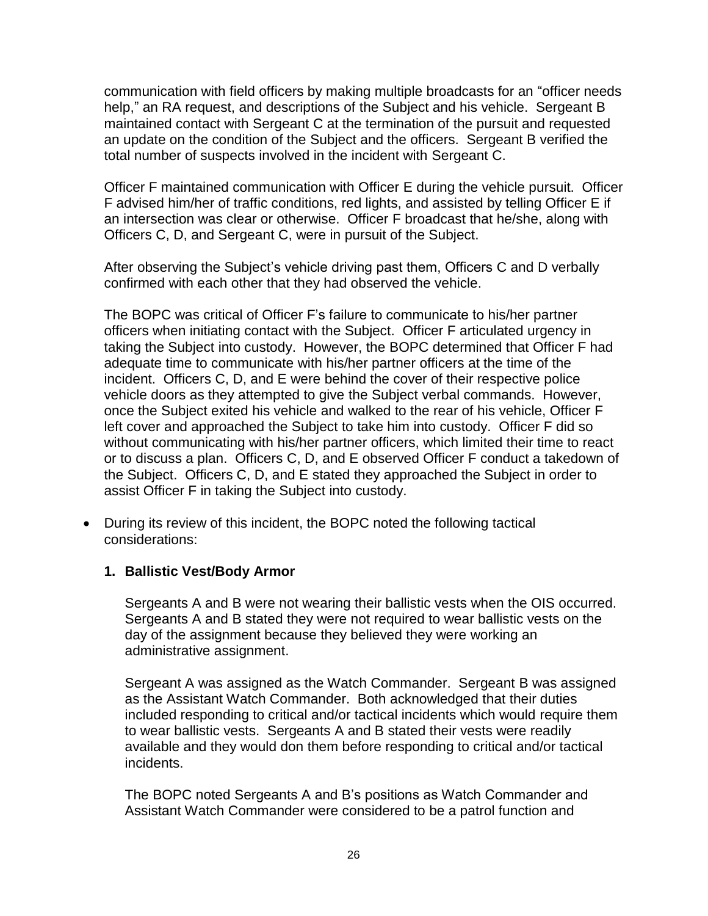communication with field officers by making multiple broadcasts for an "officer needs help," an RA request, and descriptions of the Subject and his vehicle. Sergeant B maintained contact with Sergeant C at the termination of the pursuit and requested an update on the condition of the Subject and the officers. Sergeant B verified the total number of suspects involved in the incident with Sergeant C.

Officer F maintained communication with Officer E during the vehicle pursuit. Officer F advised him/her of traffic conditions, red lights, and assisted by telling Officer E if an intersection was clear or otherwise. Officer F broadcast that he/she, along with Officers C, D, and Sergeant C, were in pursuit of the Subject.

After observing the Subject's vehicle driving past them, Officers C and D verbally confirmed with each other that they had observed the vehicle.

The BOPC was critical of Officer F's failure to communicate to his/her partner officers when initiating contact with the Subject. Officer F articulated urgency in taking the Subject into custody. However, the BOPC determined that Officer F had adequate time to communicate with his/her partner officers at the time of the incident. Officers C, D, and E were behind the cover of their respective police vehicle doors as they attempted to give the Subject verbal commands. However, once the Subject exited his vehicle and walked to the rear of his vehicle, Officer F left cover and approached the Subject to take him into custody. Officer F did so without communicating with his/her partner officers, which limited their time to react or to discuss a plan. Officers C, D, and E observed Officer F conduct a takedown of the Subject. Officers C, D, and E stated they approached the Subject in order to assist Officer F in taking the Subject into custody.

- During its review of this incident, the BOPC noted the following tactical considerations:

  **1. Ballistic Vest/Body Armor**

  Sergeants A and B were not wearing their ballistic vests when the OIS occurred. Sergeants A and B stated they were not required to wear ballistic vests on the day of the assignment because they believed they were working an administrative assignment.

  Sergeant A was assigned as the Watch Commander. Sergeant B was assigned as the Assistant Watch Commander. Both acknowledged that their duties included responding to critical and/or tactical incidents which would require them to wear ballistic vests. Sergeants A and B stated their vests were readily available and they would don them before responding to critical and/or tactical incidents.

  The BOPC noted Sergeants A and B's positions as Watch Commander and Assistant Watch Commander were considered to be a patrol function and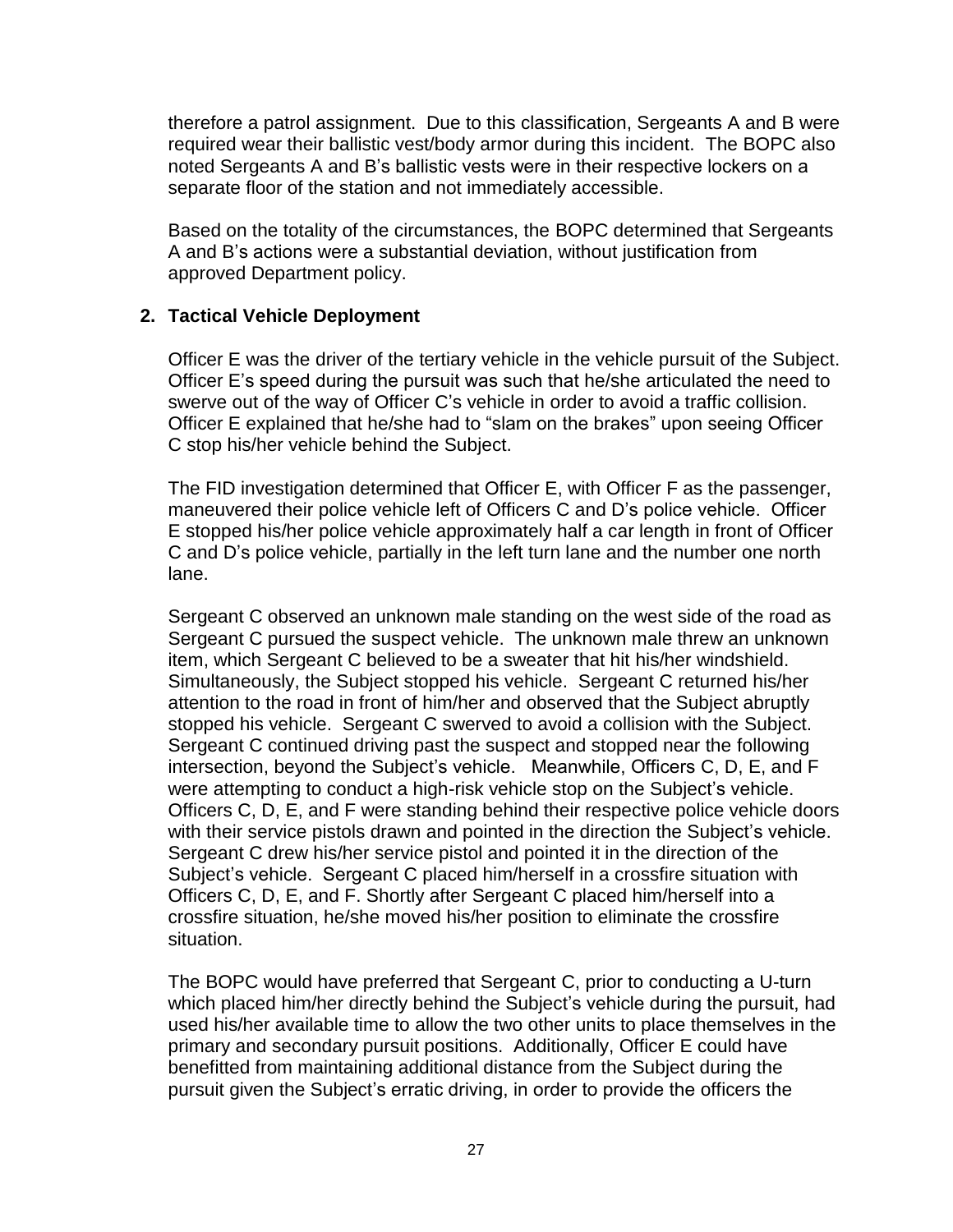therefore a patrol assignment. Due to this classification, Sergeants A and B were required wear their ballistic vest/body armor during this incident. The BOPC also noted Sergeants A and B's ballistic vests were in their respective lockers on a separate floor of the station and not immediately accessible.

Based on the totality of the circumstances, the BOPC determined that Sergeants A and B's actions were a substantial deviation, without justification from approved Department policy.

**2. Tactical Vehicle Deployment**

Officer E was the driver of the tertiary vehicle in the vehicle pursuit of the Subject. Officer E's speed during the pursuit was such that he/she articulated the need to swerve out of the way of Officer C's vehicle in order to avoid a traffic collision. Officer E explained that he/she had to "slam on the brakes" upon seeing Officer C stop his/her vehicle behind the Subject.

The FID investigation determined that Officer E, with Officer F as the passenger, maneuvered their police vehicle left of Officers C and D's police vehicle. Officer E stopped his/her police vehicle approximately half a car length in front of Officer C and D's police vehicle, partially in the left turn lane and the number one north lane.

Sergeant C observed an unknown male standing on the west side of the road as Sergeant C pursued the suspect vehicle. The unknown male threw an unknown item, which Sergeant C believed to be a sweater that hit his/her windshield. Simultaneously, the Subject stopped his vehicle. Sergeant C returned his/her attention to the road in front of him/her and observed that the Subject abruptly stopped his vehicle. Sergeant C swerved to avoid a collision with the Subject. Sergeant C continued driving past the suspect and stopped near the following intersection, beyond the Subject's vehicle. Meanwhile, Officers C, D, E, and F were attempting to conduct a high-risk vehicle stop on the Subject's vehicle. Officers C, D, E, and F were standing behind their respective police vehicle doors with their service pistols drawn and pointed in the direction the Subject's vehicle. Sergeant C drew his/her service pistol and pointed it in the direction of the Subject's vehicle. Sergeant C placed him/herself in a crossfire situation with Officers C, D, E, and F. Shortly after Sergeant C placed him/herself into a crossfire situation, he/she moved his/her position to eliminate the crossfire situation.

The BOPC would have preferred that Sergeant C, prior to conducting a U-turn which placed him/her directly behind the Subject's vehicle during the pursuit, had used his/her available time to allow the two other units to place themselves in the primary and secondary pursuit positions. Additionally, Officer E could have benefitted from maintaining additional distance from the Subject during the pursuit given the Subject's erratic driving, in order to provide the officers the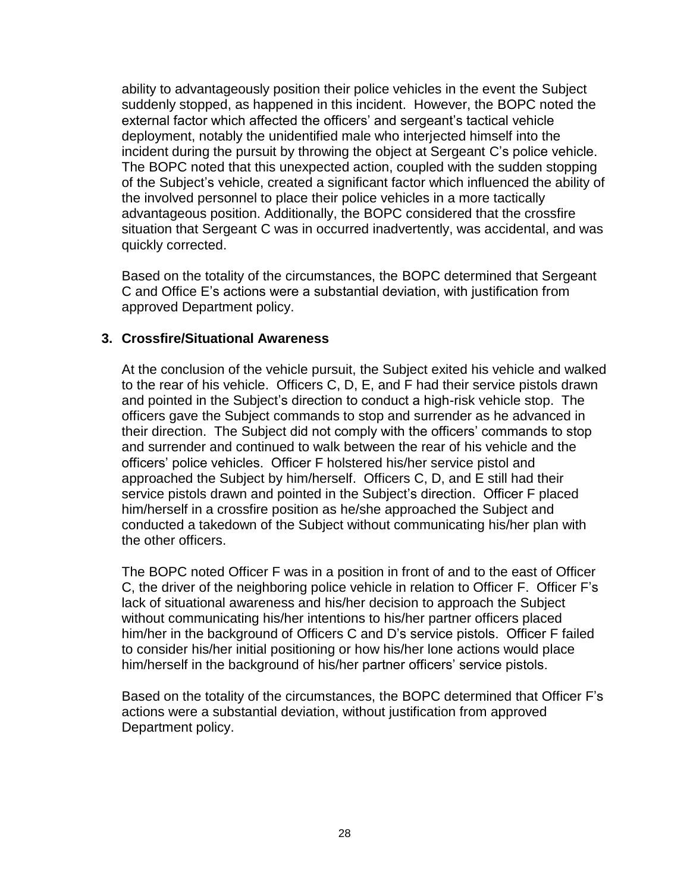ability to advantageously position their police vehicles in the event the Subject suddenly stopped, as happened in this incident. However, the BOPC noted the external factor which affected the officers' and sergeant's tactical vehicle deployment, notably the unidentified male who interjected himself into the incident during the pursuit by throwing the object at Sergeant C's police vehicle. The BOPC noted that this unexpected action, coupled with the sudden stopping of the Subject's vehicle, created a significant factor which influenced the ability of the involved personnel to place their police vehicles in a more tactically advantageous position. Additionally, the BOPC considered that the crossfire situation that Sergeant C was in occurred inadvertently, was accidental, and was quickly corrected.

Based on the totality of the circumstances, the BOPC determined that Sergeant C and Office E's actions were a substantial deviation, with justification from approved Department policy.

**3. Crossfire/Situational Awareness**

At the conclusion of the vehicle pursuit, the Subject exited his vehicle and walked to the rear of his vehicle. Officers C, D, E, and F had their service pistols drawn and pointed in the Subject's direction to conduct a high-risk vehicle stop. The officers gave the Subject commands to stop and surrender as he advanced in their direction. The Subject did not comply with the officers' commands to stop and surrender and continued to walk between the rear of his vehicle and the officers' police vehicles. Officer F holstered his/her service pistol and approached the Subject by him/herself. Officers C, D, and E still had their service pistols drawn and pointed in the Subject's direction. Officer F placed him/herself in a crossfire position as he/she approached the Subject and conducted a takedown of the Subject without communicating his/her plan with the other officers.

The BOPC noted Officer F was in a position in front of and to the east of Officer C, the driver of the neighboring police vehicle in relation to Officer F. Officer F's lack of situational awareness and his/her decision to approach the Subject without communicating his/her intentions to his/her partner officers placed him/her in the background of Officers C and D's service pistols. Officer F failed to consider his/her initial positioning or how his/her lone actions would place him/herself in the background of his/her partner officers' service pistols.

Based on the totality of the circumstances, the BOPC determined that Officer F's actions were a substantial deviation, without justification from approved Department policy.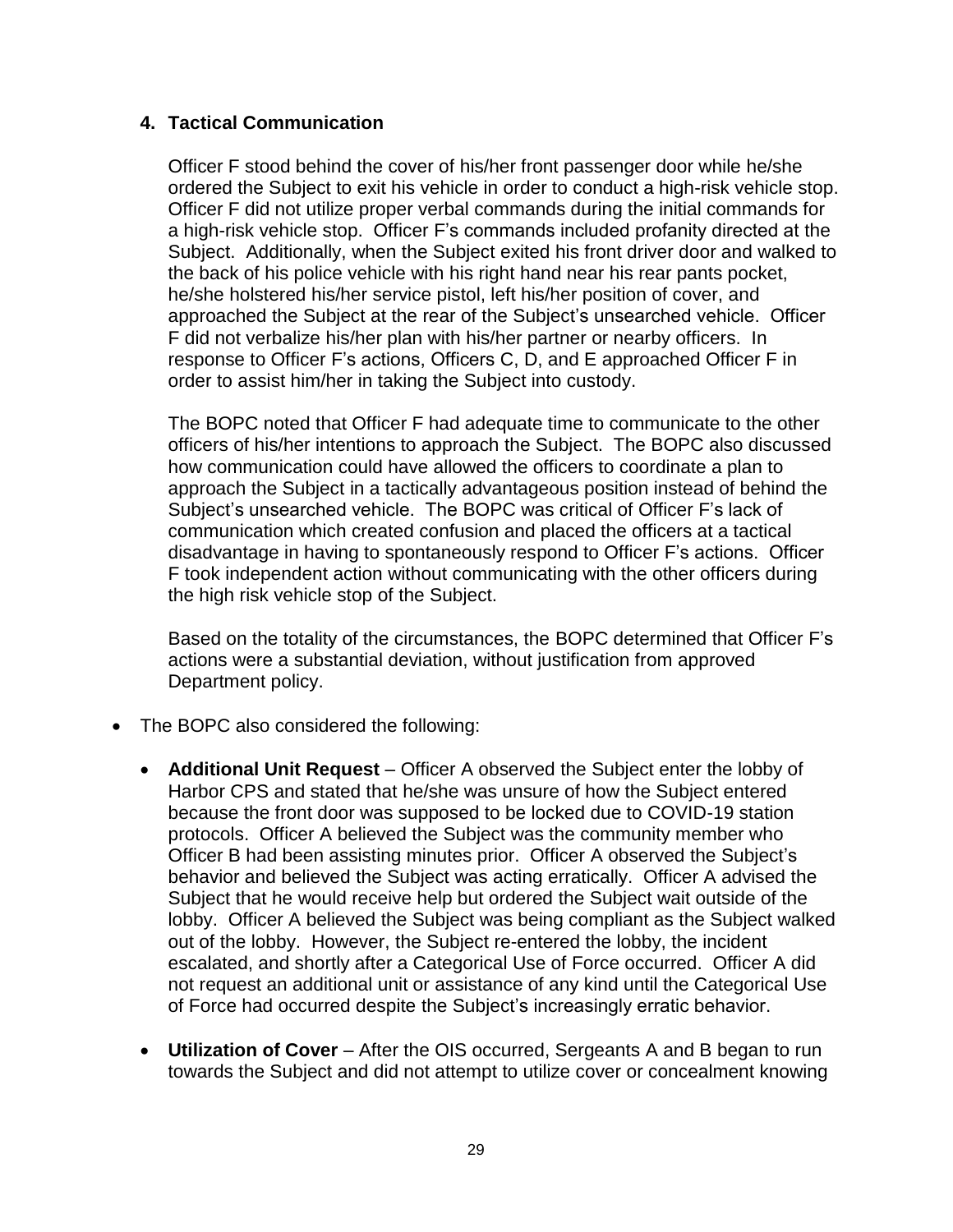### 4. Tactical Communication

Officer F stood behind the cover of his/her front passenger door while he/she ordered the Subject to exit his vehicle in order to conduct a high-risk vehicle stop. Officer F did not utilize proper verbal commands during the initial commands for a high-risk vehicle stop. Officer F's commands included profanity directed at the Subject. Additionally, when the Subject exited his front driver door and walked to the back of his police vehicle with his right hand near his rear pants pocket, he/she holstered his/her service pistol, left his/her position of cover, and approached the Subject at the rear of the Subject's unsearched vehicle. Officer F did not verbalize his/her plan with his/her partner or nearby officers. In response to Officer F's actions, Officers C, D, and E approached Officer F in order to assist him/her in taking the Subject into custody.

The BOPC noted that Officer F had adequate time to communicate to the other officers of his/her intentions to approach the Subject. The BOPC also discussed how communication could have allowed the officers to coordinate a plan to approach the Subject in a tactically advantageous position instead of behind the Subject's unsearched vehicle. The BOPC was critical of Officer F's lack of communication which created confusion and placed the officers at a tactical disadvantage in having to spontaneously respond to Officer F's actions. Officer F took independent action without communicating with the other officers during the high risk vehicle stop of the Subject.

Based on the totality of the circumstances, the BOPC determined that Officer F's actions were a substantial deviation, without justification from approved Department policy.

- The BOPC also considered the following:
  - **Additional Unit Request** – Officer A observed the Subject enter the lobby of Harbor CPS and stated that he/she was unsure of how the Subject entered because the front door was supposed to be locked due to COVID-19 station protocols. Officer A believed the Subject was the community member who Officer B had been assisting minutes prior. Officer A observed the Subject's behavior and believed the Subject was acting erratically. Officer A advised the Subject that he would receive help but ordered the Subject wait outside of the lobby. Officer A believed the Subject was being compliant as the Subject walked out of the lobby. However, the Subject re-entered the lobby, the incident escalated, and shortly after a Categorical Use of Force occurred. Officer A did not request an additional unit or assistance of any kind until the Categorical Use of Force had occurred despite the Subject's increasingly erratic behavior.
  - **Utilization of Cover** – After the OIS occurred, Sergeants A and B began to run towards the Subject and did not attempt to utilize cover or concealment knowing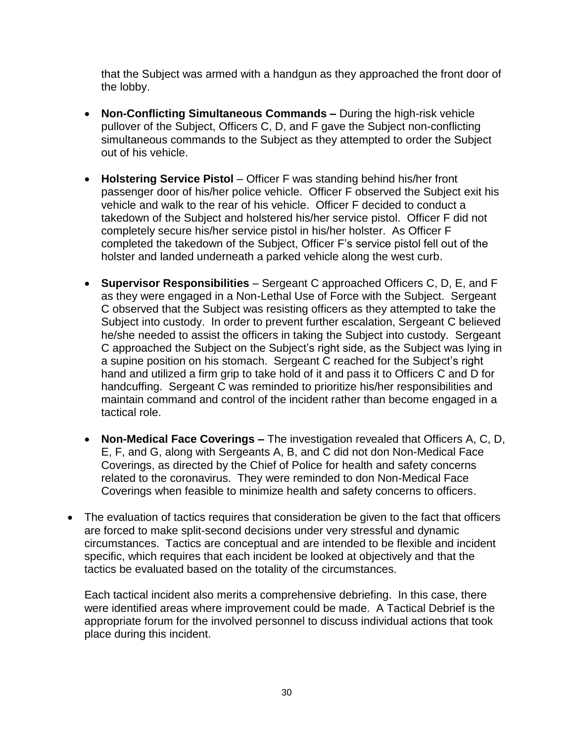that the Subject was armed with a handgun as they approached the front door of the lobby.

- **Non-Conflicting Simultaneous Commands –** During the high-risk vehicle pullover of the Subject, Officers C, D, and F gave the Subject non-conflicting simultaneous commands to the Subject as they attempted to order the Subject out of his vehicle.

- **Holstering Service Pistol** – Officer F was standing behind his/her front passenger door of his/her police vehicle. Officer F observed the Subject exit his vehicle and walk to the rear of his vehicle. Officer F decided to conduct a takedown of the Subject and holstered his/her service pistol. Officer F did not completely secure his/her service pistol in his/her holster. As Officer F completed the takedown of the Subject, Officer F's service pistol fell out of the holster and landed underneath a parked vehicle along the west curb.

- **Supervisor Responsibilities** – Sergeant C approached Officers C, D, E, and F as they were engaged in a Non-Lethal Use of Force with the Subject. Sergeant C observed that the Subject was resisting officers as they attempted to take the Subject into custody. In order to prevent further escalation, Sergeant C believed he/she needed to assist the officers in taking the Subject into custody. Sergeant C approached the Subject on the Subject's right side, as the Subject was lying in a supine position on his stomach. Sergeant C reached for the Subject's right hand and utilized a firm grip to take hold of it and pass it to Officers C and D for handcuffing. Sergeant C was reminded to prioritize his/her responsibilities and maintain command and control of the incident rather than become engaged in a tactical role.

- **Non-Medical Face Coverings –** The investigation revealed that Officers A, C, D, E, F, and G, along with Sergeants A, B, and C did not don Non-Medical Face Coverings, as directed by the Chief of Police for health and safety concerns related to the coronavirus. They were reminded to don Non-Medical Face Coverings when feasible to minimize health and safety concerns to officers.

- The evaluation of tactics requires that consideration be given to the fact that officers are forced to make split-second decisions under very stressful and dynamic circumstances. Tactics are conceptual and are intended to be flexible and incident specific, which requires that each incident be looked at objectively and that the tactics be evaluated based on the totality of the circumstances.

  Each tactical incident also merits a comprehensive debriefing. In this case, there were identified areas where improvement could be made. A Tactical Debrief is the appropriate forum for the involved personnel to discuss individual actions that took place during this incident.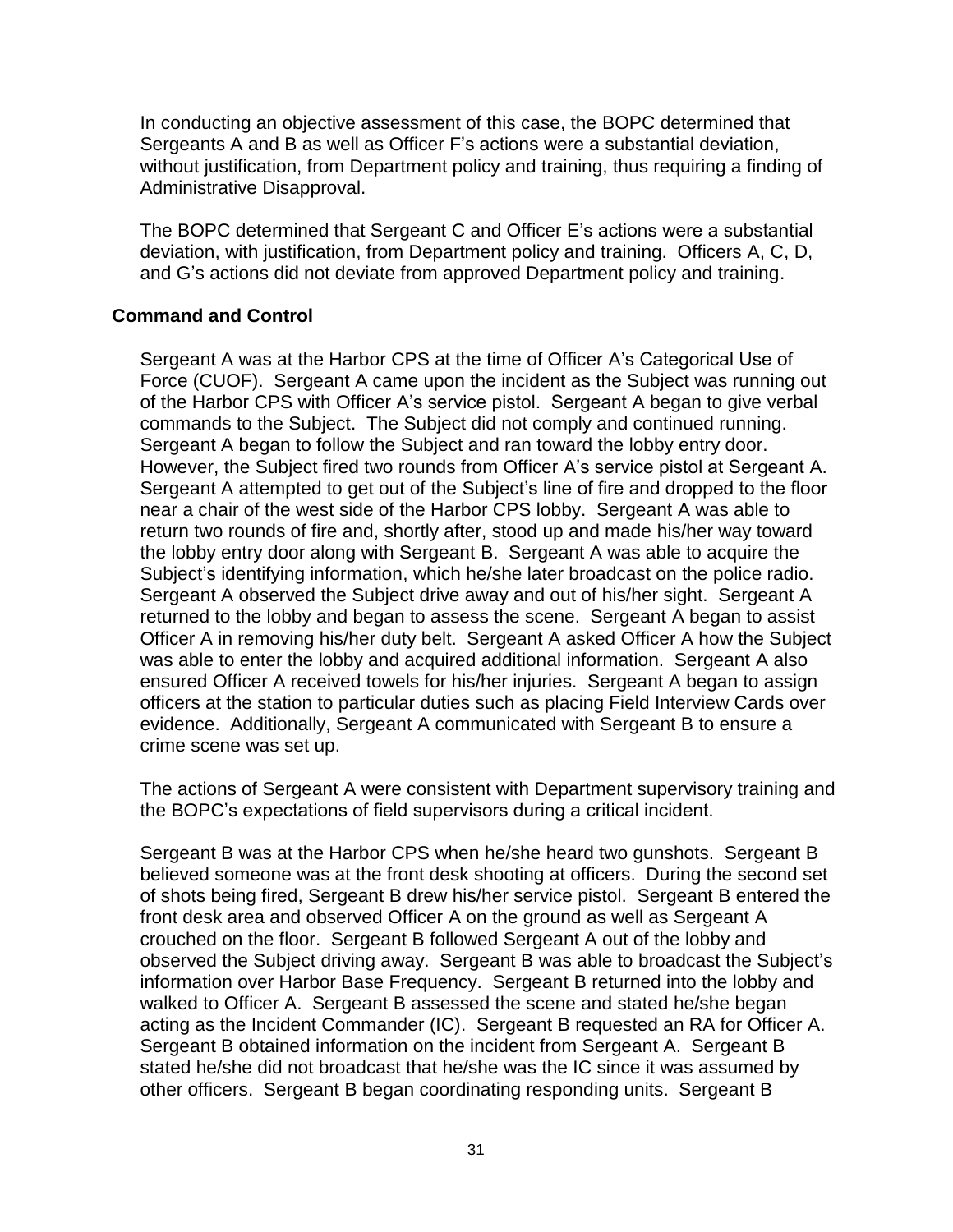In conducting an objective assessment of this case, the BOPC determined that Sergeants A and B as well as Officer F's actions were a substantial deviation, without justification, from Department policy and training, thus requiring a finding of Administrative Disapproval.

The BOPC determined that Sergeant C and Officer E's actions were a substantial deviation, with justification, from Department policy and training. Officers A, C, D, and G's actions did not deviate from approved Department policy and training.

**Command and Control**

Sergeant A was at the Harbor CPS at the time of Officer A's Categorical Use of Force (CUOF). Sergeant A came upon the incident as the Subject was running out of the Harbor CPS with Officer A's service pistol. Sergeant A began to give verbal commands to the Subject. The Subject did not comply and continued running. Sergeant A began to follow the Subject and ran toward the lobby entry door. However, the Subject fired two rounds from Officer A's service pistol at Sergeant A. Sergeant A attempted to get out of the Subject's line of fire and dropped to the floor near a chair of the west side of the Harbor CPS lobby. Sergeant A was able to return two rounds of fire and, shortly after, stood up and made his/her way toward the lobby entry door along with Sergeant B. Sergeant A was able to acquire the Subject's identifying information, which he/she later broadcast on the police radio. Sergeant A observed the Subject drive away and out of his/her sight. Sergeant A returned to the lobby and began to assess the scene. Sergeant A began to assist Officer A in removing his/her duty belt. Sergeant A asked Officer A how the Subject was able to enter the lobby and acquired additional information. Sergeant A also ensured Officer A received towels for his/her injuries. Sergeant A began to assign officers at the station to particular duties such as placing Field Interview Cards over evidence. Additionally, Sergeant A communicated with Sergeant B to ensure a crime scene was set up.

The actions of Sergeant A were consistent with Department supervisory training and the BOPC's expectations of field supervisors during a critical incident.

Sergeant B was at the Harbor CPS when he/she heard two gunshots. Sergeant B believed someone was at the front desk shooting at officers. During the second set of shots being fired, Sergeant B drew his/her service pistol. Sergeant B entered the front desk area and observed Officer A on the ground as well as Sergeant A crouched on the floor. Sergeant B followed Sergeant A out of the lobby and observed the Subject driving away. Sergeant B was able to broadcast the Subject's information over Harbor Base Frequency. Sergeant B returned into the lobby and walked to Officer A. Sergeant B assessed the scene and stated he/she began acting as the Incident Commander (IC). Sergeant B requested an RA for Officer A. Sergeant B obtained information on the incident from Sergeant A. Sergeant B stated he/she did not broadcast that he/she was the IC since it was assumed by other officers. Sergeant B began coordinating responding units. Sergeant B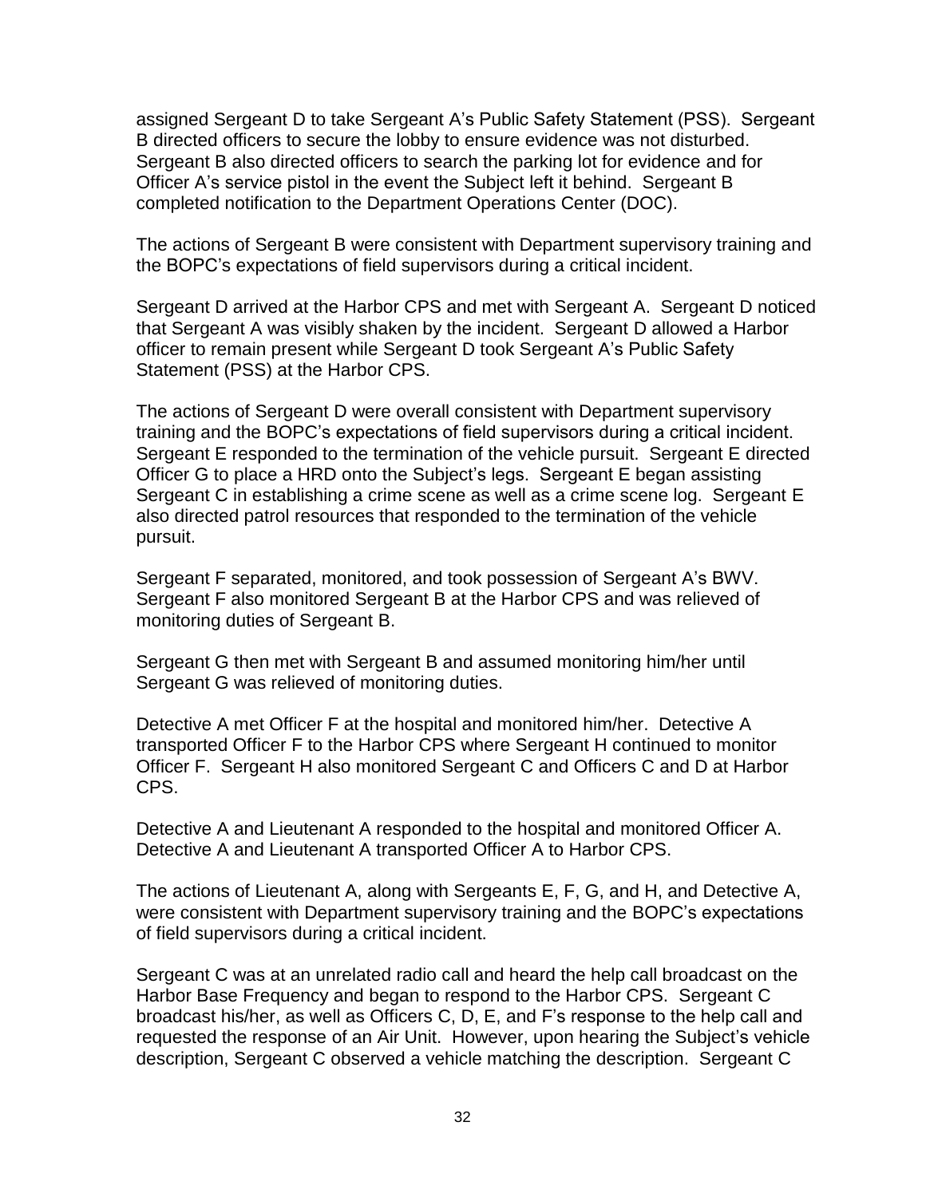assigned Sergeant D to take Sergeant A's Public Safety Statement (PSS). Sergeant B directed officers to secure the lobby to ensure evidence was not disturbed. Sergeant B also directed officers to search the parking lot for evidence and for Officer A's service pistol in the event the Subject left it behind. Sergeant B completed notification to the Department Operations Center (DOC).

The actions of Sergeant B were consistent with Department supervisory training and the BOPC's expectations of field supervisors during a critical incident.

Sergeant D arrived at the Harbor CPS and met with Sergeant A. Sergeant D noticed that Sergeant A was visibly shaken by the incident. Sergeant D allowed a Harbor officer to remain present while Sergeant D took Sergeant A's Public Safety Statement (PSS) at the Harbor CPS.

The actions of Sergeant D were overall consistent with Department supervisory training and the BOPC's expectations of field supervisors during a critical incident. Sergeant E responded to the termination of the vehicle pursuit. Sergeant E directed Officer G to place a HRD onto the Subject's legs. Sergeant E began assisting Sergeant C in establishing a crime scene as well as a crime scene log. Sergeant E also directed patrol resources that responded to the termination of the vehicle pursuit.

Sergeant F separated, monitored, and took possession of Sergeant A's BWV. Sergeant F also monitored Sergeant B at the Harbor CPS and was relieved of monitoring duties of Sergeant B.

Sergeant G then met with Sergeant B and assumed monitoring him/her until Sergeant G was relieved of monitoring duties.

Detective A met Officer F at the hospital and monitored him/her. Detective A transported Officer F to the Harbor CPS where Sergeant H continued to monitor Officer F. Sergeant H also monitored Sergeant C and Officers C and D at Harbor CPS.

Detective A and Lieutenant A responded to the hospital and monitored Officer A. Detective A and Lieutenant A transported Officer A to Harbor CPS.

The actions of Lieutenant A, along with Sergeants E, F, G, and H, and Detective A, were consistent with Department supervisory training and the BOPC's expectations of field supervisors during a critical incident.

Sergeant C was at an unrelated radio call and heard the help call broadcast on the Harbor Base Frequency and began to respond to the Harbor CPS. Sergeant C broadcast his/her, as well as Officers C, D, E, and F's response to the help call and requested the response of an Air Unit. However, upon hearing the Subject's vehicle description, Sergeant C observed a vehicle matching the description. Sergeant C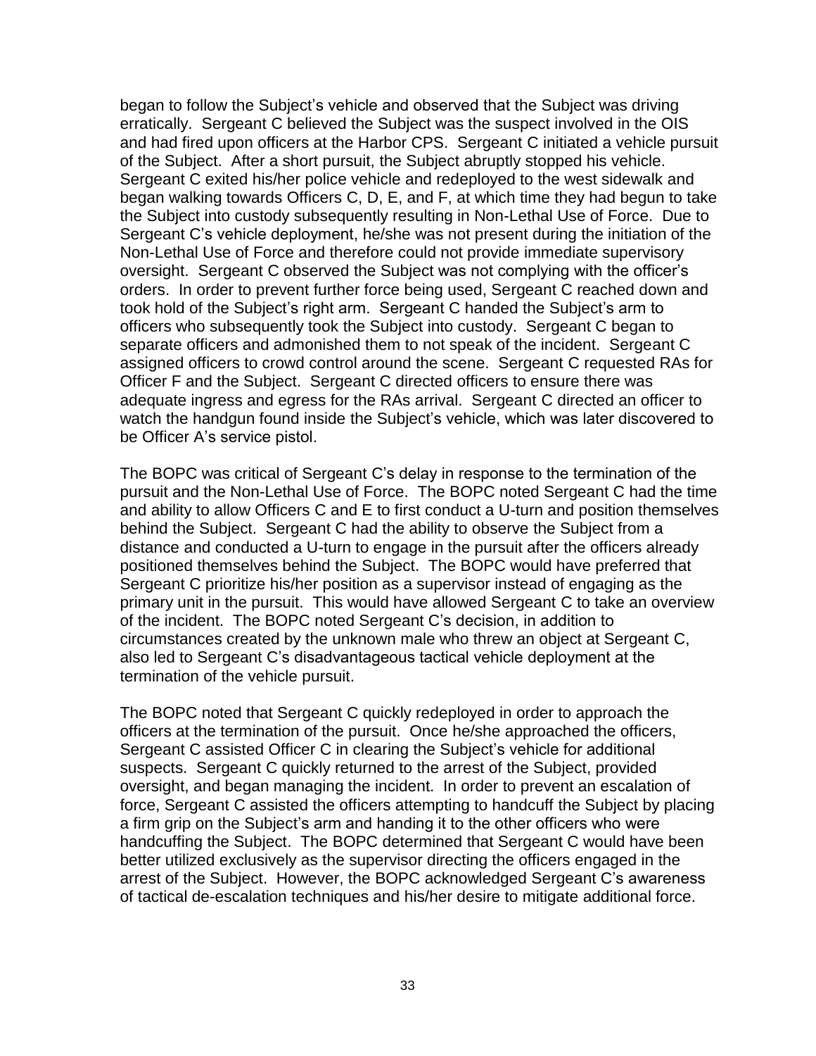began to follow the Subject's vehicle and observed that the Subject was driving erratically. Sergeant C believed the Subject was the suspect involved in the OIS and had fired upon officers at the Harbor CPS. Sergeant C initiated a vehicle pursuit of the Subject. After a short pursuit, the Subject abruptly stopped his vehicle. Sergeant C exited his/her police vehicle and redeployed to the west sidewalk and began walking towards Officers C, D, E, and F, at which time they had begun to take the Subject into custody subsequently resulting in Non-Lethal Use of Force. Due to Sergeant C's vehicle deployment, he/she was not present during the initiation of the Non-Lethal Use of Force and therefore could not provide immediate supervisory oversight. Sergeant C observed the Subject was not complying with the officer's orders. In order to prevent further force being used, Sergeant C reached down and took hold of the Subject's right arm. Sergeant C handed the Subject's arm to officers who subsequently took the Subject into custody. Sergeant C began to separate officers and admonished them to not speak of the incident. Sergeant C assigned officers to crowd control around the scene. Sergeant C requested RAs for Officer F and the Subject. Sergeant C directed officers to ensure there was adequate ingress and egress for the RAs arrival. Sergeant C directed an officer to watch the handgun found inside the Subject's vehicle, which was later discovered to be Officer A's service pistol.

The BOPC was critical of Sergeant C's delay in response to the termination of the pursuit and the Non-Lethal Use of Force. The BOPC noted Sergeant C had the time and ability to allow Officers C and E to first conduct a U-turn and position themselves behind the Subject. Sergeant C had the ability to observe the Subject from a distance and conducted a U-turn to engage in the pursuit after the officers already positioned themselves behind the Subject. The BOPC would have preferred that Sergeant C prioritize his/her position as a supervisor instead of engaging as the primary unit in the pursuit. This would have allowed Sergeant C to take an overview of the incident. The BOPC noted Sergeant C's decision, in addition to circumstances created by the unknown male who threw an object at Sergeant C, also led to Sergeant C's disadvantageous tactical vehicle deployment at the termination of the vehicle pursuit.

The BOPC noted that Sergeant C quickly redeployed in order to approach the officers at the termination of the pursuit. Once he/she approached the officers, Sergeant C assisted Officer C in clearing the Subject's vehicle for additional suspects. Sergeant C quickly returned to the arrest of the Subject, provided oversight, and began managing the incident. In order to prevent an escalation of force, Sergeant C assisted the officers attempting to handcuff the Subject by placing a firm grip on the Subject's arm and handing it to the other officers who were handcuffing the Subject. The BOPC determined that Sergeant C would have been better utilized exclusively as the supervisor directing the officers engaged in the arrest of the Subject. However, the BOPC acknowledged Sergeant C's awareness of tactical de-escalation techniques and his/her desire to mitigate additional force.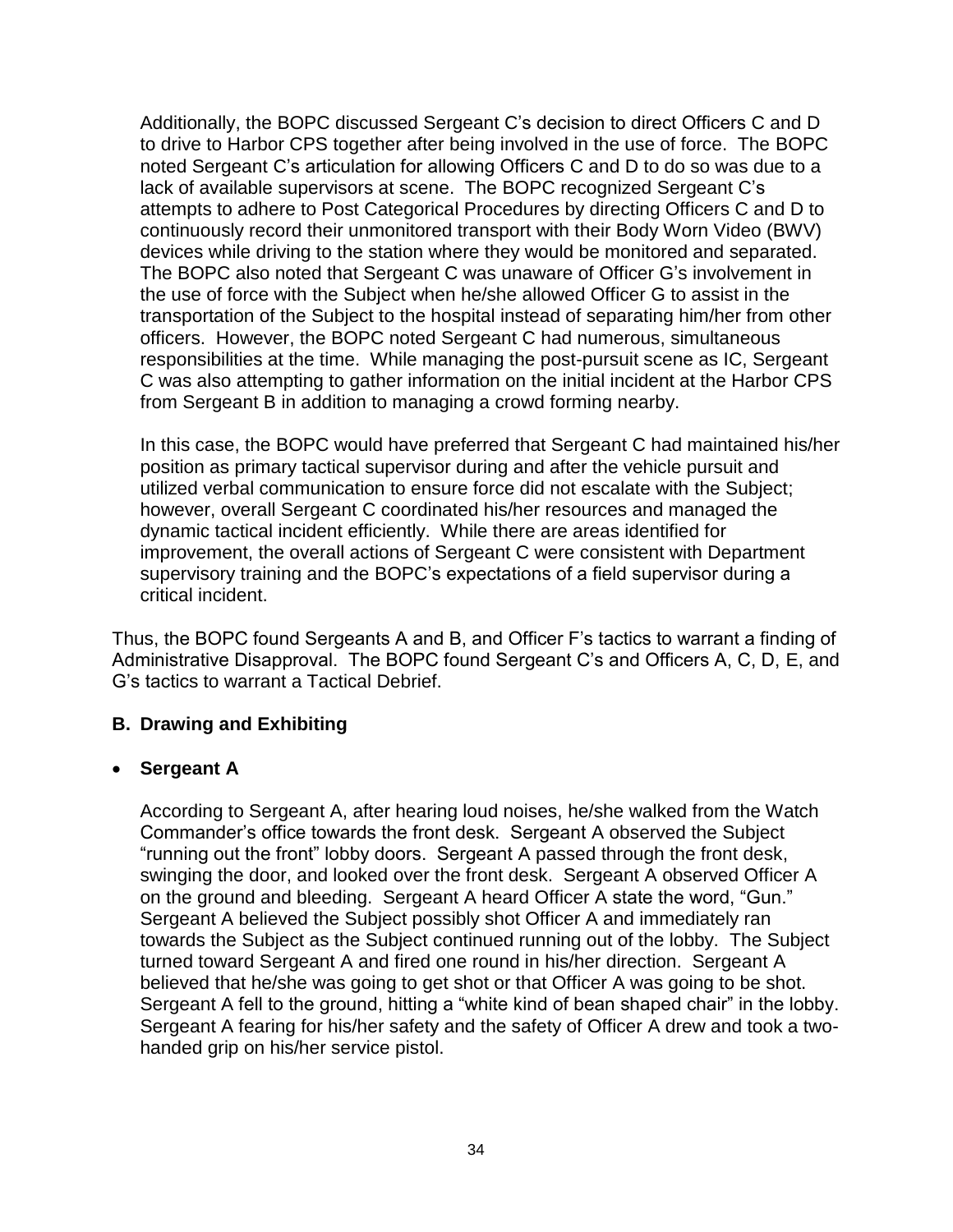Additionally, the BOPC discussed Sergeant C's decision to direct Officers C and D to drive to Harbor CPS together after being involved in the use of force. The BOPC noted Sergeant C's articulation for allowing Officers C and D to do so was due to a lack of available supervisors at scene. The BOPC recognized Sergeant C's attempts to adhere to Post Categorical Procedures by directing Officers C and D to continuously record their unmonitored transport with their Body Worn Video (BWV) devices while driving to the station where they would be monitored and separated. The BOPC also noted that Sergeant C was unaware of Officer G's involvement in the use of force with the Subject when he/she allowed Officer G to assist in the transportation of the Subject to the hospital instead of separating him/her from other officers. However, the BOPC noted Sergeant C had numerous, simultaneous responsibilities at the time. While managing the post-pursuit scene as IC, Sergeant C was also attempting to gather information on the initial incident at the Harbor CPS from Sergeant B in addition to managing a crowd forming nearby.

In this case, the BOPC would have preferred that Sergeant C had maintained his/her position as primary tactical supervisor during and after the vehicle pursuit and utilized verbal communication to ensure force did not escalate with the Subject; however, overall Sergeant C coordinated his/her resources and managed the dynamic tactical incident efficiently. While there are areas identified for improvement, the overall actions of Sergeant C were consistent with Department supervisory training and the BOPC's expectations of a field supervisor during a critical incident.

Thus, the BOPC found Sergeants A and B, and Officer F's tactics to warrant a finding of Administrative Disapproval. The BOPC found Sergeant C's and Officers A, C, D, E, and G's tactics to warrant a Tactical Debrief.

### B. Drawing and Exhibiting

- **Sergeant A**

According to Sergeant A, after hearing loud noises, he/she walked from the Watch Commander's office towards the front desk. Sergeant A observed the Subject "running out the front" lobby doors. Sergeant A passed through the front desk, swinging the door, and looked over the front desk. Sergeant A observed Officer A on the ground and bleeding. Sergeant A heard Officer A state the word, "Gun." Sergeant A believed the Subject possibly shot Officer A and immediately ran towards the Subject as the Subject continued running out of the lobby. The Subject turned toward Sergeant A and fired one round in his/her direction. Sergeant A believed that he/she was going to get shot or that Officer A was going to be shot. Sergeant A fell to the ground, hitting a "white kind of bean shaped chair" in the lobby. Sergeant A fearing for his/her safety and the safety of Officer A drew and took a two-handed grip on his/her service pistol.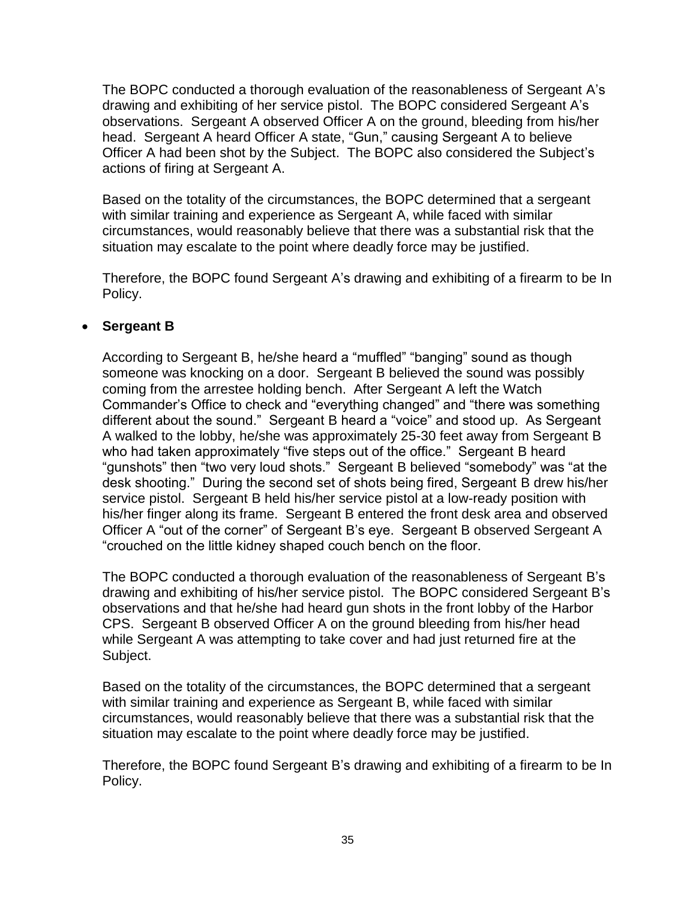The BOPC conducted a thorough evaluation of the reasonableness of Sergeant A's drawing and exhibiting of her service pistol. The BOPC considered Sergeant A's observations. Sergeant A observed Officer A on the ground, bleeding from his/her head. Sergeant A heard Officer A state, "Gun," causing Sergeant A to believe Officer A had been shot by the Subject. The BOPC also considered the Subject's actions of firing at Sergeant A.

Based on the totality of the circumstances, the BOPC determined that a sergeant with similar training and experience as Sergeant A, while faced with similar circumstances, would reasonably believe that there was a substantial risk that the situation may escalate to the point where deadly force may be justified.

Therefore, the BOPC found Sergeant A's drawing and exhibiting of a firearm to be In Policy.

- **Sergeant B**

  According to Sergeant B, he/she heard a "muffled" "banging" sound as though someone was knocking on a door. Sergeant B believed the sound was possibly coming from the arrestee holding bench. After Sergeant A left the Watch Commander's Office to check and "everything changed" and "there was something different about the sound." Sergeant B heard a "voice" and stood up. As Sergeant A walked to the lobby, he/she was approximately 25-30 feet away from Sergeant B who had taken approximately "five steps out of the office." Sergeant B heard "gunshots" then "two very loud shots." Sergeant B believed "somebody" was "at the desk shooting." During the second set of shots being fired, Sergeant B drew his/her service pistol. Sergeant B held his/her service pistol at a low-ready position with his/her finger along its frame. Sergeant B entered the front desk area and observed Officer A "out of the corner" of Sergeant B's eye. Sergeant B observed Sergeant A "crouched on the little kidney shaped couch bench on the floor.

  The BOPC conducted a thorough evaluation of the reasonableness of Sergeant B's drawing and exhibiting of his/her service pistol. The BOPC considered Sergeant B's observations and that he/she had heard gun shots in the front lobby of the Harbor CPS. Sergeant B observed Officer A on the ground bleeding from his/her head while Sergeant A was attempting to take cover and had just returned fire at the Subject.

  Based on the totality of the circumstances, the BOPC determined that a sergeant with similar training and experience as Sergeant B, while faced with similar circumstances, would reasonably believe that there was a substantial risk that the situation may escalate to the point where deadly force may be justified.

  Therefore, the BOPC found Sergeant B's drawing and exhibiting of a firearm to be In Policy.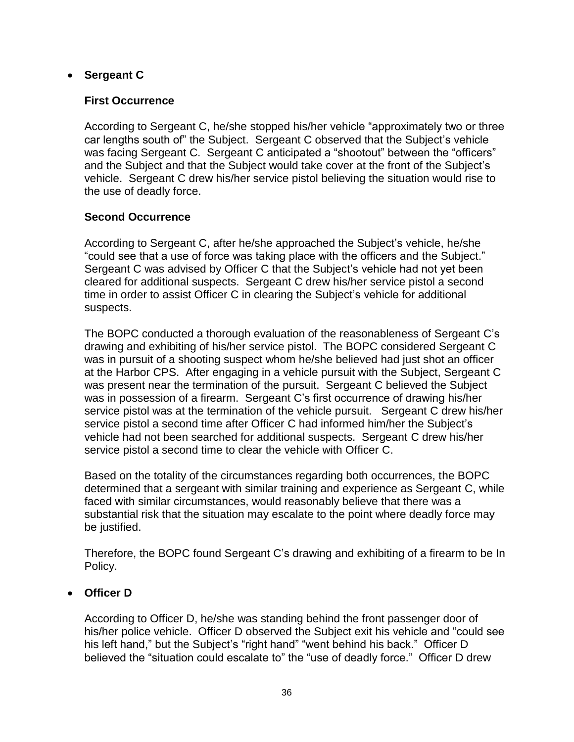- **Sergeant C**

**First Occurrence**

According to Sergeant C, he/she stopped his/her vehicle "approximately two or three car lengths south of" the Subject. Sergeant C observed that the Subject's vehicle was facing Sergeant C. Sergeant C anticipated a "shootout" between the "officers" and the Subject and that the Subject would take cover at the front of the Subject's vehicle. Sergeant C drew his/her service pistol believing the situation would rise to the use of deadly force.

**Second Occurrence**

According to Sergeant C, after he/she approached the Subject's vehicle, he/she "could see that a use of force was taking place with the officers and the Subject." Sergeant C was advised by Officer C that the Subject's vehicle had not yet been cleared for additional suspects. Sergeant C drew his/her service pistol a second time in order to assist Officer C in clearing the Subject's vehicle for additional suspects.

The BOPC conducted a thorough evaluation of the reasonableness of Sergeant C's drawing and exhibiting of his/her service pistol. The BOPC considered Sergeant C was in pursuit of a shooting suspect whom he/she believed had just shot an officer at the Harbor CPS. After engaging in a vehicle pursuit with the Subject, Sergeant C was present near the termination of the pursuit. Sergeant C believed the Subject was in possession of a firearm. Sergeant C's first occurrence of drawing his/her service pistol was at the termination of the vehicle pursuit. Sergeant C drew his/her service pistol a second time after Officer C had informed him/her the Subject's vehicle had not been searched for additional suspects. Sergeant C drew his/her service pistol a second time to clear the vehicle with Officer C.

Based on the totality of the circumstances regarding both occurrences, the BOPC determined that a sergeant with similar training and experience as Sergeant C, while faced with similar circumstances, would reasonably believe that there was a substantial risk that the situation may escalate to the point where deadly force may be justified.

Therefore, the BOPC found Sergeant C's drawing and exhibiting of a firearm to be In Policy.

- **Officer D**

According to Officer D, he/she was standing behind the front passenger door of his/her police vehicle. Officer D observed the Subject exit his vehicle and "could see his left hand," but the Subject's "right hand" "went behind his back." Officer D believed the "situation could escalate to" the "use of deadly force." Officer D drew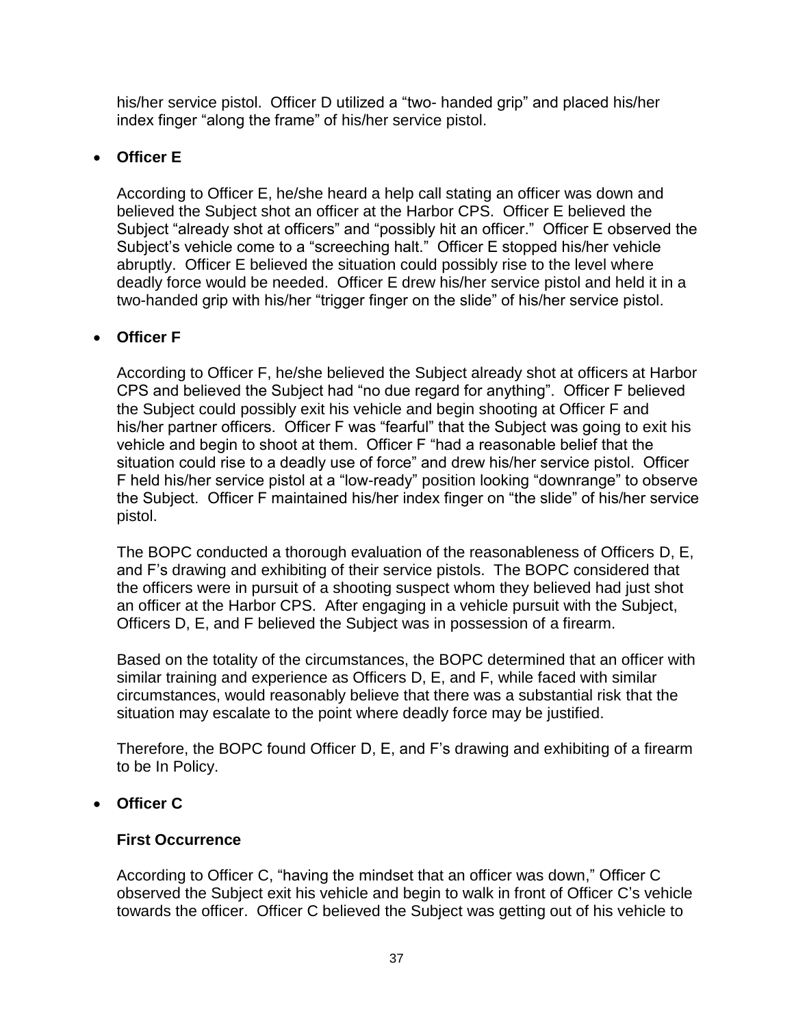his/her service pistol. Officer D utilized a “two- handed grip” and placed his/her index finger “along the frame” of his/her service pistol.

- **Officer E**

  According to Officer E, he/she heard a help call stating an officer was down and believed the Subject shot an officer at the Harbor CPS. Officer E believed the Subject “already shot at officers” and “possibly hit an officer.” Officer E observed the Subject’s vehicle come to a “screeching halt.” Officer E stopped his/her vehicle abruptly. Officer E believed the situation could possibly rise to the level where deadly force would be needed. Officer E drew his/her service pistol and held it in a two-handed grip with his/her “trigger finger on the slide” of his/her service pistol.

- **Officer F**

  According to Officer F, he/she believed the Subject already shot at officers at Harbor CPS and believed the Subject had “no due regard for anything”. Officer F believed the Subject could possibly exit his vehicle and begin shooting at Officer F and his/her partner officers. Officer F was “fearful” that the Subject was going to exit his vehicle and begin to shoot at them. Officer F “had a reasonable belief that the situation could rise to a deadly use of force” and drew his/her service pistol. Officer F held his/her service pistol at a “low-ready” position looking “downrange” to observe the Subject. Officer F maintained his/her index finger on “the slide” of his/her service pistol.

  The BOPC conducted a thorough evaluation of the reasonableness of Officers D, E, and F’s drawing and exhibiting of their service pistols. The BOPC considered that the officers were in pursuit of a shooting suspect whom they believed had just shot an officer at the Harbor CPS. After engaging in a vehicle pursuit with the Subject, Officers D, E, and F believed the Subject was in possession of a firearm.

  Based on the totality of the circumstances, the BOPC determined that an officer with similar training and experience as Officers D, E, and F, while faced with similar circumstances, would reasonably believe that there was a substantial risk that the situation may escalate to the point where deadly force may be justified.

  Therefore, the BOPC found Officer D, E, and F’s drawing and exhibiting of a firearm to be In Policy.

- **Officer C**

  **First Occurrence**

  According to Officer C, “having the mindset that an officer was down,” Officer C observed the Subject exit his vehicle and begin to walk in front of Officer C’s vehicle towards the officer. Officer C believed the Subject was getting out of his vehicle to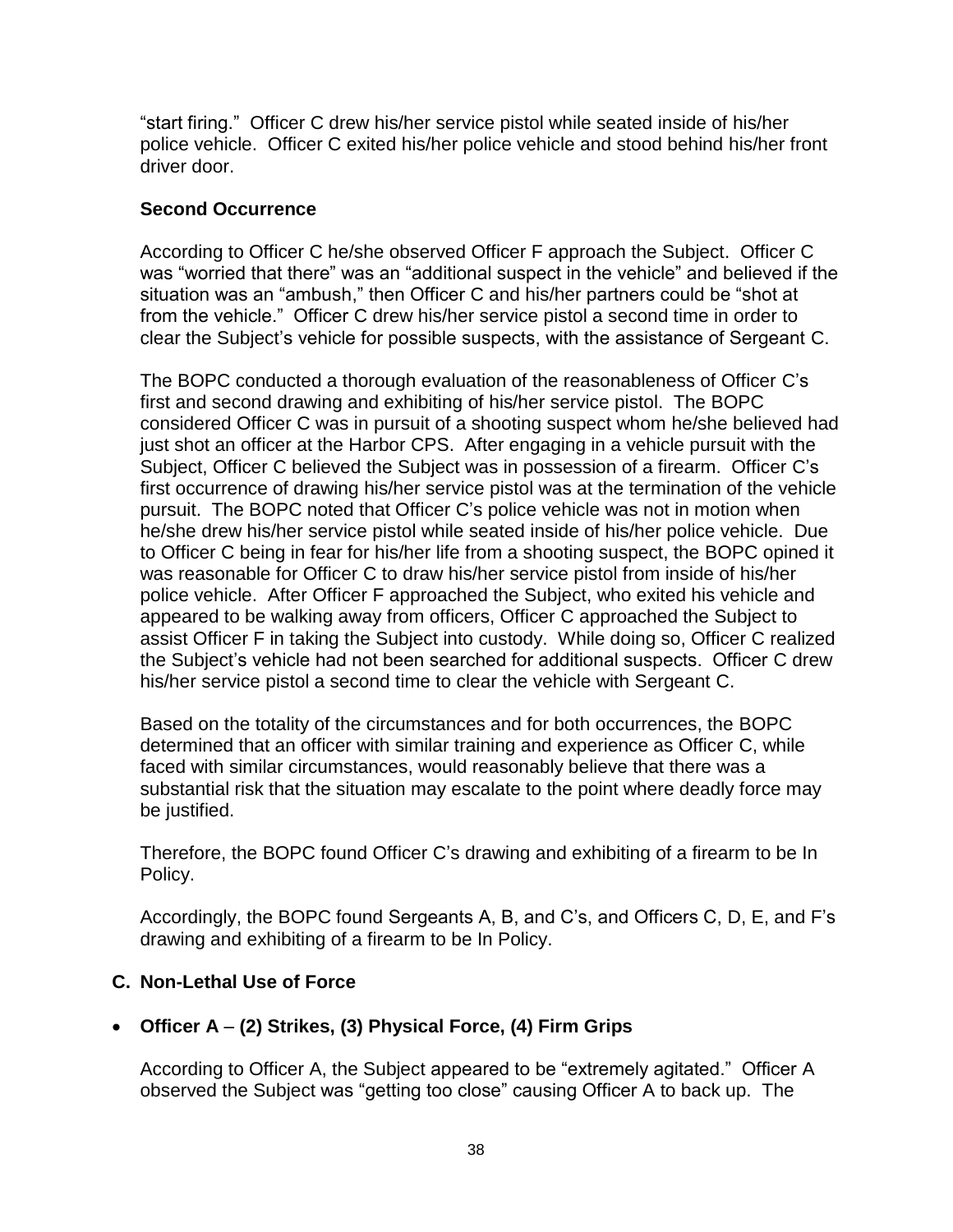"start firing." Officer C drew his/her service pistol while seated inside of his/her police vehicle. Officer C exited his/her police vehicle and stood behind his/her front driver door.

**Second Occurrence**

According to Officer C he/she observed Officer F approach the Subject. Officer C was "worried that there" was an "additional suspect in the vehicle" and believed if the situation was an "ambush," then Officer C and his/her partners could be "shot at from the vehicle." Officer C drew his/her service pistol a second time in order to clear the Subject's vehicle for possible suspects, with the assistance of Sergeant C.

The BOPC conducted a thorough evaluation of the reasonableness of Officer C's first and second drawing and exhibiting of his/her service pistol. The BOPC considered Officer C was in pursuit of a shooting suspect whom he/she believed had just shot an officer at the Harbor CPS. After engaging in a vehicle pursuit with the Subject, Officer C believed the Subject was in possession of a firearm. Officer C's first occurrence of drawing his/her service pistol was at the termination of the vehicle pursuit. The BOPC noted that Officer C's police vehicle was not in motion when he/she drew his/her service pistol while seated inside of his/her police vehicle. Due to Officer C being in fear for his/her life from a shooting suspect, the BOPC opined it was reasonable for Officer C to draw his/her service pistol from inside of his/her police vehicle. After Officer F approached the Subject, who exited his vehicle and appeared to be walking away from officers, Officer C approached the Subject to assist Officer F in taking the Subject into custody. While doing so, Officer C realized the Subject's vehicle had not been searched for additional suspects. Officer C drew his/her service pistol a second time to clear the vehicle with Sergeant C.

Based on the totality of the circumstances and for both occurrences, the BOPC determined that an officer with similar training and experience as Officer C, while faced with similar circumstances, would reasonably believe that there was a substantial risk that the situation may escalate to the point where deadly force may be justified.

Therefore, the BOPC found Officer C's drawing and exhibiting of a firearm to be In Policy.

Accordingly, the BOPC found Sergeants A, B, and C's, and Officers C, D, E, and F's drawing and exhibiting of a firearm to be In Policy.

### C. Non-Lethal Use of Force

- **Officer A – (2) Strikes, (3) Physical Force, (4) Firm Grips**

According to Officer A, the Subject appeared to be "extremely agitated." Officer A observed the Subject was "getting too close" causing Officer A to back up. The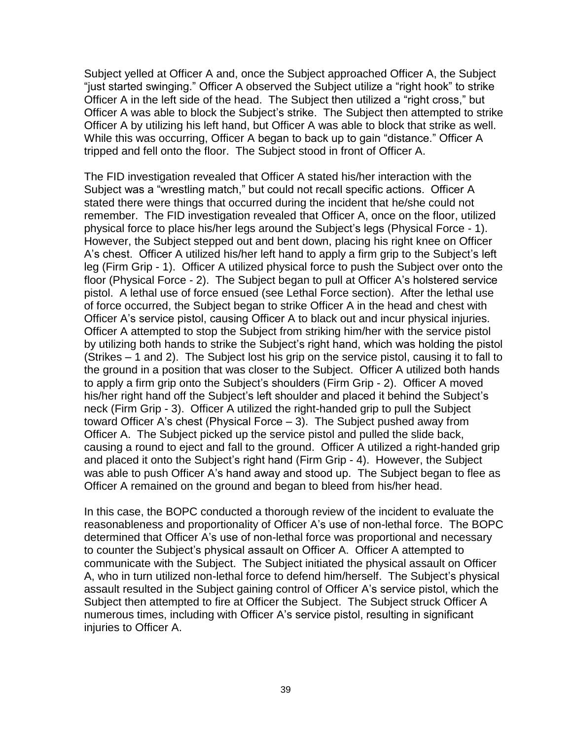Subject yelled at Officer A and, once the Subject approached Officer A, the Subject "just started swinging." Officer A observed the Subject utilize a "right hook" to strike Officer A in the left side of the head. The Subject then utilized a "right cross," but Officer A was able to block the Subject's strike. The Subject then attempted to strike Officer A by utilizing his left hand, but Officer A was able to block that strike as well. While this was occurring, Officer A began to back up to gain "distance." Officer A tripped and fell onto the floor. The Subject stood in front of Officer A.

The FID investigation revealed that Officer A stated his/her interaction with the Subject was a "wrestling match," but could not recall specific actions. Officer A stated there were things that occurred during the incident that he/she could not remember. The FID investigation revealed that Officer A, once on the floor, utilized physical force to place his/her legs around the Subject's legs (Physical Force - 1). However, the Subject stepped out and bent down, placing his right knee on Officer A's chest. Officer A utilized his/her left hand to apply a firm grip to the Subject's left leg (Firm Grip - 1). Officer A utilized physical force to push the Subject over onto the floor (Physical Force - 2). The Subject began to pull at Officer A's holstered service pistol. A lethal use of force ensued (see Lethal Force section). After the lethal use of force occurred, the Subject began to strike Officer A in the head and chest with Officer A's service pistol, causing Officer A to black out and incur physical injuries. Officer A attempted to stop the Subject from striking him/her with the service pistol by utilizing both hands to strike the Subject's right hand, which was holding the pistol (Strikes – 1 and 2). The Subject lost his grip on the service pistol, causing it to fall to the ground in a position that was closer to the Subject. Officer A utilized both hands to apply a firm grip onto the Subject's shoulders (Firm Grip - 2). Officer A moved his/her right hand off the Subject's left shoulder and placed it behind the Subject's neck (Firm Grip - 3). Officer A utilized the right-handed grip to pull the Subject toward Officer A's chest (Physical Force – 3). The Subject pushed away from Officer A. The Subject picked up the service pistol and pulled the slide back, causing a round to eject and fall to the ground. Officer A utilized a right-handed grip and placed it onto the Subject's right hand (Firm Grip - 4). However, the Subject was able to push Officer A's hand away and stood up. The Subject began to flee as Officer A remained on the ground and began to bleed from his/her head.

In this case, the BOPC conducted a thorough review of the incident to evaluate the reasonableness and proportionality of Officer A's use of non-lethal force. The BOPC determined that Officer A's use of non-lethal force was proportional and necessary to counter the Subject's physical assault on Officer A. Officer A attempted to communicate with the Subject. The Subject initiated the physical assault on Officer A, who in turn utilized non-lethal force to defend him/herself. The Subject's physical assault resulted in the Subject gaining control of Officer A's service pistol, which the Subject then attempted to fire at Officer the Subject. The Subject struck Officer A numerous times, including with Officer A's service pistol, resulting in significant injuries to Officer A.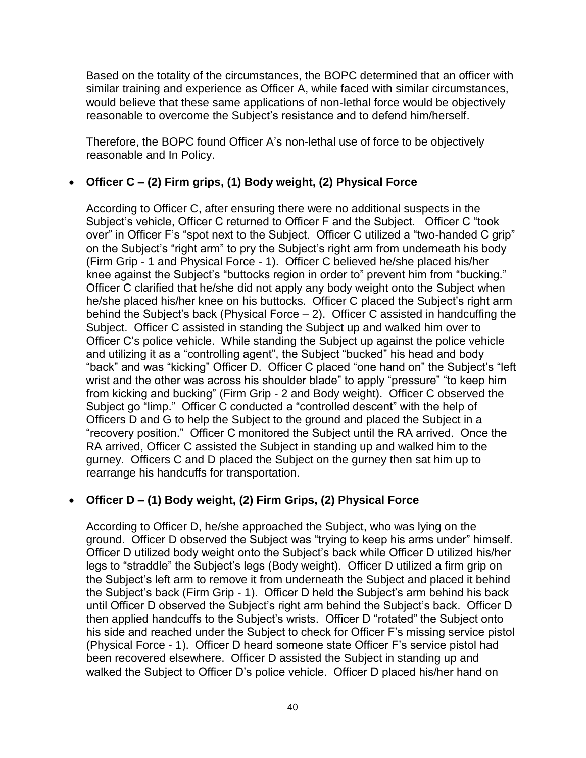Based on the totality of the circumstances, the BOPC determined that an officer with similar training and experience as Officer A, while faced with similar circumstances, would believe that these same applications of non-lethal force would be objectively reasonable to overcome the Subject's resistance and to defend him/herself.

Therefore, the BOPC found Officer A's non-lethal use of force to be objectively reasonable and In Policy.

- **Officer C – (2) Firm grips, (1) Body weight, (2) Physical Force**

  According to Officer C, after ensuring there were no additional suspects in the Subject's vehicle, Officer C returned to Officer F and the Subject. Officer C "took over" in Officer F's "spot next to the Subject. Officer C utilized a "two-handed C grip" on the Subject's "right arm" to pry the Subject's right arm from underneath his body (Firm Grip - 1 and Physical Force - 1). Officer C believed he/she placed his/her knee against the Subject's "buttocks region in order to" prevent him from "bucking." Officer C clarified that he/she did not apply any body weight onto the Subject when he/she placed his/her knee on his buttocks. Officer C placed the Subject's right arm behind the Subject's back (Physical Force – 2). Officer C assisted in handcuffing the Subject. Officer C assisted in standing the Subject up and walked him over to Officer C's police vehicle. While standing the Subject up against the police vehicle and utilizing it as a "controlling agent", the Subject "bucked" his head and body "back" and was "kicking" Officer D. Officer C placed "one hand on" the Subject's "left wrist and the other was across his shoulder blade" to apply "pressure" "to keep him from kicking and bucking" (Firm Grip - 2 and Body weight). Officer C observed the Subject go "limp." Officer C conducted a "controlled descent" with the help of Officers D and G to help the Subject to the ground and placed the Subject in a "recovery position." Officer C monitored the Subject until the RA arrived. Once the RA arrived, Officer C assisted the Subject in standing up and walked him to the gurney. Officers C and D placed the Subject on the gurney then sat him up to rearrange his handcuffs for transportation.

- **Officer D – (1) Body weight, (2) Firm Grips, (2) Physical Force**

  According to Officer D, he/she approached the Subject, who was lying on the ground. Officer D observed the Subject was "trying to keep his arms under" himself. Officer D utilized body weight onto the Subject's back while Officer D utilized his/her legs to "straddle" the Subject's legs (Body weight). Officer D utilized a firm grip on the Subject's left arm to remove it from underneath the Subject and placed it behind the Subject's back (Firm Grip - 1). Officer D held the Subject's arm behind his back until Officer D observed the Subject's right arm behind the Subject's back. Officer D then applied handcuffs to the Subject's wrists. Officer D "rotated" the Subject onto his side and reached under the Subject to check for Officer F's missing service pistol (Physical Force - 1). Officer D heard someone state Officer F's service pistol had been recovered elsewhere. Officer D assisted the Subject in standing up and walked the Subject to Officer D's police vehicle. Officer D placed his/her hand on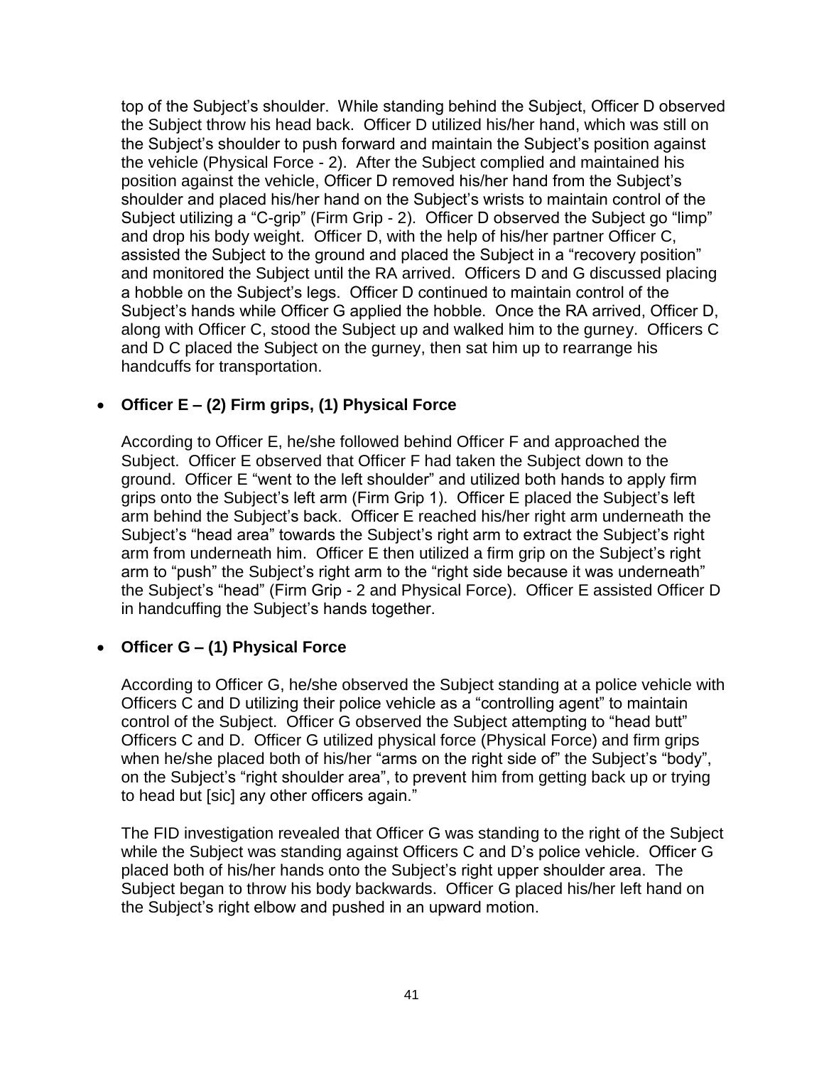top of the Subject's shoulder. While standing behind the Subject, Officer D observed the Subject throw his head back. Officer D utilized his/her hand, which was still on the Subject's shoulder to push forward and maintain the Subject's position against the vehicle (Physical Force - 2). After the Subject complied and maintained his position against the vehicle, Officer D removed his/her hand from the Subject's shoulder and placed his/her hand on the Subject's wrists to maintain control of the Subject utilizing a "C-grip" (Firm Grip - 2). Officer D observed the Subject go "limp" and drop his body weight. Officer D, with the help of his/her partner Officer C, assisted the Subject to the ground and placed the Subject in a "recovery position" and monitored the Subject until the RA arrived. Officers D and G discussed placing a hobble on the Subject's legs. Officer D continued to maintain control of the Subject's hands while Officer G applied the hobble. Once the RA arrived, Officer D, along with Officer C, stood the Subject up and walked him to the gurney. Officers C and D C placed the Subject on the gurney, then sat him up to rearrange his handcuffs for transportation.

- **Officer E – (2) Firm grips, (1) Physical Force**

  According to Officer E, he/she followed behind Officer F and approached the Subject. Officer E observed that Officer F had taken the Subject down to the ground. Officer E "went to the left shoulder" and utilized both hands to apply firm grips onto the Subject's left arm (Firm Grip 1). Officer E placed the Subject's left arm behind the Subject's back. Officer E reached his/her right arm underneath the Subject's "head area" towards the Subject's right arm to extract the Subject's right arm from underneath him. Officer E then utilized a firm grip on the Subject's right arm to "push" the Subject's right arm to the "right side because it was underneath" the Subject's "head" (Firm Grip - 2 and Physical Force). Officer E assisted Officer D in handcuffing the Subject's hands together.

- **Officer G – (1) Physical Force**

  According to Officer G, he/she observed the Subject standing at a police vehicle with Officers C and D utilizing their police vehicle as a "controlling agent" to maintain control of the Subject. Officer G observed the Subject attempting to "head butt" Officers C and D. Officer G utilized physical force (Physical Force) and firm grips when he/she placed both of his/her "arms on the right side of" the Subject's "body", on the Subject's "right shoulder area", to prevent him from getting back up or trying to head but [sic] any other officers again."

  The FID investigation revealed that Officer G was standing to the right of the Subject while the Subject was standing against Officers C and D's police vehicle. Officer G placed both of his/her hands onto the Subject's right upper shoulder area. The Subject began to throw his body backwards. Officer G placed his/her left hand on the Subject's right elbow and pushed in an upward motion.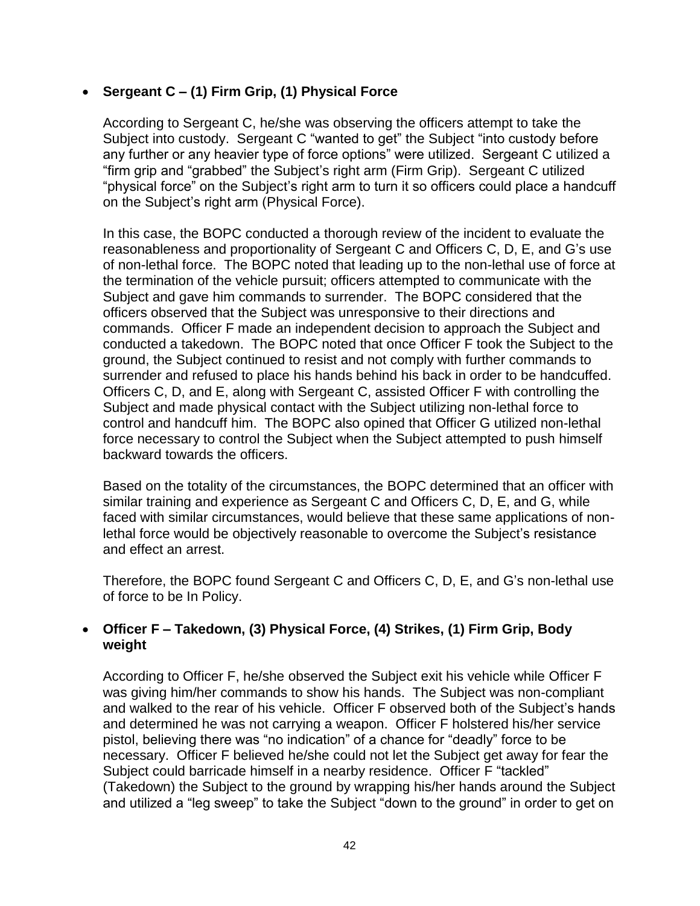- **Sergeant C – (1) Firm Grip, (1) Physical Force**

  According to Sergeant C, he/she was observing the officers attempt to take the Subject into custody. Sergeant C "wanted to get" the Subject "into custody before any further or any heavier type of force options" were utilized. Sergeant C utilized a "firm grip and "grabbed" the Subject's right arm (Firm Grip). Sergeant C utilized "physical force" on the Subject's right arm to turn it so officers could place a handcuff on the Subject's right arm (Physical Force).

  In this case, the BOPC conducted a thorough review of the incident to evaluate the reasonableness and proportionality of Sergeant C and Officers C, D, E, and G's use of non-lethal force. The BOPC noted that leading up to the non-lethal use of force at the termination of the vehicle pursuit; officers attempted to communicate with the Subject and gave him commands to surrender. The BOPC considered that the officers observed that the Subject was unresponsive to their directions and commands. Officer F made an independent decision to approach the Subject and conducted a takedown. The BOPC noted that once Officer F took the Subject to the ground, the Subject continued to resist and not comply with further commands to surrender and refused to place his hands behind his back in order to be handcuffed. Officers C, D, and E, along with Sergeant C, assisted Officer F with controlling the Subject and made physical contact with the Subject utilizing non-lethal force to control and handcuff him. The BOPC also opined that Officer G utilized non-lethal force necessary to control the Subject when the Subject attempted to push himself backward towards the officers.

  Based on the totality of the circumstances, the BOPC determined that an officer with similar training and experience as Sergeant C and Officers C, D, E, and G, while faced with similar circumstances, would believe that these same applications of non-lethal force would be objectively reasonable to overcome the Subject's resistance and effect an arrest.

  Therefore, the BOPC found Sergeant C and Officers C, D, E, and G's non-lethal use of force to be In Policy.

- **Officer F – Takedown, (3) Physical Force, (4) Strikes, (1) Firm Grip, Body weight**

  According to Officer F, he/she observed the Subject exit his vehicle while Officer F was giving him/her commands to show his hands. The Subject was non-compliant and walked to the rear of his vehicle. Officer F observed both of the Subject's hands and determined he was not carrying a weapon. Officer F holstered his/her service pistol, believing there was "no indication" of a chance for "deadly" force to be necessary. Officer F believed he/she could not let the Subject get away for fear the Subject could barricade himself in a nearby residence. Officer F "tackled" (Takedown) the Subject to the ground by wrapping his/her hands around the Subject and utilized a "leg sweep" to take the Subject "down to the ground" in order to get on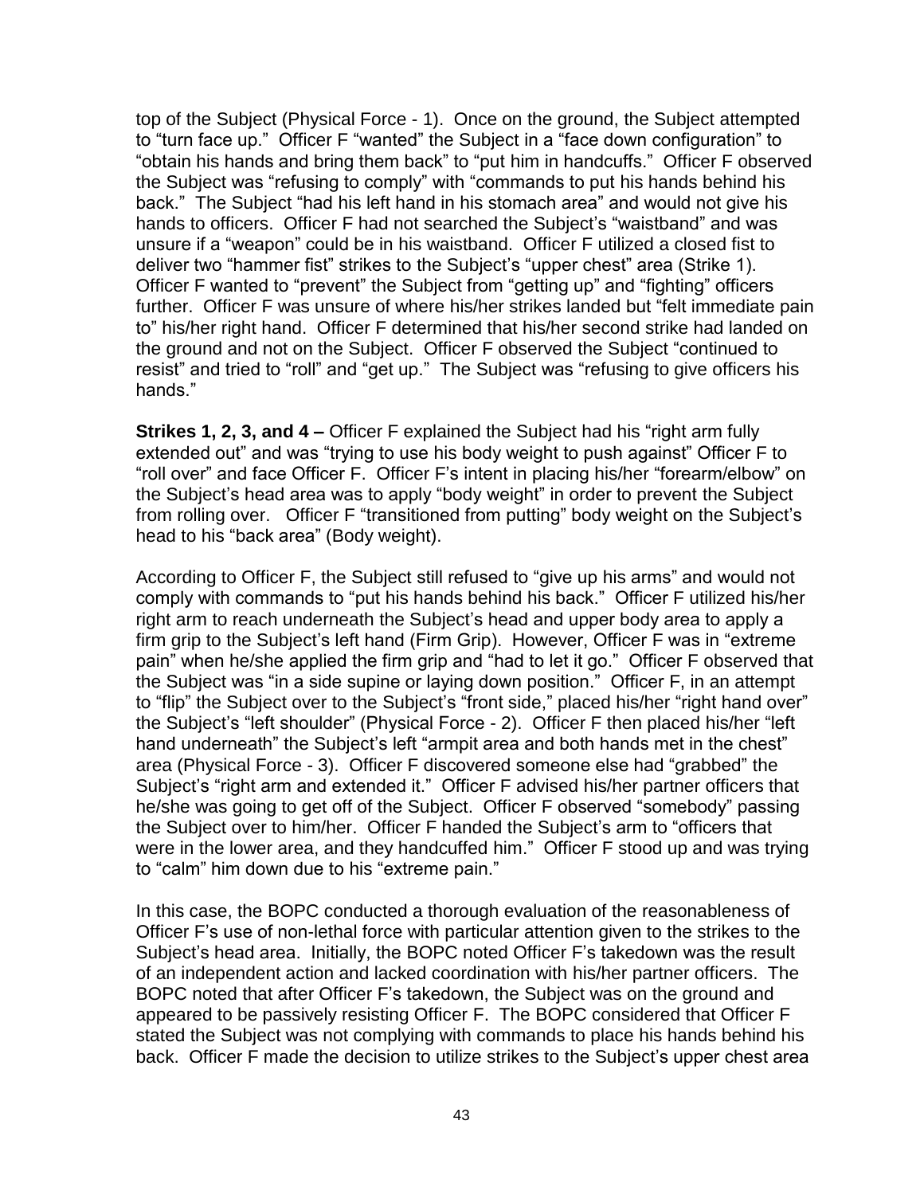top of the Subject (Physical Force - 1). Once on the ground, the Subject attempted to "turn face up." Officer F "wanted" the Subject in a "face down configuration" to "obtain his hands and bring them back" to "put him in handcuffs." Officer F observed the Subject was "refusing to comply" with "commands to put his hands behind his back." The Subject "had his left hand in his stomach area" and would not give his hands to officers. Officer F had not searched the Subject's "waistband" and was unsure if a "weapon" could be in his waistband. Officer F utilized a closed fist to deliver two "hammer fist" strikes to the Subject's "upper chest" area (Strike 1). Officer F wanted to "prevent" the Subject from "getting up" and "fighting" officers further. Officer F was unsure of where his/her strikes landed but "felt immediate pain to" his/her right hand. Officer F determined that his/her second strike had landed on the ground and not on the Subject. Officer F observed the Subject "continued to resist" and tried to "roll" and "get up." The Subject was "refusing to give officers his hands."

**Strikes 1, 2, 3, and 4 –** Officer F explained the Subject had his "right arm fully extended out" and was "trying to use his body weight to push against" Officer F to "roll over" and face Officer F. Officer F's intent in placing his/her "forearm/elbow" on the Subject's head area was to apply "body weight" in order to prevent the Subject from rolling over. Officer F "transitioned from putting" body weight on the Subject's head to his "back area" (Body weight).

According to Officer F, the Subject still refused to "give up his arms" and would not comply with commands to "put his hands behind his back." Officer F utilized his/her right arm to reach underneath the Subject's head and upper body area to apply a firm grip to the Subject's left hand (Firm Grip). However, Officer F was in "extreme pain" when he/she applied the firm grip and "had to let it go." Officer F observed that the Subject was "in a side supine or laying down position." Officer F, in an attempt to "flip" the Subject over to the Subject's "front side," placed his/her "right hand over" the Subject's "left shoulder" (Physical Force - 2). Officer F then placed his/her "left hand underneath" the Subject's left "armpit area and both hands met in the chest" area (Physical Force - 3). Officer F discovered someone else had "grabbed" the Subject's "right arm and extended it." Officer F advised his/her partner officers that he/she was going to get off of the Subject. Officer F observed "somebody" passing the Subject over to him/her. Officer F handed the Subject's arm to "officers that were in the lower area, and they handcuffed him." Officer F stood up and was trying to "calm" him down due to his "extreme pain."

In this case, the BOPC conducted a thorough evaluation of the reasonableness of Officer F's use of non-lethal force with particular attention given to the strikes to the Subject's head area. Initially, the BOPC noted Officer F's takedown was the result of an independent action and lacked coordination with his/her partner officers. The BOPC noted that after Officer F's takedown, the Subject was on the ground and appeared to be passively resisting Officer F. The BOPC considered that Officer F stated the Subject was not complying with commands to place his hands behind his back. Officer F made the decision to utilize strikes to the Subject's upper chest area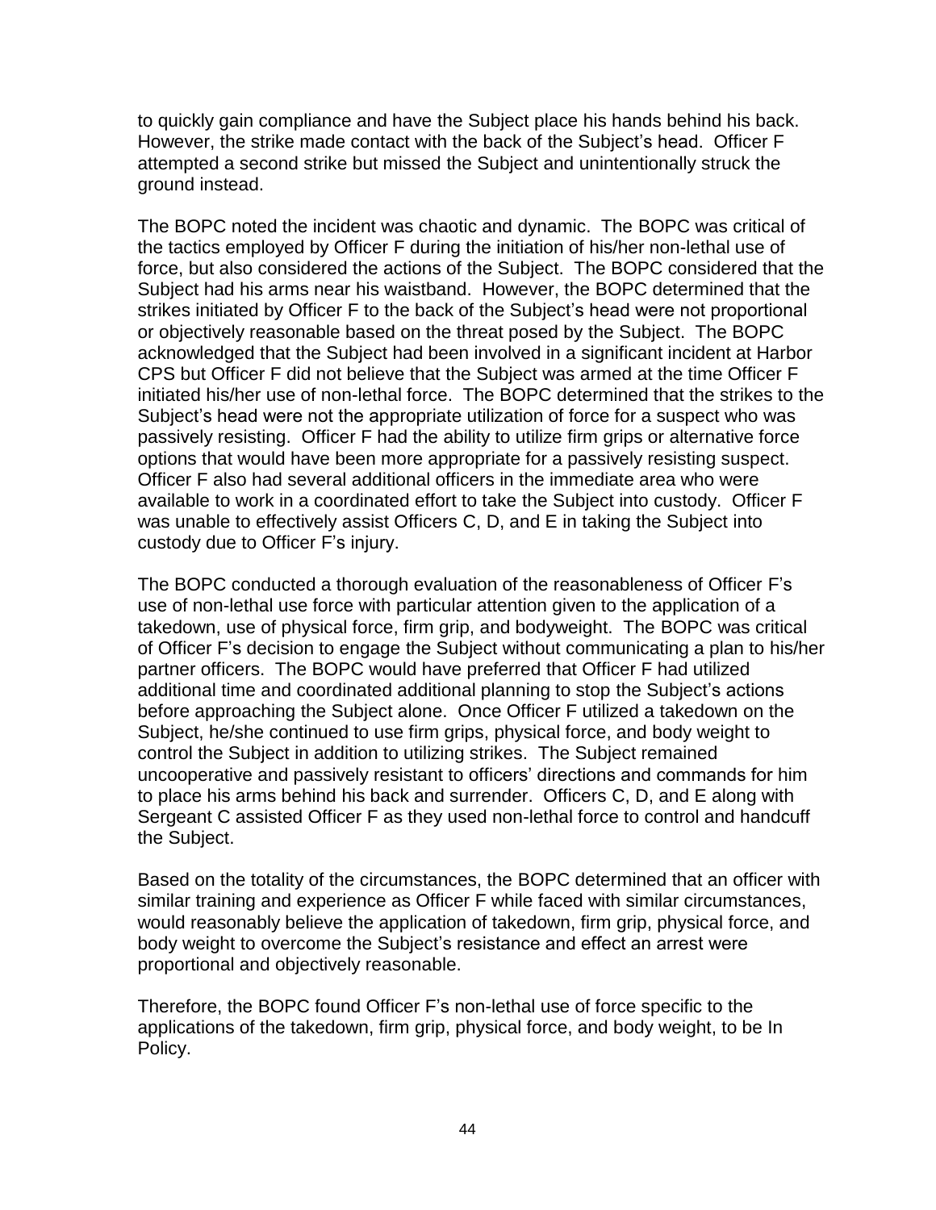to quickly gain compliance and have the Subject place his hands behind his back. However, the strike made contact with the back of the Subject's head. Officer F attempted a second strike but missed the Subject and unintentionally struck the ground instead.

The BOPC noted the incident was chaotic and dynamic. The BOPC was critical of the tactics employed by Officer F during the initiation of his/her non-lethal use of force, but also considered the actions of the Subject. The BOPC considered that the Subject had his arms near his waistband. However, the BOPC determined that the strikes initiated by Officer F to the back of the Subject's head were not proportional or objectively reasonable based on the threat posed by the Subject. The BOPC acknowledged that the Subject had been involved in a significant incident at Harbor CPS but Officer F did not believe that the Subject was armed at the time Officer F initiated his/her use of non-lethal force. The BOPC determined that the strikes to the Subject's head were not the appropriate utilization of force for a suspect who was passively resisting. Officer F had the ability to utilize firm grips or alternative force options that would have been more appropriate for a passively resisting suspect. Officer F also had several additional officers in the immediate area who were available to work in a coordinated effort to take the Subject into custody. Officer F was unable to effectively assist Officers C, D, and E in taking the Subject into custody due to Officer F's injury.

The BOPC conducted a thorough evaluation of the reasonableness of Officer F's use of non-lethal use force with particular attention given to the application of a takedown, use of physical force, firm grip, and bodyweight. The BOPC was critical of Officer F's decision to engage the Subject without communicating a plan to his/her partner officers. The BOPC would have preferred that Officer F had utilized additional time and coordinated additional planning to stop the Subject's actions before approaching the Subject alone. Once Officer F utilized a takedown on the Subject, he/she continued to use firm grips, physical force, and body weight to control the Subject in addition to utilizing strikes. The Subject remained uncooperative and passively resistant to officers' directions and commands for him to place his arms behind his back and surrender. Officers C, D, and E along with Sergeant C assisted Officer F as they used non-lethal force to control and handcuff the Subject.

Based on the totality of the circumstances, the BOPC determined that an officer with similar training and experience as Officer F while faced with similar circumstances, would reasonably believe the application of takedown, firm grip, physical force, and body weight to overcome the Subject's resistance and effect an arrest were proportional and objectively reasonable.

Therefore, the BOPC found Officer F's non-lethal use of force specific to the applications of the takedown, firm grip, physical force, and body weight, to be In Policy.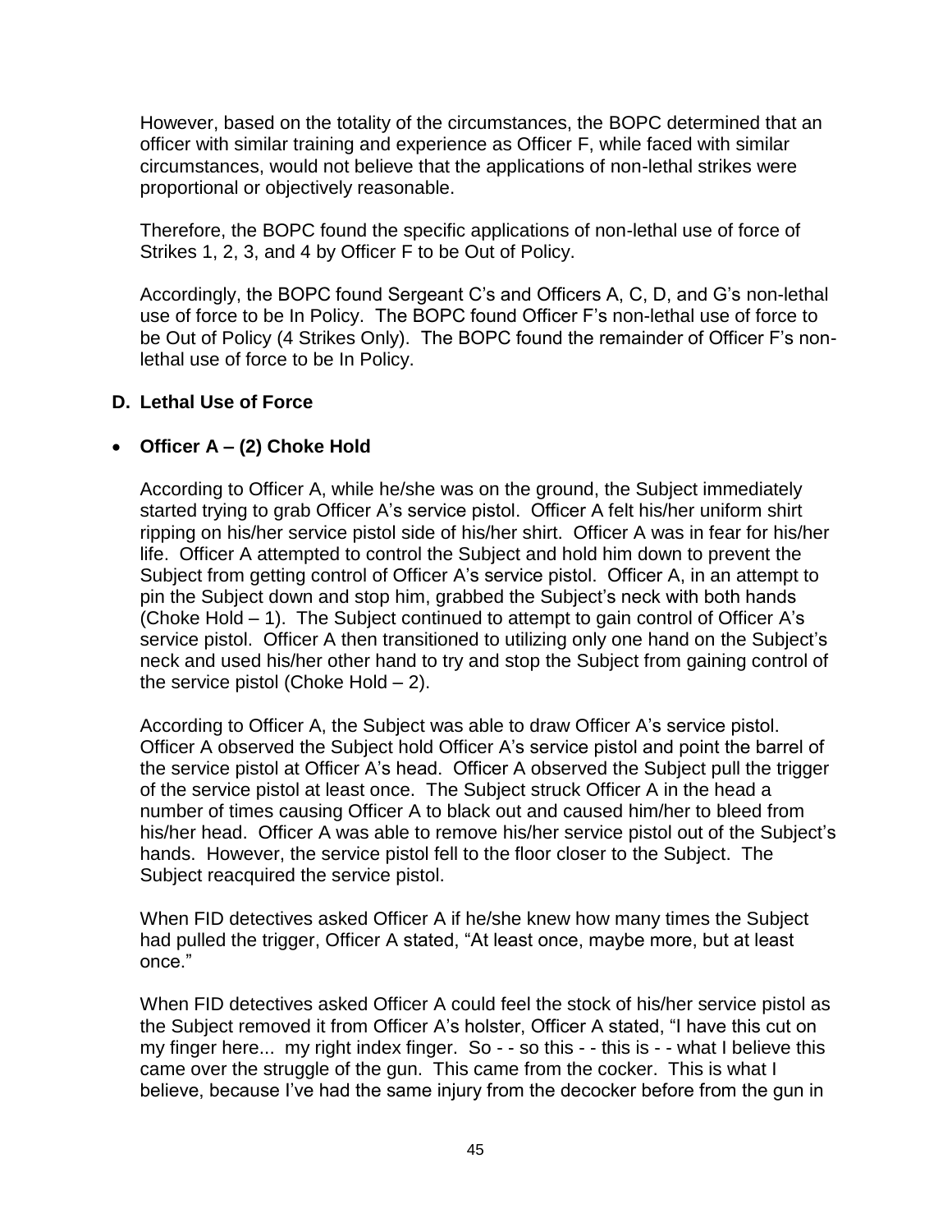However, based on the totality of the circumstances, the BOPC determined that an officer with similar training and experience as Officer F, while faced with similar circumstances, would not believe that the applications of non-lethal strikes were proportional or objectively reasonable.

Therefore, the BOPC found the specific applications of non-lethal use of force of Strikes 1, 2, 3, and 4 by Officer F to be Out of Policy.

Accordingly, the BOPC found Sergeant C's and Officers A, C, D, and G's non-lethal use of force to be In Policy. The BOPC found Officer F's non-lethal use of force to be Out of Policy (4 Strikes Only). The BOPC found the remainder of Officer F's non-lethal use of force to be In Policy.

### D. Lethal Use of Force

- **Officer A – (2) Choke Hold**

According to Officer A, while he/she was on the ground, the Subject immediately started trying to grab Officer A's service pistol. Officer A felt his/her uniform shirt ripping on his/her service pistol side of his/her shirt. Officer A was in fear for his/her life. Officer A attempted to control the Subject and hold him down to prevent the Subject from getting control of Officer A's service pistol. Officer A, in an attempt to pin the Subject down and stop him, grabbed the Subject's neck with both hands (Choke Hold – 1). The Subject continued to attempt to gain control of Officer A's service pistol. Officer A then transitioned to utilizing only one hand on the Subject's neck and used his/her other hand to try and stop the Subject from gaining control of the service pistol (Choke Hold – 2).

According to Officer A, the Subject was able to draw Officer A's service pistol. Officer A observed the Subject hold Officer A's service pistol and point the barrel of the service pistol at Officer A's head. Officer A observed the Subject pull the trigger of the service pistol at least once. The Subject struck Officer A in the head a number of times causing Officer A to black out and caused him/her to bleed from his/her head. Officer A was able to remove his/her service pistol out of the Subject's hands. However, the service pistol fell to the floor closer to the Subject. The Subject reacquired the service pistol.

When FID detectives asked Officer A if he/she knew how many times the Subject had pulled the trigger, Officer A stated, "At least once, maybe more, but at least once."

When FID detectives asked Officer A could feel the stock of his/her service pistol as the Subject removed it from Officer A's holster, Officer A stated, "I have this cut on my finger here... my right index finger. So - - so this - - this is - - what I believe this came over the struggle of the gun. This came from the cocker. This is what I believe, because I've had the same injury from the decocker before from the gun in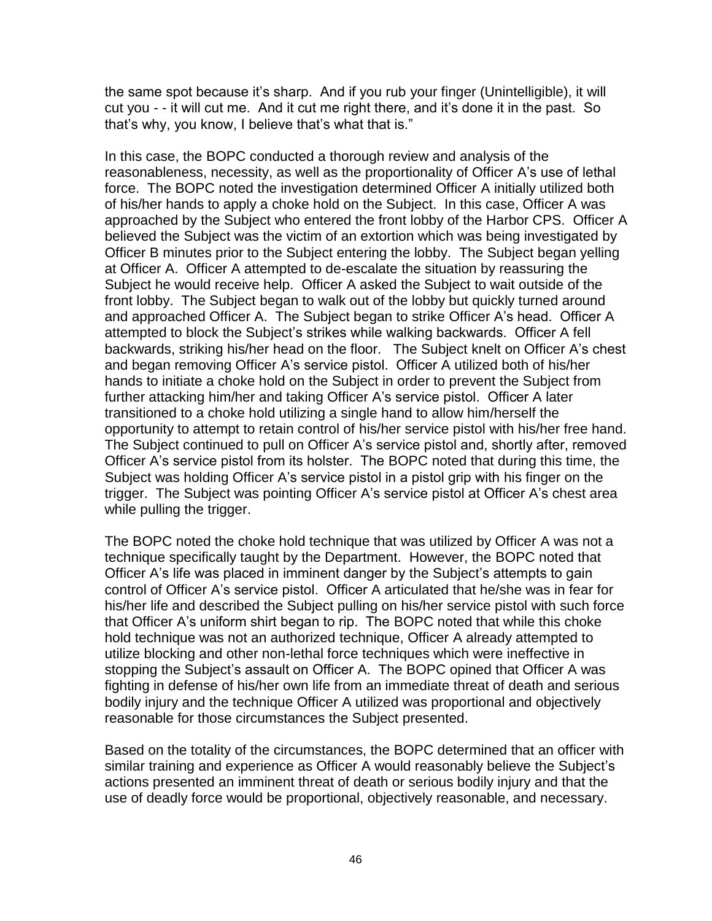the same spot because it's sharp. And if you rub your finger (Unintelligible), it will cut you - - it will cut me. And it cut me right there, and it's done it in the past. So that's why, you know, I believe that's what that is."

In this case, the BOPC conducted a thorough review and analysis of the reasonableness, necessity, as well as the proportionality of Officer A's use of lethal force. The BOPC noted the investigation determined Officer A initially utilized both of his/her hands to apply a choke hold on the Subject. In this case, Officer A was approached by the Subject who entered the front lobby of the Harbor CPS. Officer A believed the Subject was the victim of an extortion which was being investigated by Officer B minutes prior to the Subject entering the lobby. The Subject began yelling at Officer A. Officer A attempted to de-escalate the situation by reassuring the Subject he would receive help. Officer A asked the Subject to wait outside of the front lobby. The Subject began to walk out of the lobby but quickly turned around and approached Officer A. The Subject began to strike Officer A's head. Officer A attempted to block the Subject's strikes while walking backwards. Officer A fell backwards, striking his/her head on the floor. The Subject knelt on Officer A's chest and began removing Officer A's service pistol. Officer A utilized both of his/her hands to initiate a choke hold on the Subject in order to prevent the Subject from further attacking him/her and taking Officer A's service pistol. Officer A later transitioned to a choke hold utilizing a single hand to allow him/herself the opportunity to attempt to retain control of his/her service pistol with his/her free hand. The Subject continued to pull on Officer A's service pistol and, shortly after, removed Officer A's service pistol from its holster. The BOPC noted that during this time, the Subject was holding Officer A's service pistol in a pistol grip with his finger on the trigger. The Subject was pointing Officer A's service pistol at Officer A's chest area while pulling the trigger.

The BOPC noted the choke hold technique that was utilized by Officer A was not a technique specifically taught by the Department. However, the BOPC noted that Officer A's life was placed in imminent danger by the Subject's attempts to gain control of Officer A's service pistol. Officer A articulated that he/she was in fear for his/her life and described the Subject pulling on his/her service pistol with such force that Officer A's uniform shirt began to rip. The BOPC noted that while this choke hold technique was not an authorized technique, Officer A already attempted to utilize blocking and other non-lethal force techniques which were ineffective in stopping the Subject's assault on Officer A. The BOPC opined that Officer A was fighting in defense of his/her own life from an immediate threat of death and serious bodily injury and the technique Officer A utilized was proportional and objectively reasonable for those circumstances the Subject presented.

Based on the totality of the circumstances, the BOPC determined that an officer with similar training and experience as Officer A would reasonably believe the Subject's actions presented an imminent threat of death or serious bodily injury and that the use of deadly force would be proportional, objectively reasonable, and necessary.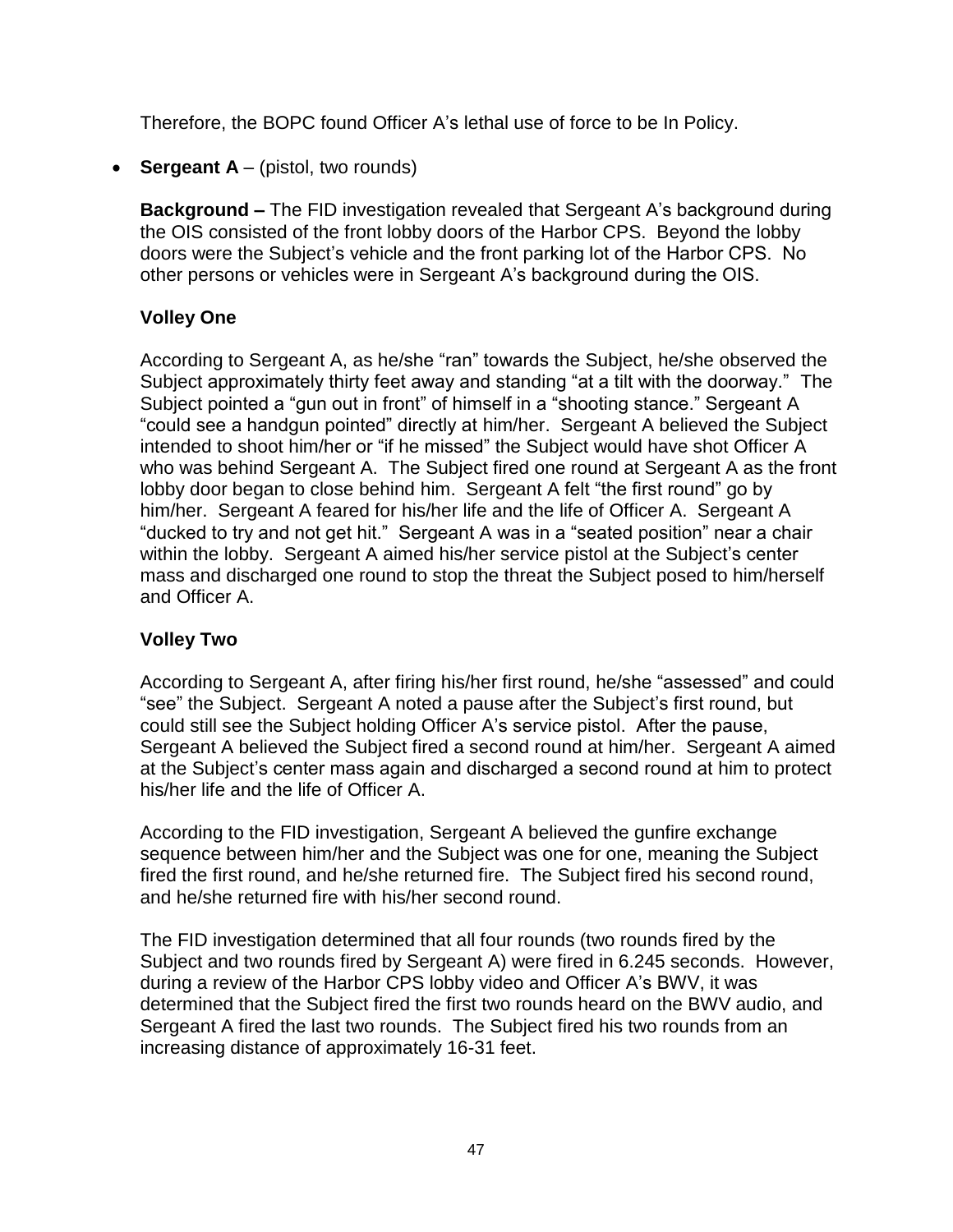Therefore, the BOPC found Officer A's lethal use of force to be In Policy.

- **Sergeant A** – (pistol, two rounds)

  **Background –** The FID investigation revealed that Sergeant A's background during the OIS consisted of the front lobby doors of the Harbor CPS. Beyond the lobby doors were the Subject's vehicle and the front parking lot of the Harbor CPS. No other persons or vehicles were in Sergeant A's background during the OIS.

  **Volley One**

  According to Sergeant A, as he/she "ran" towards the Subject, he/she observed the Subject approximately thirty feet away and standing "at a tilt with the doorway." The Subject pointed a "gun out in front" of himself in a "shooting stance." Sergeant A "could see a handgun pointed" directly at him/her. Sergeant A believed the Subject intended to shoot him/her or "if he missed" the Subject would have shot Officer A who was behind Sergeant A. The Subject fired one round at Sergeant A as the front lobby door began to close behind him. Sergeant A felt "the first round" go by him/her. Sergeant A feared for his/her life and the life of Officer A. Sergeant A "ducked to try and not get hit." Sergeant A was in a "seated position" near a chair within the lobby. Sergeant A aimed his/her service pistol at the Subject's center mass and discharged one round to stop the threat the Subject posed to him/herself and Officer A.

  **Volley Two**

  According to Sergeant A, after firing his/her first round, he/she "assessed" and could "see" the Subject. Sergeant A noted a pause after the Subject's first round, but could still see the Subject holding Officer A's service pistol. After the pause, Sergeant A believed the Subject fired a second round at him/her. Sergeant A aimed at the Subject's center mass again and discharged a second round at him to protect his/her life and the life of Officer A.

  According to the FID investigation, Sergeant A believed the gunfire exchange sequence between him/her and the Subject was one for one, meaning the Subject fired the first round, and he/she returned fire. The Subject fired his second round, and he/she returned fire with his/her second round.

  The FID investigation determined that all four rounds (two rounds fired by the Subject and two rounds fired by Sergeant A) were fired in 6.245 seconds. However, during a review of the Harbor CPS lobby video and Officer A's BWV, it was determined that the Subject fired the first two rounds heard on the BWV audio, and Sergeant A fired the last two rounds. The Subject fired his two rounds from an increasing distance of approximately 16-31 feet.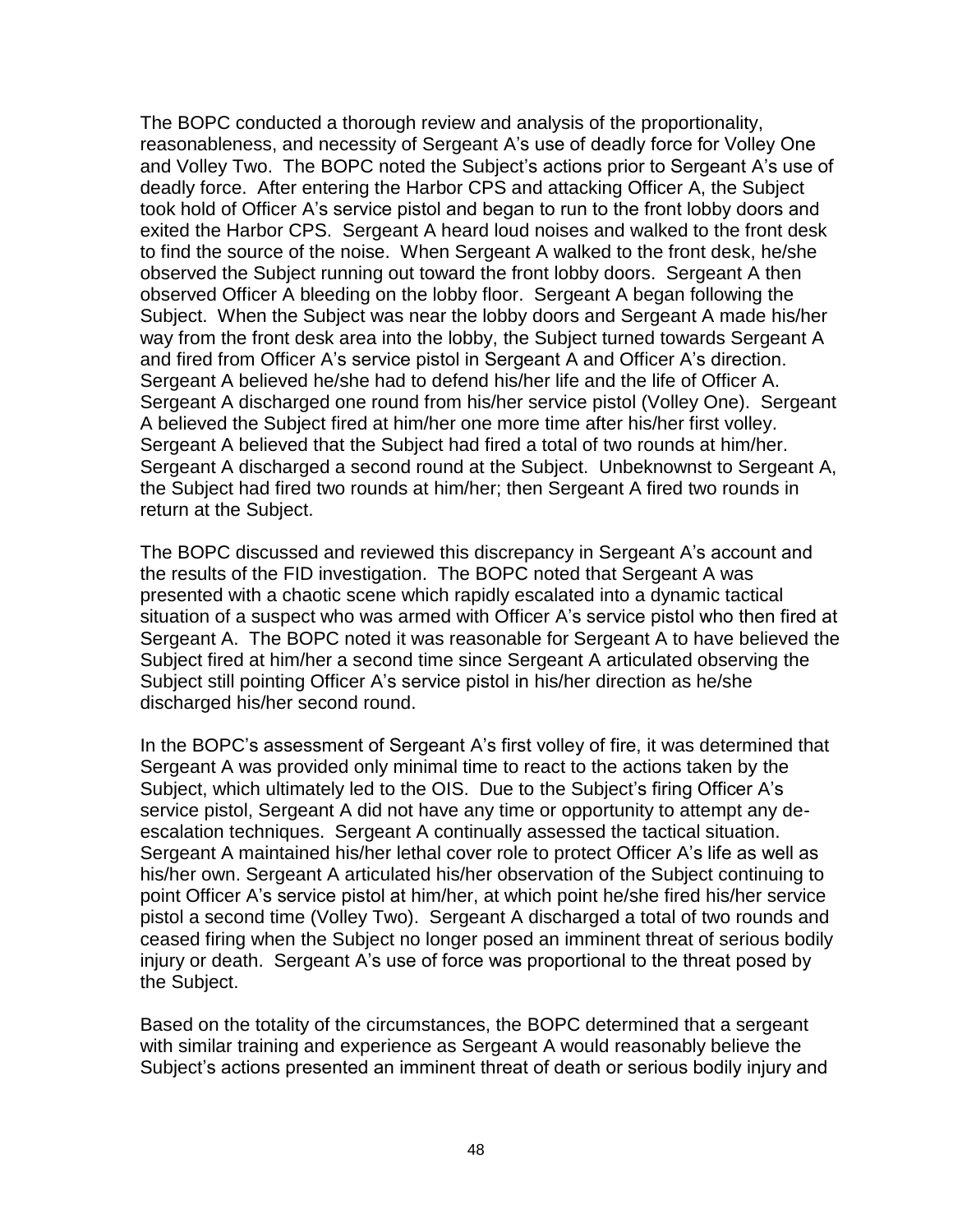The BOPC conducted a thorough review and analysis of the proportionality, reasonableness, and necessity of Sergeant A's use of deadly force for Volley One and Volley Two. The BOPC noted the Subject's actions prior to Sergeant A's use of deadly force. After entering the Harbor CPS and attacking Officer A, the Subject took hold of Officer A's service pistol and began to run to the front lobby doors and exited the Harbor CPS. Sergeant A heard loud noises and walked to the front desk to find the source of the noise. When Sergeant A walked to the front desk, he/she observed the Subject running out toward the front lobby doors. Sergeant A then observed Officer A bleeding on the lobby floor. Sergeant A began following the Subject. When the Subject was near the lobby doors and Sergeant A made his/her way from the front desk area into the lobby, the Subject turned towards Sergeant A and fired from Officer A's service pistol in Sergeant A and Officer A's direction. Sergeant A believed he/she had to defend his/her life and the life of Officer A. Sergeant A discharged one round from his/her service pistol (Volley One). Sergeant A believed the Subject fired at him/her one more time after his/her first volley. Sergeant A believed that the Subject had fired a total of two rounds at him/her. Sergeant A discharged a second round at the Subject. Unbeknownst to Sergeant A, the Subject had fired two rounds at him/her; then Sergeant A fired two rounds in return at the Subject.

The BOPC discussed and reviewed this discrepancy in Sergeant A's account and the results of the FID investigation. The BOPC noted that Sergeant A was presented with a chaotic scene which rapidly escalated into a dynamic tactical situation of a suspect who was armed with Officer A's service pistol who then fired at Sergeant A. The BOPC noted it was reasonable for Sergeant A to have believed the Subject fired at him/her a second time since Sergeant A articulated observing the Subject still pointing Officer A's service pistol in his/her direction as he/she discharged his/her second round.

In the BOPC's assessment of Sergeant A's first volley of fire, it was determined that Sergeant A was provided only minimal time to react to the actions taken by the Subject, which ultimately led to the OIS. Due to the Subject's firing Officer A's service pistol, Sergeant A did not have any time or opportunity to attempt any de-escalation techniques. Sergeant A continually assessed the tactical situation. Sergeant A maintained his/her lethal cover role to protect Officer A's life as well as his/her own. Sergeant A articulated his/her observation of the Subject continuing to point Officer A's service pistol at him/her, at which point he/she fired his/her service pistol a second time (Volley Two). Sergeant A discharged a total of two rounds and ceased firing when the Subject no longer posed an imminent threat of serious bodily injury or death. Sergeant A's use of force was proportional to the threat posed by the Subject.

Based on the totality of the circumstances, the BOPC determined that a sergeant with similar training and experience as Sergeant A would reasonably believe the Subject's actions presented an imminent threat of death or serious bodily injury and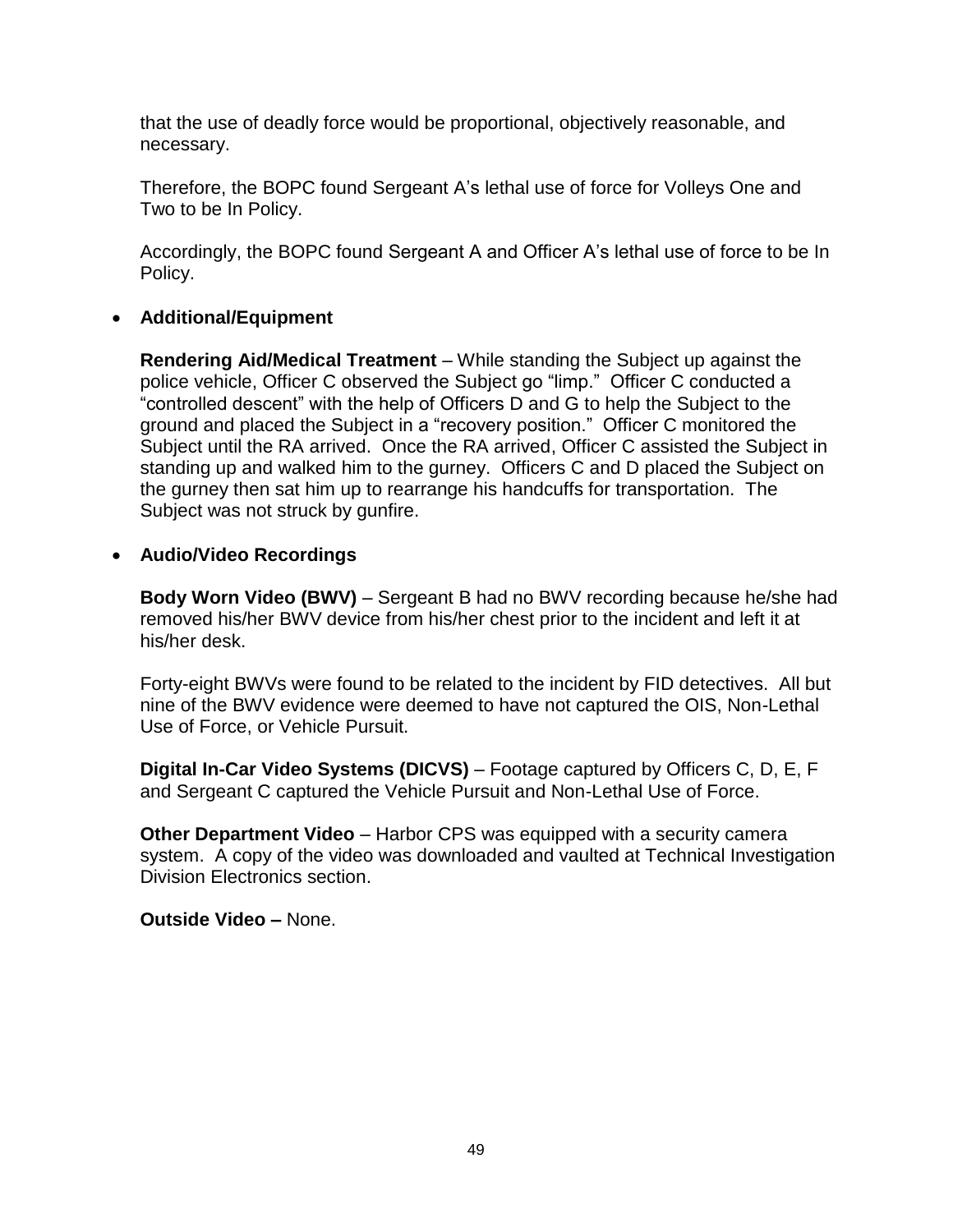that the use of deadly force would be proportional, objectively reasonable, and necessary.

Therefore, the BOPC found Sergeant A's lethal use of force for Volleys One and Two to be In Policy.

Accordingly, the BOPC found Sergeant A and Officer A's lethal use of force to be In Policy.

- **Additional/Equipment**

  **Rendering Aid/Medical Treatment** – While standing the Subject up against the police vehicle, Officer C observed the Subject go "limp." Officer C conducted a "controlled descent" with the help of Officers D and G to help the Subject to the ground and placed the Subject in a "recovery position." Officer C monitored the Subject until the RA arrived. Once the RA arrived, Officer C assisted the Subject in standing up and walked him to the gurney. Officers C and D placed the Subject on the gurney then sat him up to rearrange his handcuffs for transportation. The Subject was not struck by gunfire.

- **Audio/Video Recordings**

  **Body Worn Video (BWV)** – Sergeant B had no BWV recording because he/she had removed his/her BWV device from his/her chest prior to the incident and left it at his/her desk.

  Forty-eight BWVs were found to be related to the incident by FID detectives. All but nine of the BWV evidence were deemed to have not captured the OIS, Non-Lethal Use of Force, or Vehicle Pursuit.

  **Digital In-Car Video Systems (DICVS)** – Footage captured by Officers C, D, E, F and Sergeant C captured the Vehicle Pursuit and Non-Lethal Use of Force.

  **Other Department Video** – Harbor CPS was equipped with a security camera system. A copy of the video was downloaded and vaulted at Technical Investigation Division Electronics section.

  **Outside Video –** None.